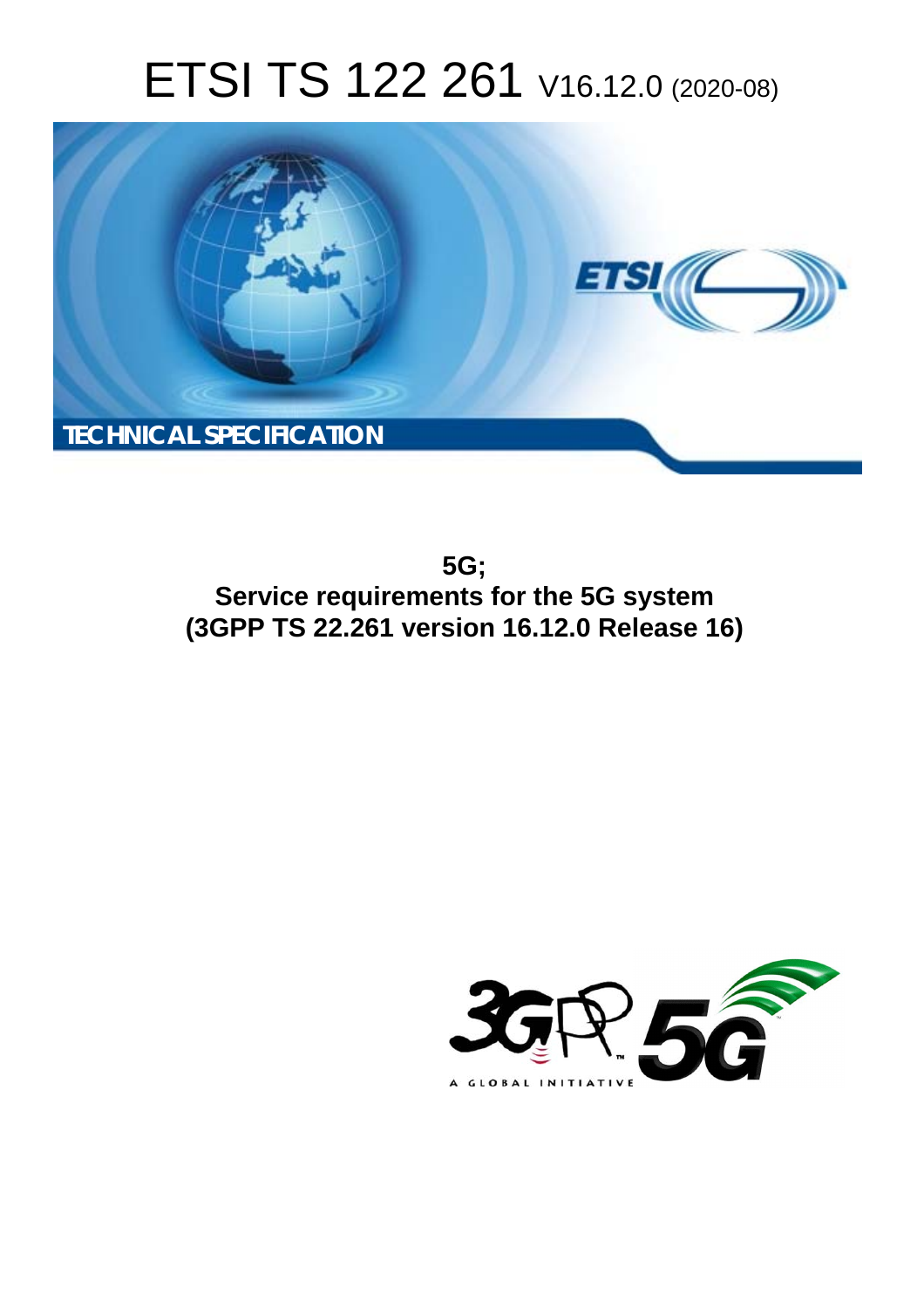# ETSI TS 122 261 V16.12.0 (2020-08)

TECHNICAL SPECIFICATION

**5G;**
**Service requirements for the 5G system**
**(3GPP TS 22.261 version 16.12.0 Release 16)**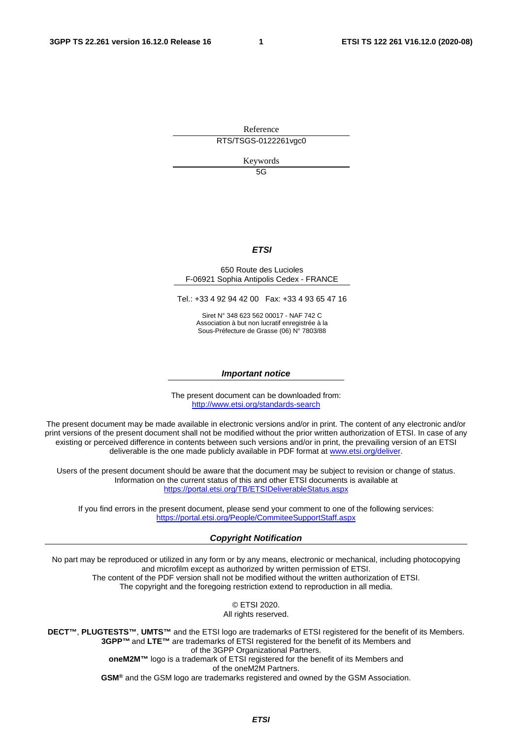Reference

RTS/TSGS-0122261vgc0

Keywords

5G

***ETSI***

650 Route des Lucioles
F-06921 Sophia Antipolis Cedex - FRANCE

Tel.: +33 4 92 94 42 00   Fax: +33 4 93 65 47 16

Siret N° 348 623 562 00017 - NAF 742 C
Association à but non lucratif enregistrée à la
Sous-Préfecture de Grasse (06) N° 7803/88

***Important notice***

The present document can be downloaded from:
http://www.etsi.org/standards-search

The present document may be made available in electronic versions and/or in print. The content of any electronic and/or print versions of the present document shall not be modified without the prior written authorization of ETSI. In case of any existing or perceived difference in contents between such versions and/or in print, the prevailing version of an ETSI deliverable is the one made publicly available in PDF format at www.etsi.org/deliver.

Users of the present document should be aware that the document may be subject to revision or change of status. Information on the current status of this and other ETSI documents is available at https://portal.etsi.org/TB/ETSIDeliverableStatus.aspx

If you find errors in the present document, please send your comment to one of the following services:
https://portal.etsi.org/People/CommiteeSupportStaff.aspx

***Copyright Notification***

No part may be reproduced or utilized in any form or by any means, electronic or mechanical, including photocopying and microfilm except as authorized by written permission of ETSI.
The content of the PDF version shall not be modified without the written authorization of ETSI.
The copyright and the foregoing restriction extend to reproduction in all media.

© ETSI 2020.
All rights reserved.

**DECT™**, **PLUGTESTS™**, **UMTS™** and the ETSI logo are trademarks of ETSI registered for the benefit of its Members.
**3GPP™** and **LTE™** are trademarks of ETSI registered for the benefit of its Members and of the 3GPP Organizational Partners.
**oneM2M™** logo is a trademark of ETSI registered for the benefit of its Members and of the oneM2M Partners.
**GSM®** and the GSM logo are trademarks registered and owned by the GSM Association.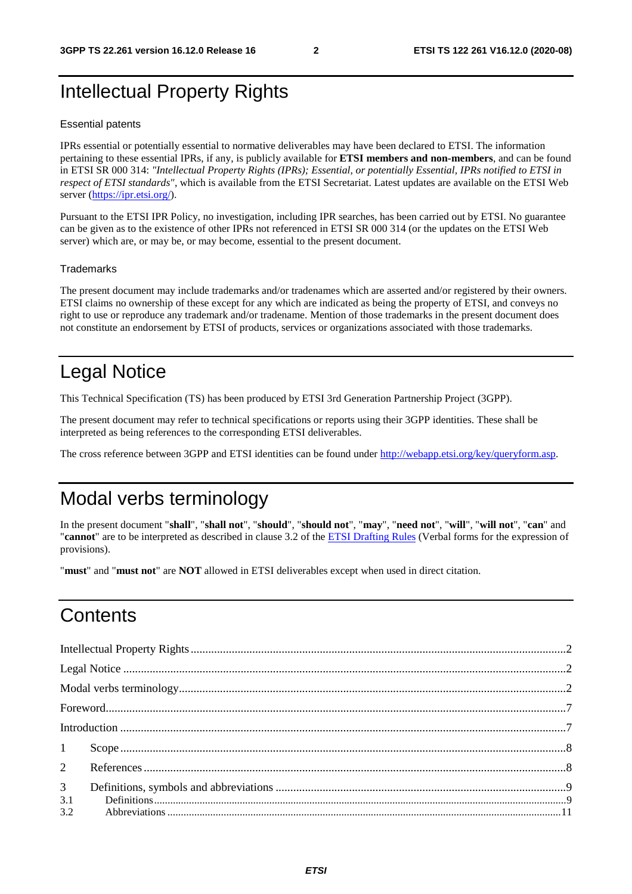# Intellectual Property Rights

Essential patents

IPRs essential or potentially essential to normative deliverables may have been declared to ETSI. The information pertaining to these essential IPRs, if any, is publicly available for **ETSI members and non-members**, and can be found in ETSI SR 000 314: *"Intellectual Property Rights (IPRs); Essential, or potentially Essential, IPRs notified to ETSI in respect of ETSI standards"*, which is available from the ETSI Secretariat. Latest updates are available on the ETSI Web server (https://ipr.etsi.org/).

Pursuant to the ETSI IPR Policy, no investigation, including IPR searches, has been carried out by ETSI. No guarantee can be given as to the existence of other IPRs not referenced in ETSI SR 000 314 (or the updates on the ETSI Web server) which are, or may be, or may become, essential to the present document.

Trademarks

The present document may include trademarks and/or tradenames which are asserted and/or registered by their owners. ETSI claims no ownership of these except for any which are indicated as being the property of ETSI, and conveys no right to use or reproduce any trademark and/or tradename. Mention of those trademarks in the present document does not constitute an endorsement by ETSI of products, services or organizations associated with those trademarks.

# Legal Notice

This Technical Specification (TS) has been produced by ETSI 3rd Generation Partnership Project (3GPP).

The present document may refer to technical specifications or reports using their 3GPP identities. These shall be interpreted as being references to the corresponding ETSI deliverables.

The cross reference between 3GPP and ETSI identities can be found under http://webapp.etsi.org/key/queryform.asp.

# Modal verbs terminology

In the present document "**shall**", "**shall not**", "**should**", "**should not**", "**may**", "**need not**", "**will**", "**will not**", "**can**" and "**cannot**" are to be interpreted as described in clause 3.2 of the ETSI Drafting Rules (Verbal forms for the expression of provisions).

"**must**" and "**must not**" are **NOT** allowed in ETSI deliverables except when used in direct citation.

# Contents

Intellectual Property Rights ....................2
Legal Notice ....................2
Modal verbs terminology ....................2
Foreword ....................7
Introduction ....................7
1 Scope ....................8
2 References ....................8
3 Definitions, symbols and abbreviations ....................9
3.1 Definitions ....................9
3.2 Abbreviations ....................11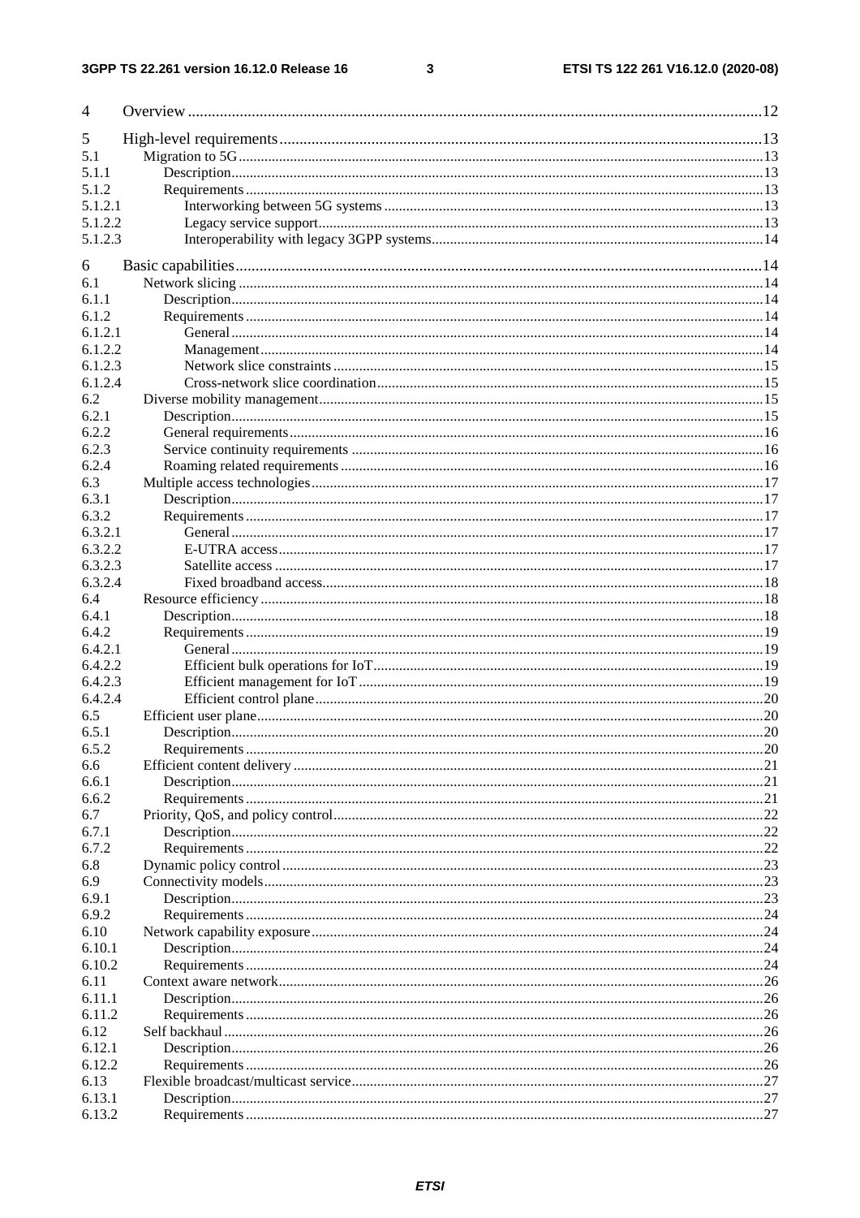| | | |
|---|---|---|
| 4 | Overview | 12 |
| 5 | High-level requirements | 13 |
| 5.1 | Migration to 5G | 13 |
| 5.1.1 | Description | 13 |
| 5.1.2 | Requirements | 13 |
| 5.1.2.1 | Interworking between 5G systems | 13 |
| 5.1.2.2 | Legacy service support | 13 |
| 5.1.2.3 | Interoperability with legacy 3GPP systems | 14 |
| 6 | Basic capabilities | 14 |
| 6.1 | Network slicing | 14 |
| 6.1.1 | Description | 14 |
| 6.1.2 | Requirements | 14 |
| 6.1.2.1 | General | 14 |
| 6.1.2.2 | Management | 14 |
| 6.1.2.3 | Network slice constraints | 15 |
| 6.1.2.4 | Cross-network slice coordination | 15 |
| 6.2 | Diverse mobility management | 15 |
| 6.2.1 | Description | 15 |
| 6.2.2 | General requirements | 16 |
| 6.2.3 | Service continuity requirements | 16 |
| 6.2.4 | Roaming related requirements | 16 |
| 6.3 | Multiple access technologies | 17 |
| 6.3.1 | Description | 17 |
| 6.3.2 | Requirements | 17 |
| 6.3.2.1 | General | 17 |
| 6.3.2.2 | E-UTRA access | 17 |
| 6.3.2.3 | Satellite access | 17 |
| 6.3.2.4 | Fixed broadband access | 18 |
| 6.4 | Resource efficiency | 18 |
| 6.4.1 | Description | 18 |
| 6.4.2 | Requirements | 19 |
| 6.4.2.1 | General | 19 |
| 6.4.2.2 | Efficient bulk operations for IoT | 19 |
| 6.4.2.3 | Efficient management for IoT | 19 |
| 6.4.2.4 | Efficient control plane | 20 |
| 6.5 | Efficient user plane | 20 |
| 6.5.1 | Description | 20 |
| 6.5.2 | Requirements | 20 |
| 6.6 | Efficient content delivery | 21 |
| 6.6.1 | Description | 21 |
| 6.6.2 | Requirements | 21 |
| 6.7 | Priority, QoS, and policy control | 22 |
| 6.7.1 | Description | 22 |
| 6.7.2 | Requirements | 22 |
| 6.8 | Dynamic policy control | 23 |
| 6.9 | Connectivity models | 23 |
| 6.9.1 | Description | 23 |
| 6.9.2 | Requirements | 24 |
| 6.10 | Network capability exposure | 24 |
| 6.10.1 | Description | 24 |
| 6.10.2 | Requirements | 24 |
| 6.11 | Context aware network | 26 |
| 6.11.1 | Description | 26 |
| 6.11.2 | Requirements | 26 |
| 6.12 | Self backhaul | 26 |
| 6.12.1 | Description | 26 |
| 6.12.2 | Requirements | 26 |
| 6.13 | Flexible broadcast/multicast service | 27 |
| 6.13.1 | Description | 27 |
| 6.13.2 | Requirements | 27 |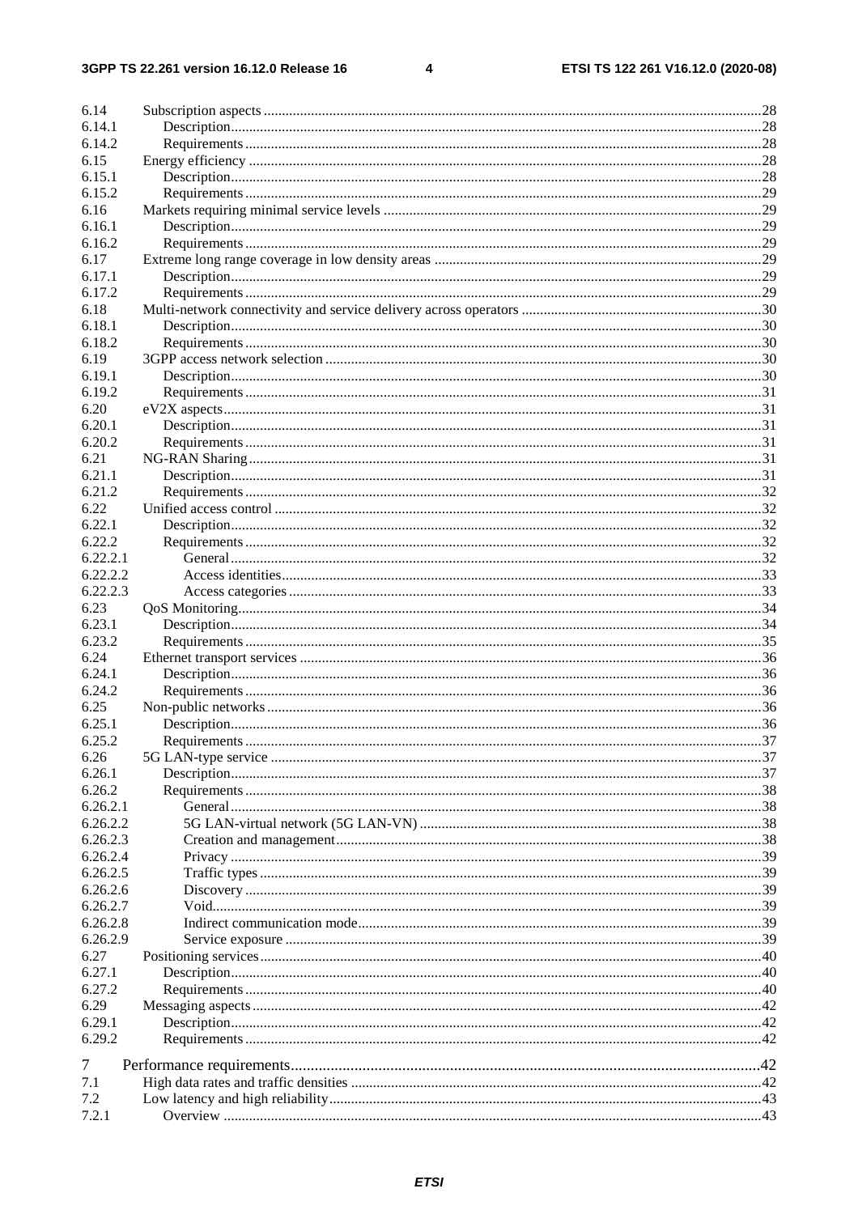| | | |
|---|---|---|
| 6.14 | Subscription aspects | 28 |
| 6.14.1 | Description | 28 |
| 6.14.2 | Requirements | 28 |
| 6.15 | Energy efficiency | 28 |
| 6.15.1 | Description | 28 |
| 6.15.2 | Requirements | 29 |
| 6.16 | Markets requiring minimal service levels | 29 |
| 6.16.1 | Description | 29 |
| 6.16.2 | Requirements | 29 |
| 6.17 | Extreme long range coverage in low density areas | 29 |
| 6.17.1 | Description | 29 |
| 6.17.2 | Requirements | 29 |
| 6.18 | Multi-network connectivity and service delivery across operators | 30 |
| 6.18.1 | Description | 30 |
| 6.18.2 | Requirements | 30 |
| 6.19 | 3GPP access network selection | 30 |
| 6.19.1 | Description | 30 |
| 6.19.2 | Requirements | 31 |
| 6.20 | eV2X aspects | 31 |
| 6.20.1 | Description | 31 |
| 6.20.2 | Requirements | 31 |
| 6.21 | NG-RAN Sharing | 31 |
| 6.21.1 | Description | 31 |
| 6.21.2 | Requirements | 32 |
| 6.22 | Unified access control | 32 |
| 6.22.1 | Description | 32 |
| 6.22.2 | Requirements | 32 |
| 6.22.2.1 | General | 32 |
| 6.22.2.2 | Access identities | 33 |
| 6.22.2.3 | Access categories | 33 |
| 6.23 | QoS Monitoring | 34 |
| 6.23.1 | Description | 34 |
| 6.23.2 | Requirements | 35 |
| 6.24 | Ethernet transport services | 36 |
| 6.24.1 | Description | 36 |
| 6.24.2 | Requirements | 36 |
| 6.25 | Non-public networks | 36 |
| 6.25.1 | Description | 36 |
| 6.25.2 | Requirements | 37 |
| 6.26 | 5G LAN-type service | 37 |
| 6.26.1 | Description | 37 |
| 6.26.2 | Requirements | 38 |
| 6.26.2.1 | General | 38 |
| 6.26.2.2 | 5G LAN-virtual network (5G LAN-VN) | 38 |
| 6.26.2.3 | Creation and management | 38 |
| 6.26.2.4 | Privacy | 39 |
| 6.26.2.5 | Traffic types | 39 |
| 6.26.2.6 | Discovery | 39 |
| 6.26.2.7 | Void | 39 |
| 6.26.2.8 | Indirect communication mode | 39 |
| 6.26.2.9 | Service exposure | 39 |
| 6.27 | Positioning services | 40 |
| 6.27.1 | Description | 40 |
| 6.27.2 | Requirements | 40 |
| 6.29 | Messaging aspects | 42 |
| 6.29.1 | Description | 42 |
| 6.29.2 | Requirements | 42 |
| 7 | Performance requirements | 42 |
| 7.1 | High data rates and traffic densities | 42 |
| 7.2 | Low latency and high reliability | 43 |
| 7.2.1 | Overview | 43 |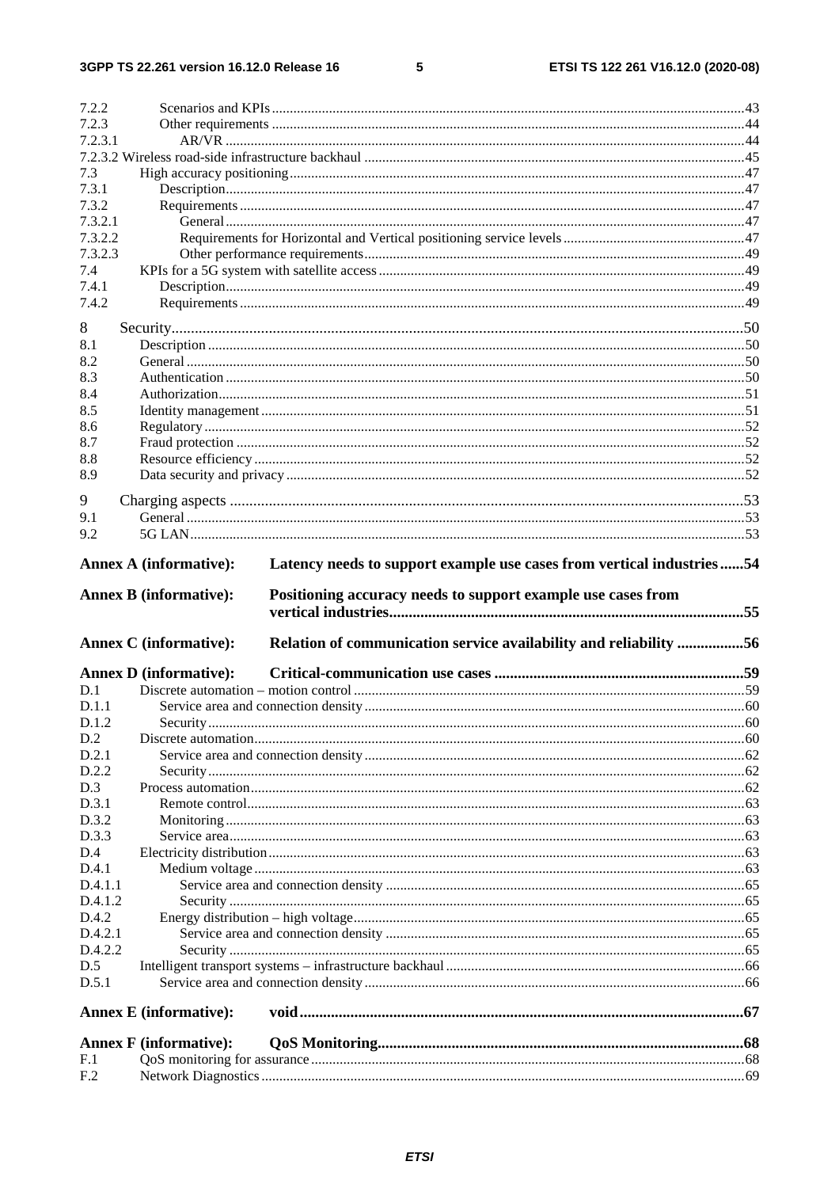7.2.2 Scenarios and KPIs ....................................................................................................................................43
7.2.3 Other requirements ....................................................................................................................................44
7.2.3.1 AR/VR ..................................................................................................................................................44
7.2.3.2 Wireless road-side infrastructure backhaul ..........................................................................................45
7.3 High accuracy positioning ...............................................................................................................................47
7.3.1 Description .................................................................................................................................................47
7.3.2 Requirements .............................................................................................................................................47
7.3.2.1 General .................................................................................................................................................47
7.3.2.2 Requirements for Horizontal and Vertical positioning service levels ..................................................47
7.3.2.3 Other performance requirements ..........................................................................................................49
7.4 KPIs for a 5G system with satellite access ......................................................................................................49
7.4.1 Description .................................................................................................................................................49
7.4.2 Requirements .............................................................................................................................................49

8 Security ..................................................................................................................................................50
8.1 Description .......................................................................................................................................................50
8.2 General .............................................................................................................................................................50
8.3 Authentication ..................................................................................................................................................50
8.4 Authorization ....................................................................................................................................................51
8.5 Identity management ........................................................................................................................................51
8.6 Regulatory ........................................................................................................................................................52
8.7 Fraud protection ...............................................................................................................................................52
8.8 Resource efficiency ..........................................................................................................................................52
8.9 Data security and privacy .................................................................................................................................52

9 Charging aspects ...................................................................................................................................53
9.1 General .............................................................................................................................................................53
9.2 5G LAN ............................................................................................................................................................53

**Annex A (informative): Latency needs to support example use cases from vertical industries ......54**

**Annex B (informative): Positioning accuracy needs to support example use cases from vertical industries..........................................................................................55**

**Annex C (informative): Relation of communication service availability and reliability .................56**

**Annex D (informative): Critical-communication use cases ................................................................59**

D.1 Discrete automation – motion control .............................................................................................................59
D.1.1 Service area and connection density ..........................................................................................................60
D.1.2 Security ......................................................................................................................................................60
D.2 Discrete automation..........................................................................................................................................60
D.2.1 Service area and connection density ..........................................................................................................62
D.2.2 Security ......................................................................................................................................................62
D.3 Process automation ...........................................................................................................................................62
D.3.1 Remote control ...........................................................................................................................................63
D.3.2 Monitoring .................................................................................................................................................63
D.3.3 Service area ................................................................................................................................................63
D.4 Electricity distribution ......................................................................................................................................63
D.4.1 Medium voltage .........................................................................................................................................63
D.4.1.1 Service area and connection density ....................................................................................................65
D.4.1.2 Security ................................................................................................................................................65
D.4.2 Energy distribution – high voltage .............................................................................................................65
D.4.2.1 Service area and connection density ....................................................................................................65
D.4.2.2 Security ................................................................................................................................................65
D.5 Intelligent transport systems – infrastructure backhaul ...................................................................................66
D.5.1 Service area and connection density ..........................................................................................................66

**Annex E (informative): void .................................................................................................................67**

**Annex F (informative): QoS Monitoring .............................................................................................68**

F.1 QoS monitoring for assurance ..........................................................................................................................68
F.2 Network Diagnostics ........................................................................................................................................69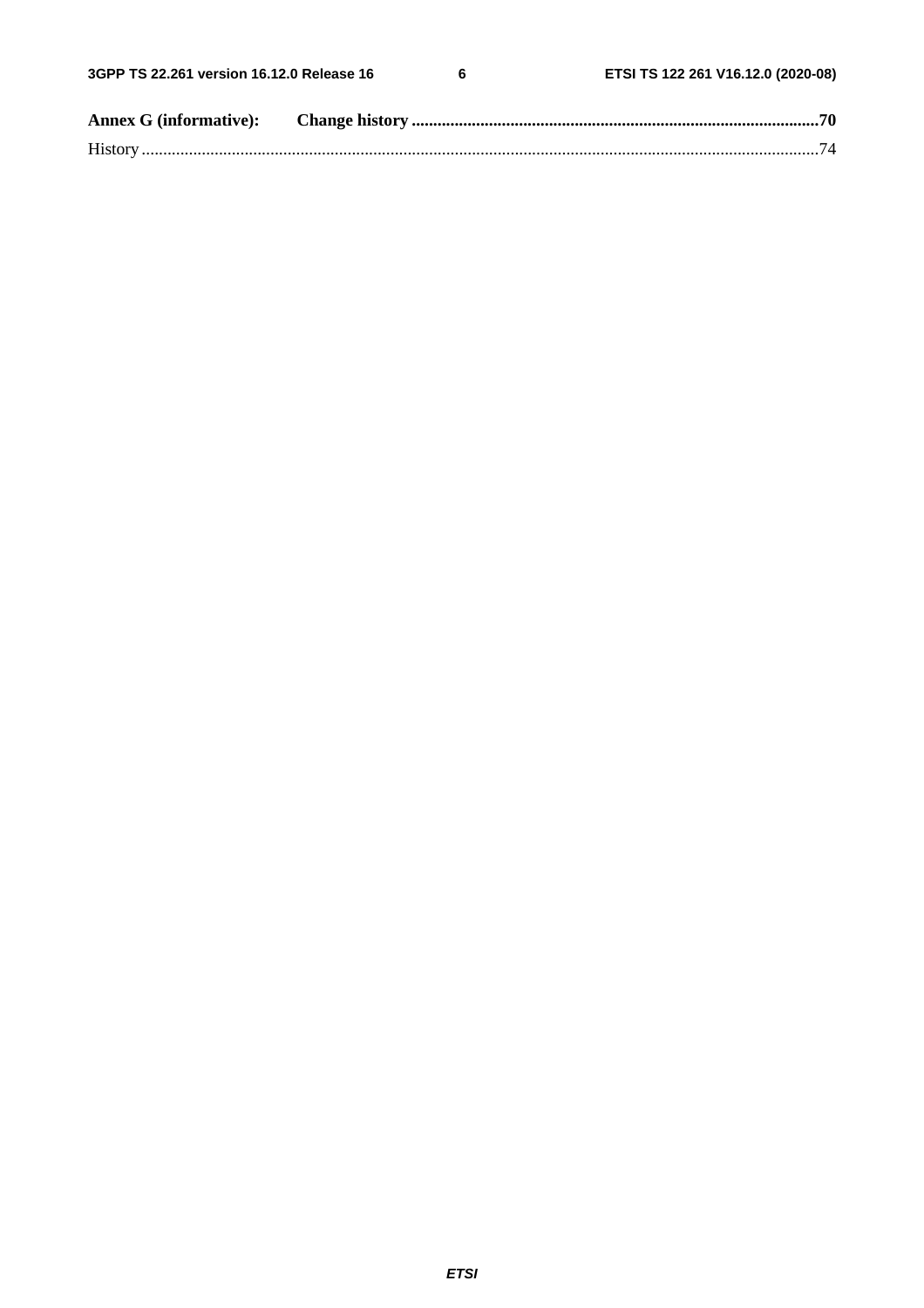**Annex G (informative): Change history** .....70

History .....74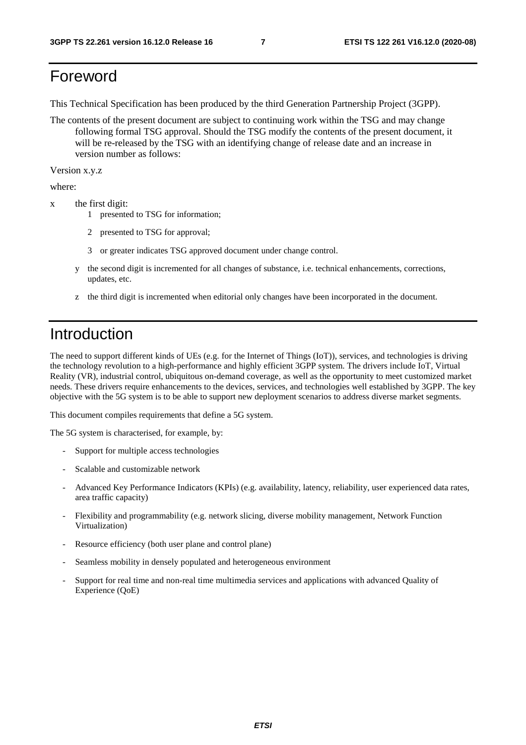# Foreword

This Technical Specification has been produced by the third Generation Partnership Project (3GPP).

The contents of the present document are subject to continuing work within the TSG and may change following formal TSG approval. Should the TSG modify the contents of the present document, it will be re-released by the TSG with an identifying change of release date and an increase in version number as follows:

Version x.y.z

where:

x the first digit:

1 presented to TSG for information;

2 presented to TSG for approval;

3 or greater indicates TSG approved document under change control.

y the second digit is incremented for all changes of substance, i.e. technical enhancements, corrections, updates, etc.

z the third digit is incremented when editorial only changes have been incorporated in the document.

# Introduction

The need to support different kinds of UEs (e.g. for the Internet of Things (IoT)), services, and technologies is driving the technology revolution to a high-performance and highly efficient 3GPP system. The drivers include IoT, Virtual Reality (VR), industrial control, ubiquitous on-demand coverage, as well as the opportunity to meet customized market needs. These drivers require enhancements to the devices, services, and technologies well established by 3GPP. The key objective with the 5G system is to be able to support new deployment scenarios to address diverse market segments.

This document compiles requirements that define a 5G system.

The 5G system is characterised, for example, by:

- Support for multiple access technologies
- Scalable and customizable network
- Advanced Key Performance Indicators (KPIs) (e.g. availability, latency, reliability, user experienced data rates, area traffic capacity)
- Flexibility and programmability (e.g. network slicing, diverse mobility management, Network Function Virtualization)
- Resource efficiency (both user plane and control plane)
- Seamless mobility in densely populated and heterogeneous environment
- Support for real time and non-real time multimedia services and applications with advanced Quality of Experience (QoE)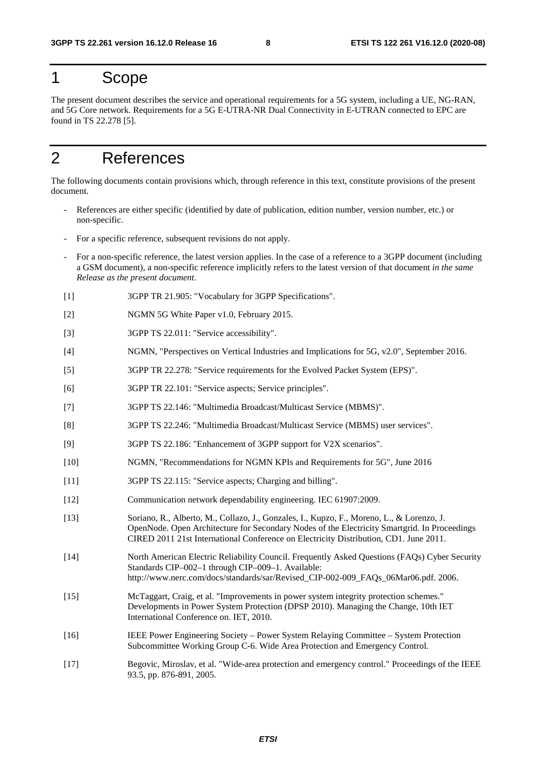# 1 Scope

The present document describes the service and operational requirements for a 5G system, including a UE, NG-RAN, and 5G Core network. Requirements for a 5G E-UTRA-NR Dual Connectivity in E-UTRAN connected to EPC are found in TS 22.278 [5].

# 2 References

The following documents contain provisions which, through reference in this text, constitute provisions of the present document.

- References are either specific (identified by date of publication, edition number, version number, etc.) or non-specific.
- For a specific reference, subsequent revisions do not apply.
- For a non-specific reference, the latest version applies. In the case of a reference to a 3GPP document (including a GSM document), a non-specific reference implicitly refers to the latest version of that document *in the same Release as the present document*.

[1] 3GPP TR 21.905: "Vocabulary for 3GPP Specifications".

[2] NGMN 5G White Paper v1.0, February 2015.

[3] 3GPP TS 22.011: "Service accessibility".

[4] NGMN, "Perspectives on Vertical Industries and Implications for 5G, v2.0", September 2016.

[5] 3GPP TR 22.278: "Service requirements for the Evolved Packet System (EPS)".

[6] 3GPP TR 22.101: "Service aspects; Service principles".

[7] 3GPP TS 22.146: "Multimedia Broadcast/Multicast Service (MBMS)".

[8] 3GPP TS 22.246: "Multimedia Broadcast/Multicast Service (MBMS) user services".

[9] 3GPP TS 22.186: "Enhancement of 3GPP support for V2X scenarios".

[10] NGMN, "Recommendations for NGMN KPIs and Requirements for 5G", June 2016

[11] 3GPP TS 22.115: "Service aspects; Charging and billing".

[12] Communication network dependability engineering. IEC 61907:2009.

[13] Soriano, R., Alberto, M., Collazo, J., Gonzales, I., Kupzo, F., Moreno, L., & Lorenzo, J. OpenNode. Open Architecture for Secondary Nodes of the Electricity Smartgrid. In Proceedings CIRED 2011 21st International Conference on Electricity Distribution, CD1. June 2011.

[14] North American Electric Reliability Council. Frequently Asked Questions (FAQs) Cyber Security Standards CIP–002–1 through CIP–009–1. Available: http://www.nerc.com/docs/standards/sar/Revised_CIP-002-009_FAQs_06Mar06.pdf. 2006.

[15] McTaggart, Craig, et al. "Improvements in power system integrity protection schemes." Developments in Power System Protection (DPSP 2010). Managing the Change, 10th IET International Conference on. IET, 2010.

[16] IEEE Power Engineering Society – Power System Relaying Committee – System Protection Subcommittee Working Group C-6. Wide Area Protection and Emergency Control.

[17] Begovic, Miroslav, et al. "Wide-area protection and emergency control." Proceedings of the IEEE 93.5, pp. 876-891, 2005.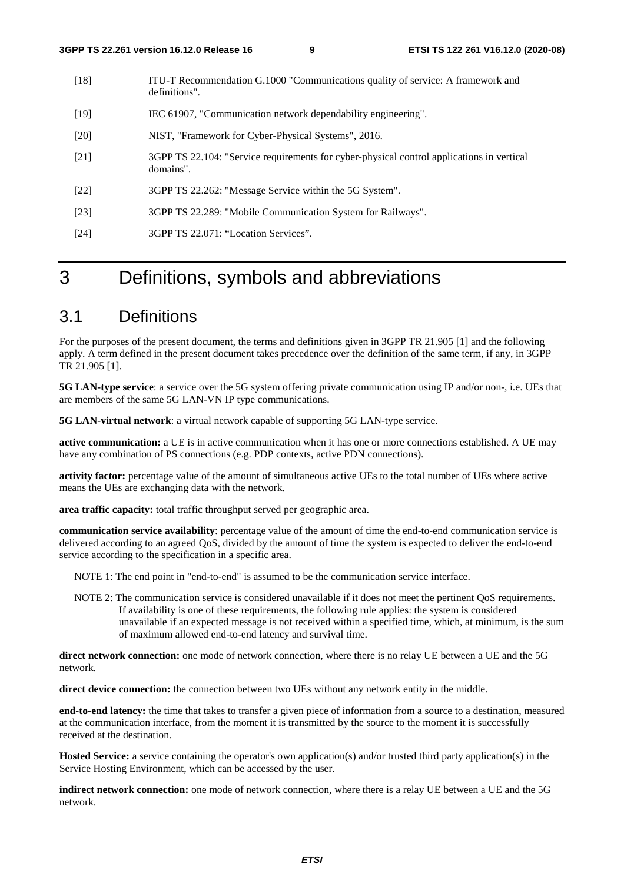[18] ITU-T Recommendation G.1000 "Communications quality of service: A framework and definitions".

[19] IEC 61907, "Communication network dependability engineering".

[20] NIST, "Framework for Cyber-Physical Systems", 2016.

[21] 3GPP TS 22.104: "Service requirements for cyber-physical control applications in vertical domains".

[22] 3GPP TS 22.262: "Message Service within the 5G System".

[23] 3GPP TS 22.289: "Mobile Communication System for Railways".

[24] 3GPP TS 22.071: "Location Services".

# 3 Definitions, symbols and abbreviations

## 3.1 Definitions

For the purposes of the present document, the terms and definitions given in 3GPP TR 21.905 [1] and the following apply. A term defined in the present document takes precedence over the definition of the same term, if any, in 3GPP TR 21.905 [1].

**5G LAN-type service**: a service over the 5G system offering private communication using IP and/or non-, i.e. UEs that are members of the same 5G LAN-VN IP type communications.

**5G LAN-virtual network**: a virtual network capable of supporting 5G LAN-type service.

**active communication:** a UE is in active communication when it has one or more connections established. A UE may have any combination of PS connections (e.g. PDP contexts, active PDN connections).

**activity factor:** percentage value of the amount of simultaneous active UEs to the total number of UEs where active means the UEs are exchanging data with the network.

**area traffic capacity:** total traffic throughput served per geographic area.

**communication service availability**: percentage value of the amount of time the end-to-end communication service is delivered according to an agreed QoS, divided by the amount of time the system is expected to deliver the end-to-end service according to the specification in a specific area.

NOTE 1: The end point in "end-to-end" is assumed to be the communication service interface.

NOTE 2: The communication service is considered unavailable if it does not meet the pertinent QoS requirements. If availability is one of these requirements, the following rule applies: the system is considered unavailable if an expected message is not received within a specified time, which, at minimum, is the sum of maximum allowed end-to-end latency and survival time.

**direct network connection:** one mode of network connection, where there is no relay UE between a UE and the 5G network.

**direct device connection:** the connection between two UEs without any network entity in the middle.

**end-to-end latency:** the time that takes to transfer a given piece of information from a source to a destination, measured at the communication interface, from the moment it is transmitted by the source to the moment it is successfully received at the destination.

**Hosted Service:** a service containing the operator's own application(s) and/or trusted third party application(s) in the Service Hosting Environment, which can be accessed by the user.

**indirect network connection:** one mode of network connection, where there is a relay UE between a UE and the 5G network.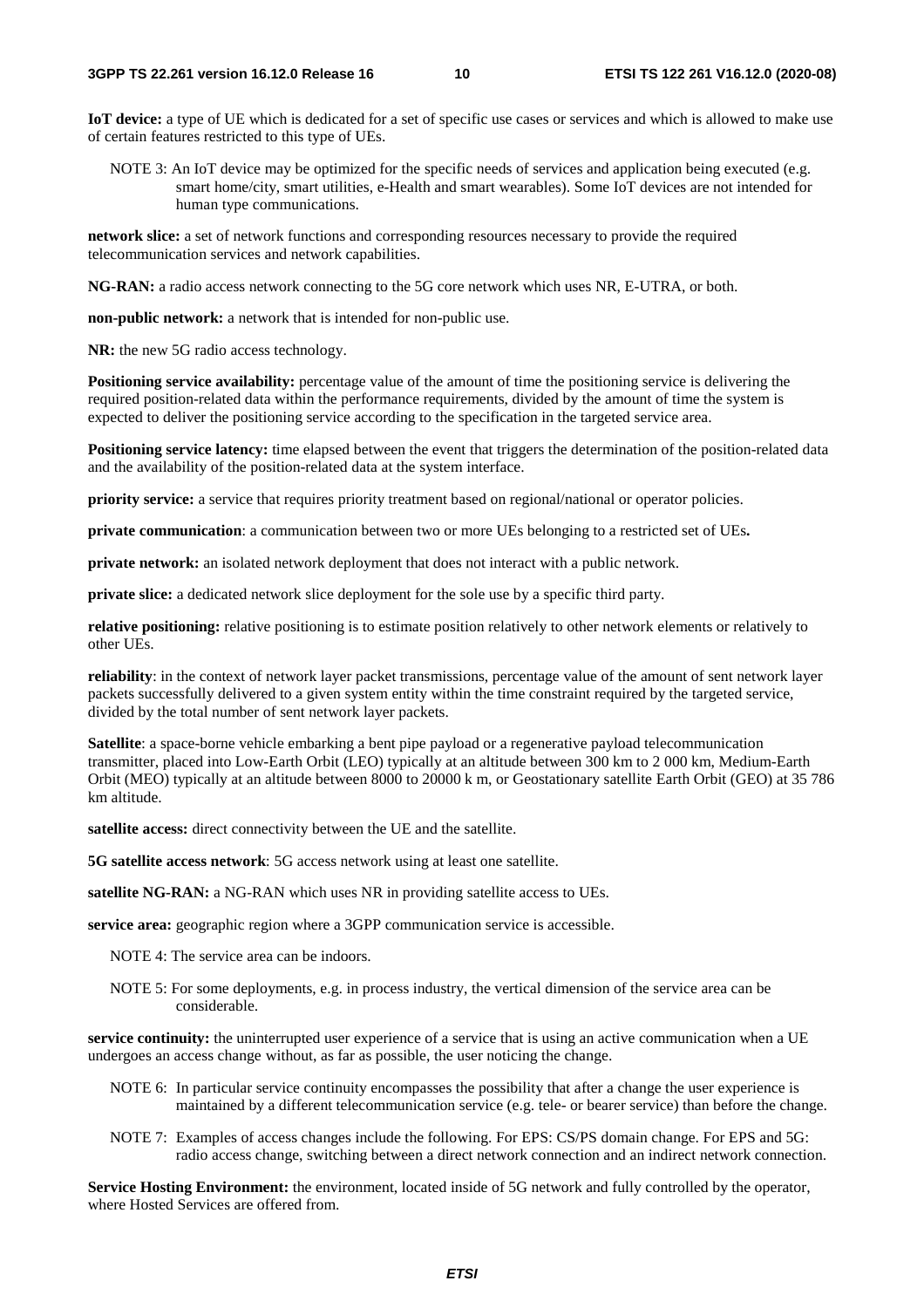**IoT device:** a type of UE which is dedicated for a set of specific use cases or services and which is allowed to make use of certain features restricted to this type of UEs.

NOTE 3: An IoT device may be optimized for the specific needs of services and application being executed (e.g. smart home/city, smart utilities, e-Health and smart wearables). Some IoT devices are not intended for human type communications.

**network slice:** a set of network functions and corresponding resources necessary to provide the required telecommunication services and network capabilities.

**NG-RAN:** a radio access network connecting to the 5G core network which uses NR, E-UTRA, or both.

**non-public network:** a network that is intended for non-public use.

**NR:** the new 5G radio access technology.

**Positioning service availability:** percentage value of the amount of time the positioning service is delivering the required position-related data within the performance requirements, divided by the amount of time the system is expected to deliver the positioning service according to the specification in the targeted service area.

**Positioning service latency:** time elapsed between the event that triggers the determination of the position-related data and the availability of the position-related data at the system interface.

**priority service:** a service that requires priority treatment based on regional/national or operator policies.

**private communication**: a communication between two or more UEs belonging to a restricted set of UEs**.**

**private network:** an isolated network deployment that does not interact with a public network.

**private slice:** a dedicated network slice deployment for the sole use by a specific third party.

**relative positioning:** relative positioning is to estimate position relatively to other network elements or relatively to other UEs.

**reliability**: in the context of network layer packet transmissions, percentage value of the amount of sent network layer packets successfully delivered to a given system entity within the time constraint required by the targeted service, divided by the total number of sent network layer packets.

**Satellite**: a space-borne vehicle embarking a bent pipe payload or a regenerative payload telecommunication transmitter, placed into Low-Earth Orbit (LEO) typically at an altitude between 300 km to 2 000 km, Medium-Earth Orbit (MEO) typically at an altitude between 8000 to 20000 k m, or Geostationary satellite Earth Orbit (GEO) at 35 786 km altitude.

**satellite access:** direct connectivity between the UE and the satellite.

**5G satellite access network**: 5G access network using at least one satellite.

**satellite NG-RAN:** a NG-RAN which uses NR in providing satellite access to UEs.

**service area:** geographic region where a 3GPP communication service is accessible.

NOTE 4: The service area can be indoors.

NOTE 5: For some deployments, e.g. in process industry, the vertical dimension of the service area can be considerable.

**service continuity:** the uninterrupted user experience of a service that is using an active communication when a UE undergoes an access change without, as far as possible, the user noticing the change.

NOTE 6: In particular service continuity encompasses the possibility that after a change the user experience is maintained by a different telecommunication service (e.g. tele- or bearer service) than before the change.

NOTE 7: Examples of access changes include the following. For EPS: CS/PS domain change. For EPS and 5G: radio access change, switching between a direct network connection and an indirect network connection.

**Service Hosting Environment:** the environment, located inside of 5G network and fully controlled by the operator, where Hosted Services are offered from.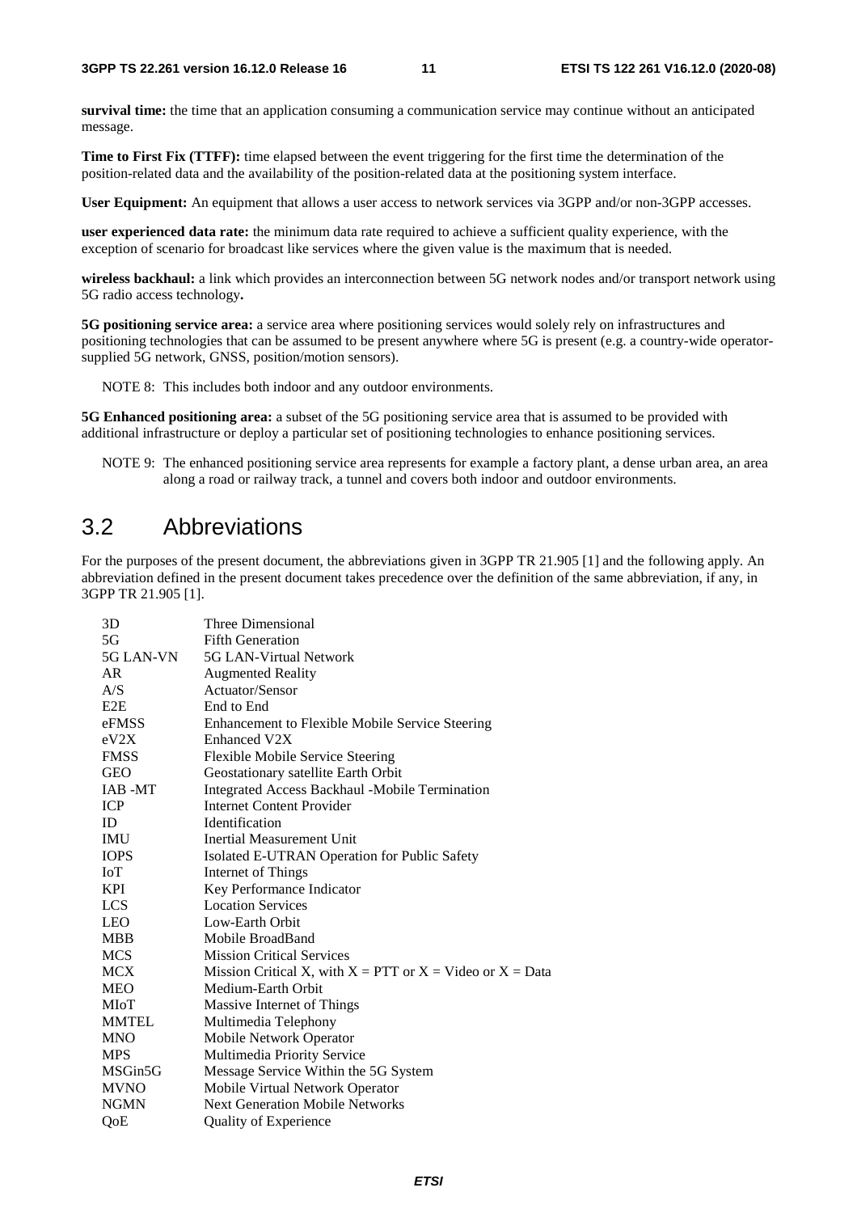**survival time:** the time that an application consuming a communication service may continue without an anticipated message.

**Time to First Fix (TTFF):** time elapsed between the event triggering for the first time the determination of the position-related data and the availability of the position-related data at the positioning system interface.

**User Equipment:** An equipment that allows a user access to network services via 3GPP and/or non-3GPP accesses.

**user experienced data rate:** the minimum data rate required to achieve a sufficient quality experience, with the exception of scenario for broadcast like services where the given value is the maximum that is needed.

**wireless backhaul:** a link which provides an interconnection between 5G network nodes and/or transport network using 5G radio access technology**.**

**5G positioning service area:** a service area where positioning services would solely rely on infrastructures and positioning technologies that can be assumed to be present anywhere where 5G is present (e.g. a country-wide operator-supplied 5G network, GNSS, position/motion sensors).

NOTE 8: This includes both indoor and any outdoor environments.

**5G Enhanced positioning area:** a subset of the 5G positioning service area that is assumed to be provided with additional infrastructure or deploy a particular set of positioning technologies to enhance positioning services.

NOTE 9: The enhanced positioning service area represents for example a factory plant, a dense urban area, an area along a road or railway track, a tunnel and covers both indoor and outdoor environments.

## 3.2 Abbreviations

For the purposes of the present document, the abbreviations given in 3GPP TR 21.905 [1] and the following apply. An abbreviation defined in the present document takes precedence over the definition of the same abbreviation, if any, in 3GPP TR 21.905 [1].

| | |
|---|---|
| 3D | Three Dimensional |
| 5G | Fifth Generation |
| 5G LAN-VN | 5G LAN-Virtual Network |
| AR | Augmented Reality |
| A/S | Actuator/Sensor |
| E2E | End to End |
| eFMSS | Enhancement to Flexible Mobile Service Steering |
| eV2X | Enhanced V2X |
| FMSS | Flexible Mobile Service Steering |
| GEO | Geostationary satellite Earth Orbit |
| IAB -MT | Integrated Access Backhaul -Mobile Termination |
| ICP | Internet Content Provider |
| ID | Identification |
| IMU | Inertial Measurement Unit |
| IOPS | Isolated E-UTRAN Operation for Public Safety |
| IoT | Internet of Things |
| KPI | Key Performance Indicator |
| LCS | Location Services |
| LEO | Low-Earth Orbit |
| MBB | Mobile BroadBand |
| MCS | Mission Critical Services |
| MCX | Mission Critical X, with X = PTT or X = Video or X = Data |
| MEO | Medium-Earth Orbit |
| MIoT | Massive Internet of Things |
| MMTEL | Multimedia Telephony |
| MNO | Mobile Network Operator |
| MPS | Multimedia Priority Service |
| MSGin5G | Message Service Within the 5G System |
| MVNO | Mobile Virtual Network Operator |
| NGMN | Next Generation Mobile Networks |
| QoE | Quality of Experience |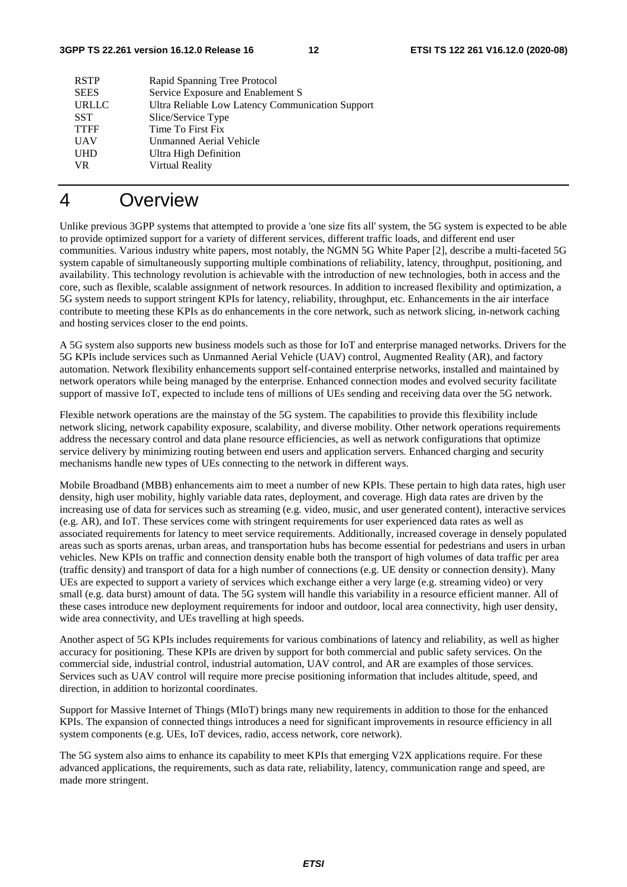| | |
|---|---|
| RSTP | Rapid Spanning Tree Protocol |
| SEES | Service Exposure and Enablement S |
| URLLC | Ultra Reliable Low Latency Communication Support |
| SST | Slice/Service Type |
| TTFF | Time To First Fix |
| UAV | Unmanned Aerial Vehicle |
| UHD | Ultra High Definition |
| VR | Virtual Reality |

# 4 Overview

Unlike previous 3GPP systems that attempted to provide a 'one size fits all' system, the 5G system is expected to be able to provide optimized support for a variety of different services, different traffic loads, and different end user communities. Various industry white papers, most notably, the NGMN 5G White Paper [2], describe a multi-faceted 5G system capable of simultaneously supporting multiple combinations of reliability, latency, throughput, positioning, and availability. This technology revolution is achievable with the introduction of new technologies, both in access and the core, such as flexible, scalable assignment of network resources. In addition to increased flexibility and optimization, a 5G system needs to support stringent KPIs for latency, reliability, throughput, etc. Enhancements in the air interface contribute to meeting these KPIs as do enhancements in the core network, such as network slicing, in-network caching and hosting services closer to the end points.

A 5G system also supports new business models such as those for IoT and enterprise managed networks. Drivers for the 5G KPIs include services such as Unmanned Aerial Vehicle (UAV) control, Augmented Reality (AR), and factory automation. Network flexibility enhancements support self-contained enterprise networks, installed and maintained by network operators while being managed by the enterprise. Enhanced connection modes and evolved security facilitate support of massive IoT, expected to include tens of millions of UEs sending and receiving data over the 5G network.

Flexible network operations are the mainstay of the 5G system. The capabilities to provide this flexibility include network slicing, network capability exposure, scalability, and diverse mobility. Other network operations requirements address the necessary control and data plane resource efficiencies, as well as network configurations that optimize service delivery by minimizing routing between end users and application servers. Enhanced charging and security mechanisms handle new types of UEs connecting to the network in different ways.

Mobile Broadband (MBB) enhancements aim to meet a number of new KPIs. These pertain to high data rates, high user density, high user mobility, highly variable data rates, deployment, and coverage. High data rates are driven by the increasing use of data for services such as streaming (e.g. video, music, and user generated content), interactive services (e.g. AR), and IoT. These services come with stringent requirements for user experienced data rates as well as associated requirements for latency to meet service requirements. Additionally, increased coverage in densely populated areas such as sports arenas, urban areas, and transportation hubs has become essential for pedestrians and users in urban vehicles. New KPIs on traffic and connection density enable both the transport of high volumes of data traffic per area (traffic density) and transport of data for a high number of connections (e.g. UE density or connection density). Many UEs are expected to support a variety of services which exchange either a very large (e.g. streaming video) or very small (e.g. data burst) amount of data. The 5G system will handle this variability in a resource efficient manner. All of these cases introduce new deployment requirements for indoor and outdoor, local area connectivity, high user density, wide area connectivity, and UEs travelling at high speeds.

Another aspect of 5G KPIs includes requirements for various combinations of latency and reliability, as well as higher accuracy for positioning. These KPIs are driven by support for both commercial and public safety services. On the commercial side, industrial control, industrial automation, UAV control, and AR are examples of those services. Services such as UAV control will require more precise positioning information that includes altitude, speed, and direction, in addition to horizontal coordinates.

Support for Massive Internet of Things (MIoT) brings many new requirements in addition to those for the enhanced KPIs. The expansion of connected things introduces a need for significant improvements in resource efficiency in all system components (e.g. UEs, IoT devices, radio, access network, core network).

The 5G system also aims to enhance its capability to meet KPIs that emerging V2X applications require. For these advanced applications, the requirements, such as data rate, reliability, latency, communication range and speed, are made more stringent.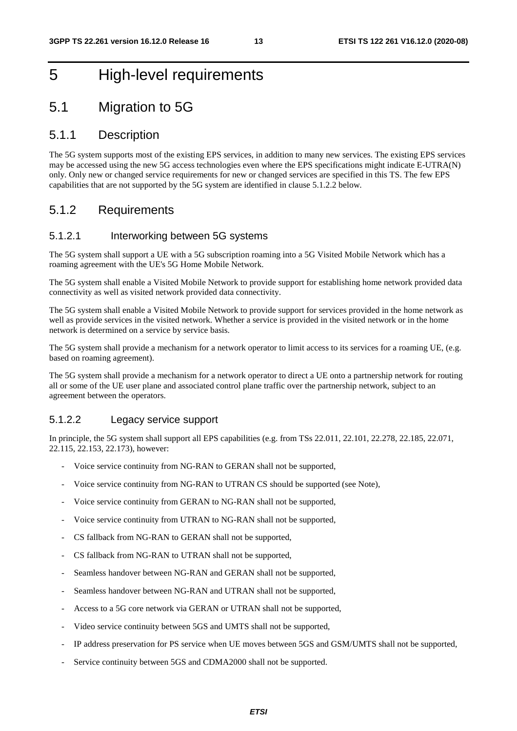# 5 High-level requirements

## 5.1 Migration to 5G

### 5.1.1 Description

The 5G system supports most of the existing EPS services, in addition to many new services. The existing EPS services may be accessed using the new 5G access technologies even where the EPS specifications might indicate E-UTRA(N) only. Only new or changed service requirements for new or changed services are specified in this TS. The few EPS capabilities that are not supported by the 5G system are identified in clause 5.1.2.2 below.

### 5.1.2 Requirements

#### 5.1.2.1 Interworking between 5G systems

The 5G system shall support a UE with a 5G subscription roaming into a 5G Visited Mobile Network which has a roaming agreement with the UE's 5G Home Mobile Network.

The 5G system shall enable a Visited Mobile Network to provide support for establishing home network provided data connectivity as well as visited network provided data connectivity.

The 5G system shall enable a Visited Mobile Network to provide support for services provided in the home network as well as provide services in the visited network. Whether a service is provided in the visited network or in the home network is determined on a service by service basis.

The 5G system shall provide a mechanism for a network operator to limit access to its services for a roaming UE, (e.g. based on roaming agreement).

The 5G system shall provide a mechanism for a network operator to direct a UE onto a partnership network for routing all or some of the UE user plane and associated control plane traffic over the partnership network, subject to an agreement between the operators.

#### 5.1.2.2 Legacy service support

In principle, the 5G system shall support all EPS capabilities (e.g. from TSs 22.011, 22.101, 22.278, 22.185, 22.071, 22.115, 22.153, 22.173), however:

- Voice service continuity from NG-RAN to GERAN shall not be supported,
- Voice service continuity from NG-RAN to UTRAN CS should be supported (see Note),
- Voice service continuity from GERAN to NG-RAN shall not be supported,
- Voice service continuity from UTRAN to NG-RAN shall not be supported,
- CS fallback from NG-RAN to GERAN shall not be supported,
- CS fallback from NG-RAN to UTRAN shall not be supported,
- Seamless handover between NG-RAN and GERAN shall not be supported,
- Seamless handover between NG-RAN and UTRAN shall not be supported,
- Access to a 5G core network via GERAN or UTRAN shall not be supported,
- Video service continuity between 5GS and UMTS shall not be supported,
- IP address preservation for PS service when UE moves between 5GS and GSM/UMTS shall not be supported,
- Service continuity between 5GS and CDMA2000 shall not be supported.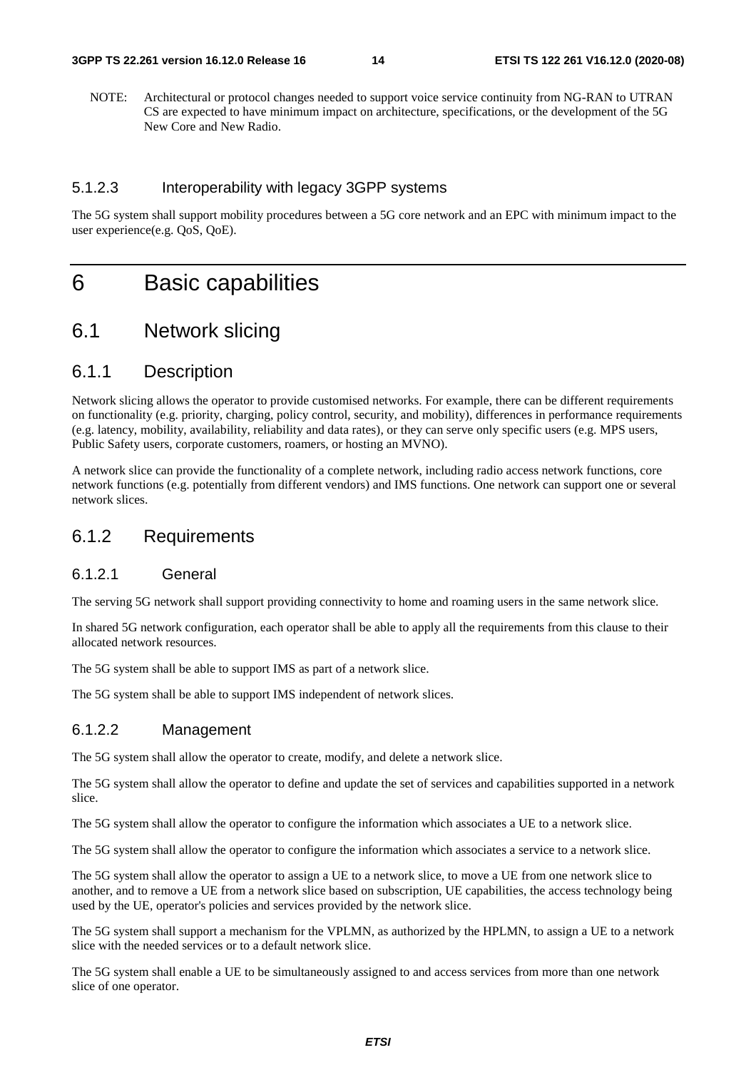NOTE: Architectural or protocol changes needed to support voice service continuity from NG-RAN to UTRAN CS are expected to have minimum impact on architecture, specifications, or the development of the 5G New Core and New Radio.

#### 5.1.2.3 Interoperability with legacy 3GPP systems

The 5G system shall support mobility procedures between a 5G core network and an EPC with minimum impact to the user experience(e.g. QoS, QoE).

# 6 Basic capabilities

## 6.1 Network slicing

### 6.1.1 Description

Network slicing allows the operator to provide customised networks. For example, there can be different requirements on functionality (e.g. priority, charging, policy control, security, and mobility), differences in performance requirements (e.g. latency, mobility, availability, reliability and data rates), or they can serve only specific users (e.g. MPS users, Public Safety users, corporate customers, roamers, or hosting an MVNO).

A network slice can provide the functionality of a complete network, including radio access network functions, core network functions (e.g. potentially from different vendors) and IMS functions. One network can support one or several network slices.

### 6.1.2 Requirements

#### 6.1.2.1 General

The serving 5G network shall support providing connectivity to home and roaming users in the same network slice.

In shared 5G network configuration, each operator shall be able to apply all the requirements from this clause to their allocated network resources.

The 5G system shall be able to support IMS as part of a network slice.

The 5G system shall be able to support IMS independent of network slices.

#### 6.1.2.2 Management

The 5G system shall allow the operator to create, modify, and delete a network slice.

The 5G system shall allow the operator to define and update the set of services and capabilities supported in a network slice.

The 5G system shall allow the operator to configure the information which associates a UE to a network slice.

The 5G system shall allow the operator to configure the information which associates a service to a network slice.

The 5G system shall allow the operator to assign a UE to a network slice, to move a UE from one network slice to another, and to remove a UE from a network slice based on subscription, UE capabilities, the access technology being used by the UE, operator's policies and services provided by the network slice.

The 5G system shall support a mechanism for the VPLMN, as authorized by the HPLMN, to assign a UE to a network slice with the needed services or to a default network slice.

The 5G system shall enable a UE to be simultaneously assigned to and access services from more than one network slice of one operator.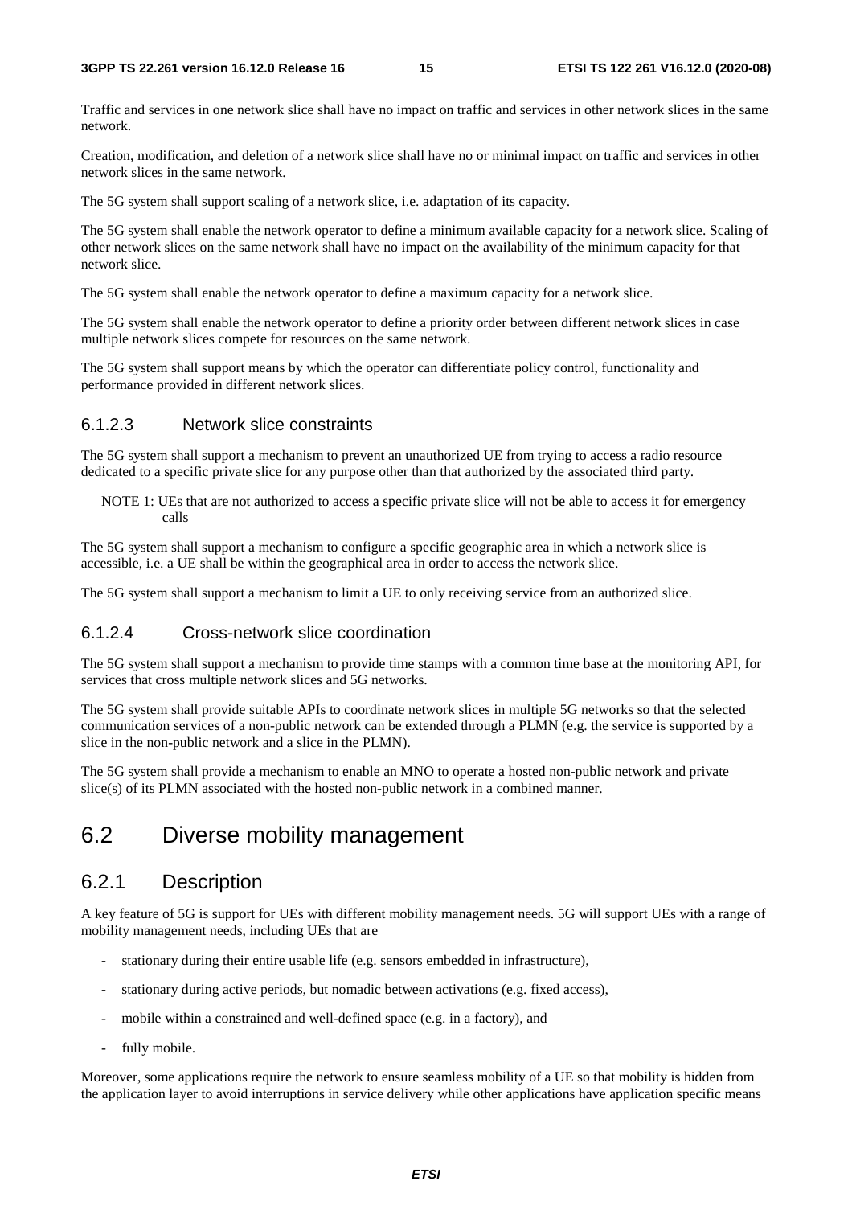Traffic and services in one network slice shall have no impact on traffic and services in other network slices in the same network.

Creation, modification, and deletion of a network slice shall have no or minimal impact on traffic and services in other network slices in the same network.

The 5G system shall support scaling of a network slice, i.e. adaptation of its capacity.

The 5G system shall enable the network operator to define a minimum available capacity for a network slice. Scaling of other network slices on the same network shall have no impact on the availability of the minimum capacity for that network slice.

The 5G system shall enable the network operator to define a maximum capacity for a network slice.

The 5G system shall enable the network operator to define a priority order between different network slices in case multiple network slices compete for resources on the same network.

The 5G system shall support means by which the operator can differentiate policy control, functionality and performance provided in different network slices.

#### 6.1.2.3 Network slice constraints

The 5G system shall support a mechanism to prevent an unauthorized UE from trying to access a radio resource dedicated to a specific private slice for any purpose other than that authorized by the associated third party.

NOTE 1: UEs that are not authorized to access a specific private slice will not be able to access it for emergency calls

The 5G system shall support a mechanism to configure a specific geographic area in which a network slice is accessible, i.e. a UE shall be within the geographical area in order to access the network slice.

The 5G system shall support a mechanism to limit a UE to only receiving service from an authorized slice.

#### 6.1.2.4 Cross-network slice coordination

The 5G system shall support a mechanism to provide time stamps with a common time base at the monitoring API, for services that cross multiple network slices and 5G networks.

The 5G system shall provide suitable APIs to coordinate network slices in multiple 5G networks so that the selected communication services of a non-public network can be extended through a PLMN (e.g. the service is supported by a slice in the non-public network and a slice in the PLMN).

The 5G system shall provide a mechanism to enable an MNO to operate a hosted non-public network and private slice(s) of its PLMN associated with the hosted non-public network in a combined manner.

## 6.2 Diverse mobility management

### 6.2.1 Description

A key feature of 5G is support for UEs with different mobility management needs. 5G will support UEs with a range of mobility management needs, including UEs that are

- stationary during their entire usable life (e.g. sensors embedded in infrastructure),
- stationary during active periods, but nomadic between activations (e.g. fixed access),
- mobile within a constrained and well-defined space (e.g. in a factory), and
- fully mobile.

Moreover, some applications require the network to ensure seamless mobility of a UE so that mobility is hidden from the application layer to avoid interruptions in service delivery while other applications have application specific means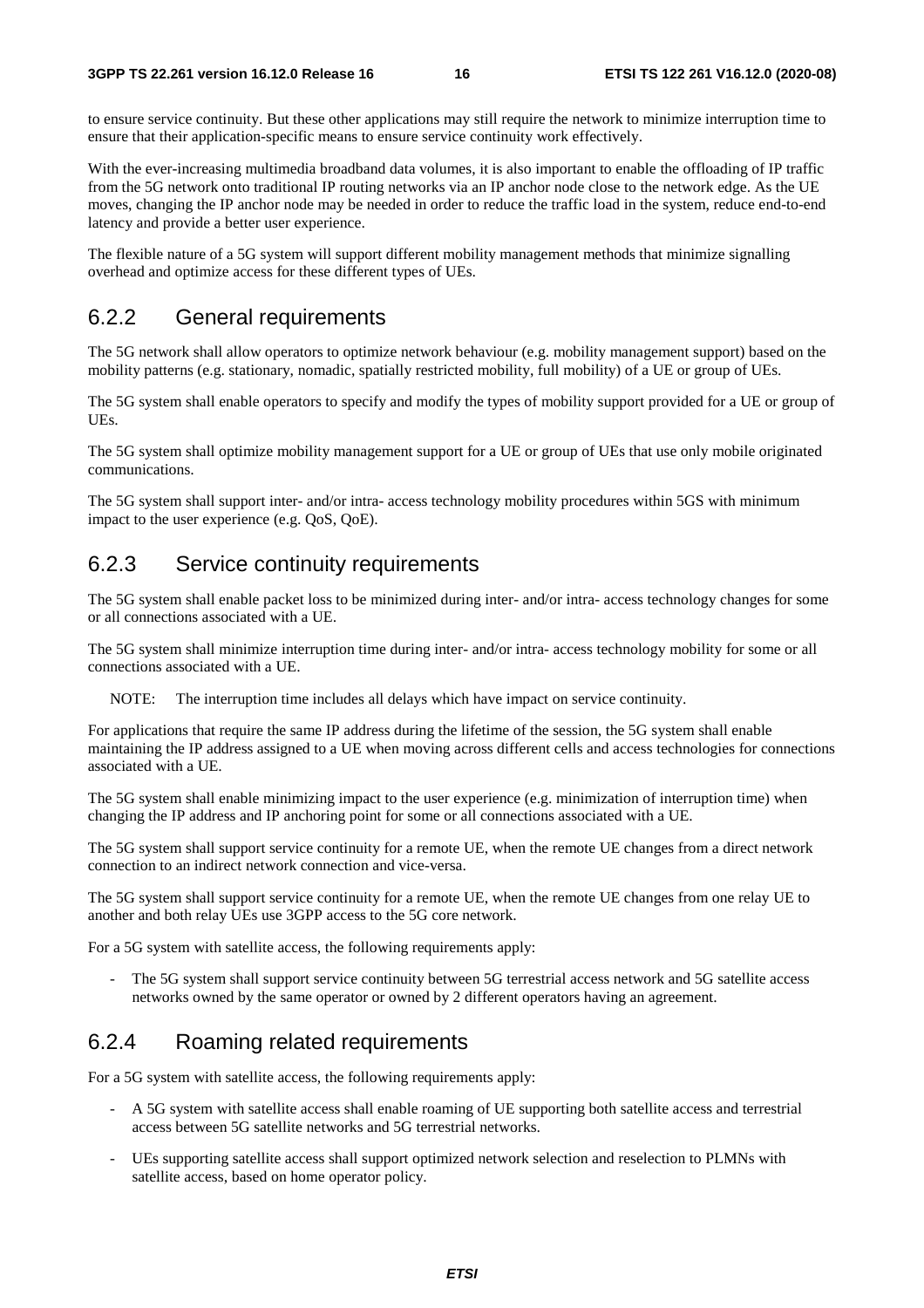to ensure service continuity. But these other applications may still require the network to minimize interruption time to ensure that their application-specific means to ensure service continuity work effectively.

With the ever-increasing multimedia broadband data volumes, it is also important to enable the offloading of IP traffic from the 5G network onto traditional IP routing networks via an IP anchor node close to the network edge. As the UE moves, changing the IP anchor node may be needed in order to reduce the traffic load in the system, reduce end-to-end latency and provide a better user experience.

The flexible nature of a 5G system will support different mobility management methods that minimize signalling overhead and optimize access for these different types of UEs.

### 6.2.2 General requirements

The 5G network shall allow operators to optimize network behaviour (e.g. mobility management support) based on the mobility patterns (e.g. stationary, nomadic, spatially restricted mobility, full mobility) of a UE or group of UEs.

The 5G system shall enable operators to specify and modify the types of mobility support provided for a UE or group of UEs.

The 5G system shall optimize mobility management support for a UE or group of UEs that use only mobile originated communications.

The 5G system shall support inter- and/or intra- access technology mobility procedures within 5GS with minimum impact to the user experience (e.g. QoS, QoE).

### 6.2.3 Service continuity requirements

The 5G system shall enable packet loss to be minimized during inter- and/or intra- access technology changes for some or all connections associated with a UE.

The 5G system shall minimize interruption time during inter- and/or intra- access technology mobility for some or all connections associated with a UE.

NOTE: The interruption time includes all delays which have impact on service continuity.

For applications that require the same IP address during the lifetime of the session, the 5G system shall enable maintaining the IP address assigned to a UE when moving across different cells and access technologies for connections associated with a UE.

The 5G system shall enable minimizing impact to the user experience (e.g. minimization of interruption time) when changing the IP address and IP anchoring point for some or all connections associated with a UE.

The 5G system shall support service continuity for a remote UE, when the remote UE changes from a direct network connection to an indirect network connection and vice-versa.

The 5G system shall support service continuity for a remote UE, when the remote UE changes from one relay UE to another and both relay UEs use 3GPP access to the 5G core network.

For a 5G system with satellite access, the following requirements apply:

- The 5G system shall support service continuity between 5G terrestrial access network and 5G satellite access networks owned by the same operator or owned by 2 different operators having an agreement.

### 6.2.4 Roaming related requirements

For a 5G system with satellite access, the following requirements apply:

- A 5G system with satellite access shall enable roaming of UE supporting both satellite access and terrestrial access between 5G satellite networks and 5G terrestrial networks.
- UEs supporting satellite access shall support optimized network selection and reselection to PLMNs with satellite access, based on home operator policy.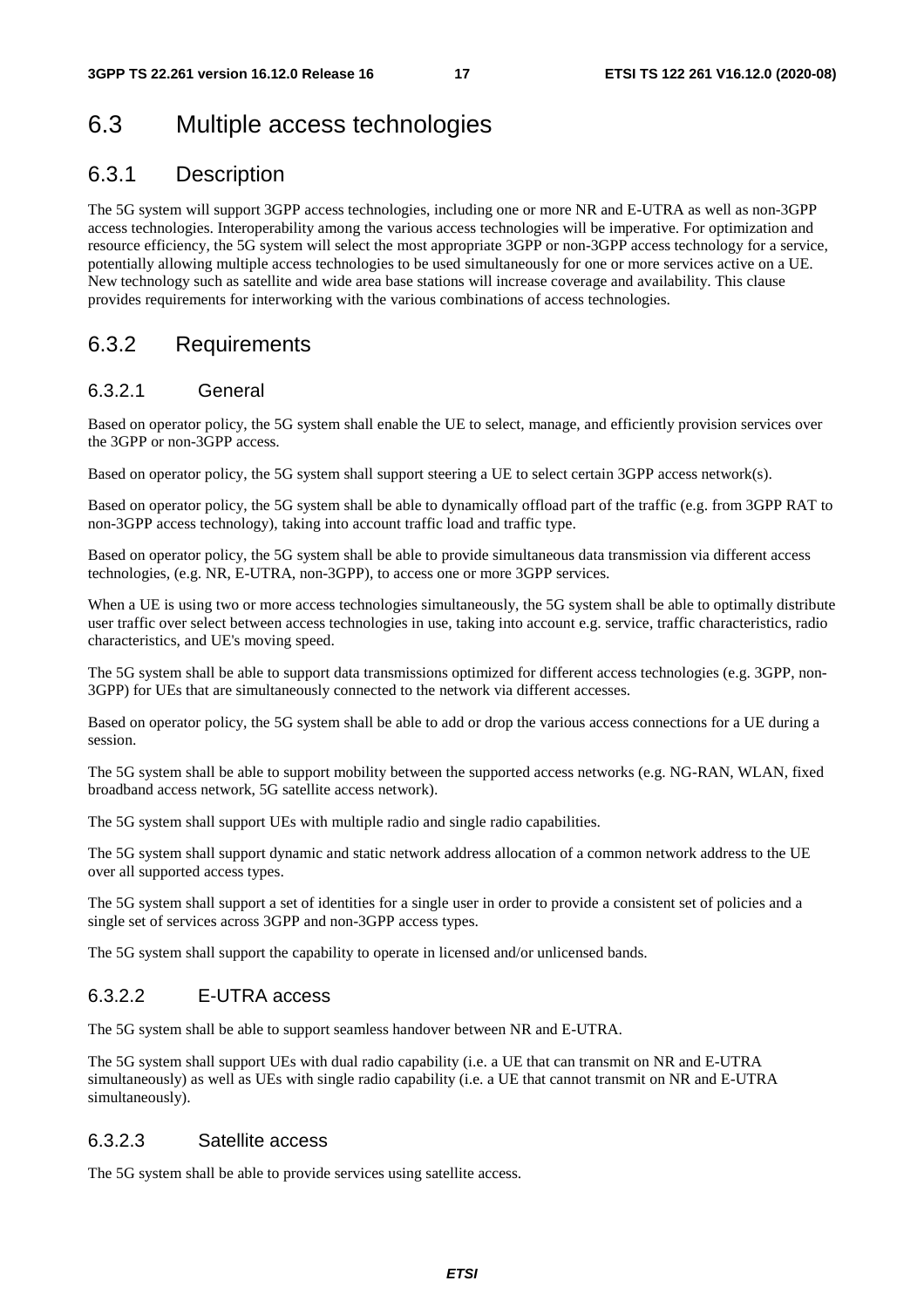## 6.3 Multiple access technologies

### 6.3.1 Description

The 5G system will support 3GPP access technologies, including one or more NR and E-UTRA as well as non-3GPP access technologies. Interoperability among the various access technologies will be imperative. For optimization and resource efficiency, the 5G system will select the most appropriate 3GPP or non-3GPP access technology for a service, potentially allowing multiple access technologies to be used simultaneously for one or more services active on a UE. New technology such as satellite and wide area base stations will increase coverage and availability. This clause provides requirements for interworking with the various combinations of access technologies.

### 6.3.2 Requirements

#### 6.3.2.1 General

Based on operator policy, the 5G system shall enable the UE to select, manage, and efficiently provision services over the 3GPP or non-3GPP access.

Based on operator policy, the 5G system shall support steering a UE to select certain 3GPP access network(s).

Based on operator policy, the 5G system shall be able to dynamically offload part of the traffic (e.g. from 3GPP RAT to non-3GPP access technology), taking into account traffic load and traffic type.

Based on operator policy, the 5G system shall be able to provide simultaneous data transmission via different access technologies, (e.g. NR, E-UTRA, non-3GPP), to access one or more 3GPP services.

When a UE is using two or more access technologies simultaneously, the 5G system shall be able to optimally distribute user traffic over select between access technologies in use, taking into account e.g. service, traffic characteristics, radio characteristics, and UE's moving speed.

The 5G system shall be able to support data transmissions optimized for different access technologies (e.g. 3GPP, non-3GPP) for UEs that are simultaneously connected to the network via different accesses.

Based on operator policy, the 5G system shall be able to add or drop the various access connections for a UE during a session.

The 5G system shall be able to support mobility between the supported access networks (e.g. NG-RAN, WLAN, fixed broadband access network, 5G satellite access network).

The 5G system shall support UEs with multiple radio and single radio capabilities.

The 5G system shall support dynamic and static network address allocation of a common network address to the UE over all supported access types.

The 5G system shall support a set of identities for a single user in order to provide a consistent set of policies and a single set of services across 3GPP and non-3GPP access types.

The 5G system shall support the capability to operate in licensed and/or unlicensed bands.

#### 6.3.2.2 E-UTRA access

The 5G system shall be able to support seamless handover between NR and E-UTRA.

The 5G system shall support UEs with dual radio capability (i.e. a UE that can transmit on NR and E-UTRA simultaneously) as well as UEs with single radio capability (i.e. a UE that cannot transmit on NR and E-UTRA simultaneously).

#### 6.3.2.3 Satellite access

The 5G system shall be able to provide services using satellite access.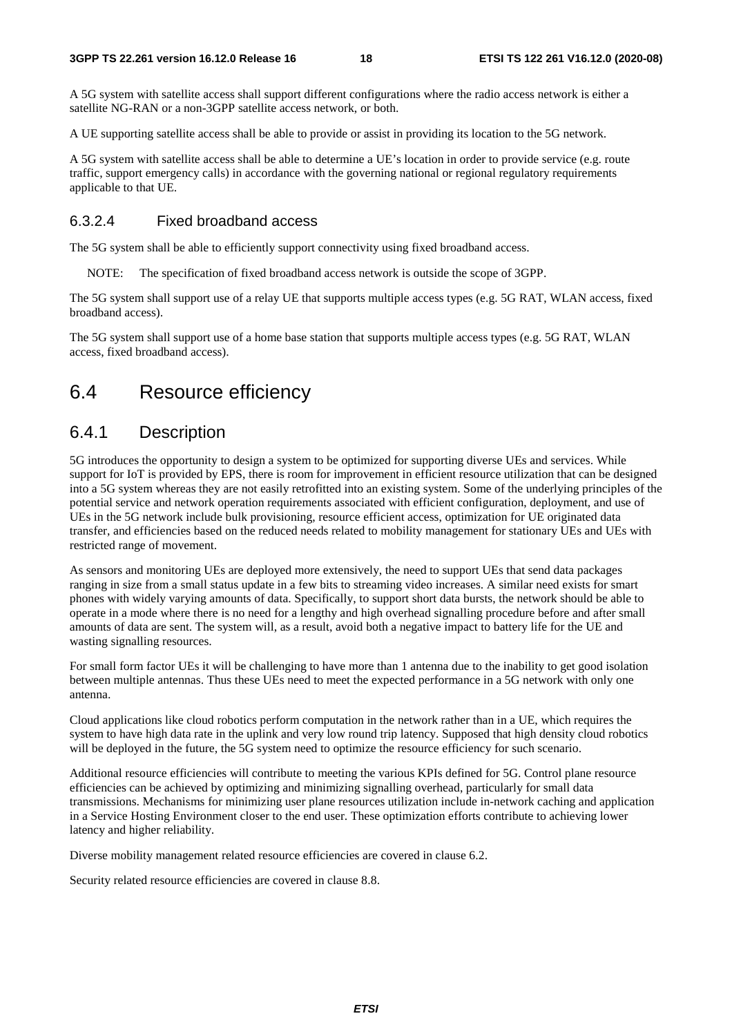A 5G system with satellite access shall support different configurations where the radio access network is either a satellite NG-RAN or a non-3GPP satellite access network, or both.

A UE supporting satellite access shall be able to provide or assist in providing its location to the 5G network.

A 5G system with satellite access shall be able to determine a UE's location in order to provide service (e.g. route traffic, support emergency calls) in accordance with the governing national or regional regulatory requirements applicable to that UE.

#### 6.3.2.4 Fixed broadband access

The 5G system shall be able to efficiently support connectivity using fixed broadband access.

NOTE: The specification of fixed broadband access network is outside the scope of 3GPP.

The 5G system shall support use of a relay UE that supports multiple access types (e.g. 5G RAT, WLAN access, fixed broadband access).

The 5G system shall support use of a home base station that supports multiple access types (e.g. 5G RAT, WLAN access, fixed broadband access).

## 6.4 Resource efficiency

### 6.4.1 Description

5G introduces the opportunity to design a system to be optimized for supporting diverse UEs and services. While support for IoT is provided by EPS, there is room for improvement in efficient resource utilization that can be designed into a 5G system whereas they are not easily retrofitted into an existing system. Some of the underlying principles of the potential service and network operation requirements associated with efficient configuration, deployment, and use of UEs in the 5G network include bulk provisioning, resource efficient access, optimization for UE originated data transfer, and efficiencies based on the reduced needs related to mobility management for stationary UEs and UEs with restricted range of movement.

As sensors and monitoring UEs are deployed more extensively, the need to support UEs that send data packages ranging in size from a small status update in a few bits to streaming video increases. A similar need exists for smart phones with widely varying amounts of data. Specifically, to support short data bursts, the network should be able to operate in a mode where there is no need for a lengthy and high overhead signalling procedure before and after small amounts of data are sent. The system will, as a result, avoid both a negative impact to battery life for the UE and wasting signalling resources.

For small form factor UEs it will be challenging to have more than 1 antenna due to the inability to get good isolation between multiple antennas. Thus these UEs need to meet the expected performance in a 5G network with only one antenna.

Cloud applications like cloud robotics perform computation in the network rather than in a UE, which requires the system to have high data rate in the uplink and very low round trip latency. Supposed that high density cloud robotics will be deployed in the future, the 5G system need to optimize the resource efficiency for such scenario.

Additional resource efficiencies will contribute to meeting the various KPIs defined for 5G. Control plane resource efficiencies can be achieved by optimizing and minimizing signalling overhead, particularly for small data transmissions. Mechanisms for minimizing user plane resources utilization include in-network caching and application in a Service Hosting Environment closer to the end user. These optimization efforts contribute to achieving lower latency and higher reliability.

Diverse mobility management related resource efficiencies are covered in clause 6.2.

Security related resource efficiencies are covered in clause 8.8.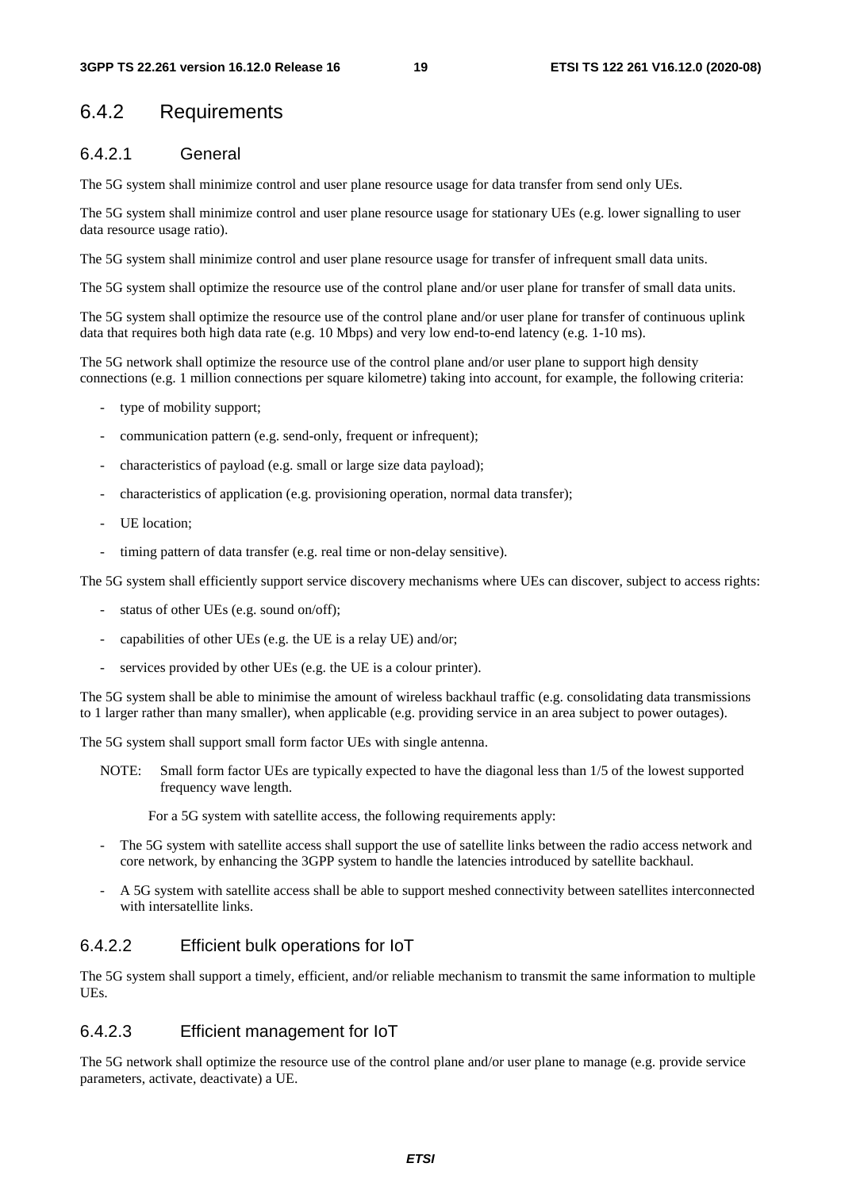### 6.4.2 Requirements

#### 6.4.2.1 General

The 5G system shall minimize control and user plane resource usage for data transfer from send only UEs.

The 5G system shall minimize control and user plane resource usage for stationary UEs (e.g. lower signalling to user data resource usage ratio).

The 5G system shall minimize control and user plane resource usage for transfer of infrequent small data units.

The 5G system shall optimize the resource use of the control plane and/or user plane for transfer of small data units.

The 5G system shall optimize the resource use of the control plane and/or user plane for transfer of continuous uplink data that requires both high data rate (e.g. 10 Mbps) and very low end-to-end latency (e.g. 1-10 ms).

The 5G network shall optimize the resource use of the control plane and/or user plane to support high density connections (e.g. 1 million connections per square kilometre) taking into account, for example, the following criteria:

- type of mobility support;
- communication pattern (e.g. send-only, frequent or infrequent);
- characteristics of payload (e.g. small or large size data payload);
- characteristics of application (e.g. provisioning operation, normal data transfer);
- UE location;
- timing pattern of data transfer (e.g. real time or non-delay sensitive).

The 5G system shall efficiently support service discovery mechanisms where UEs can discover, subject to access rights:

- status of other UEs (e.g. sound on/off);
- capabilities of other UEs (e.g. the UE is a relay UE) and/or;
- services provided by other UEs (e.g. the UE is a colour printer).

The 5G system shall be able to minimise the amount of wireless backhaul traffic (e.g. consolidating data transmissions to 1 larger rather than many smaller), when applicable (e.g. providing service in an area subject to power outages).

The 5G system shall support small form factor UEs with single antenna.

NOTE: Small form factor UEs are typically expected to have the diagonal less than 1/5 of the lowest supported frequency wave length.

For a 5G system with satellite access, the following requirements apply:

- The 5G system with satellite access shall support the use of satellite links between the radio access network and core network, by enhancing the 3GPP system to handle the latencies introduced by satellite backhaul.
- A 5G system with satellite access shall be able to support meshed connectivity between satellites interconnected with intersatellite links.

#### 6.4.2.2 Efficient bulk operations for IoT

The 5G system shall support a timely, efficient, and/or reliable mechanism to transmit the same information to multiple UEs.

#### 6.4.2.3 Efficient management for IoT

The 5G network shall optimize the resource use of the control plane and/or user plane to manage (e.g. provide service parameters, activate, deactivate) a UE.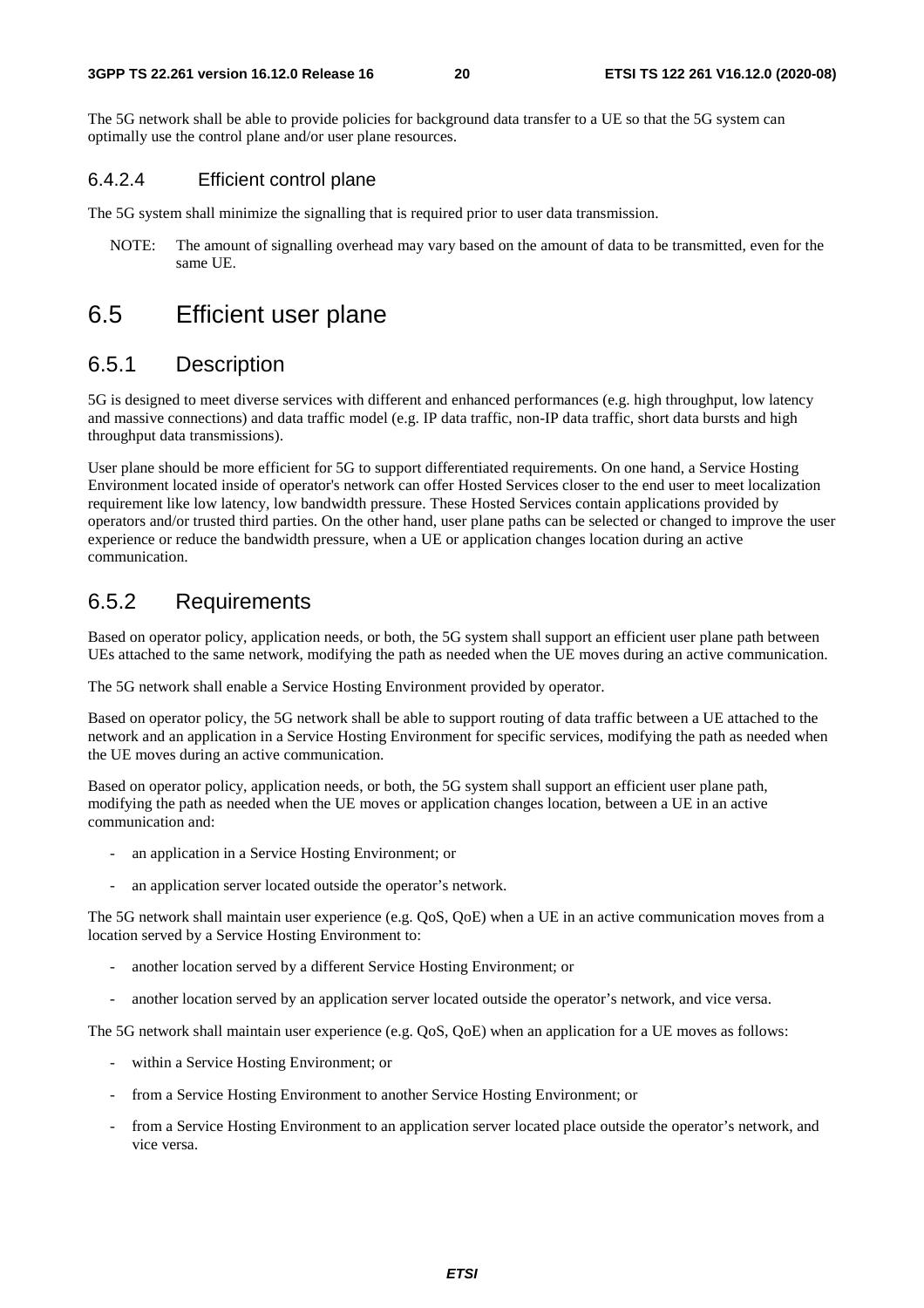The 5G network shall be able to provide policies for background data transfer to a UE so that the 5G system can optimally use the control plane and/or user plane resources.

#### 6.4.2.4 Efficient control plane

The 5G system shall minimize the signalling that is required prior to user data transmission.

NOTE: The amount of signalling overhead may vary based on the amount of data to be transmitted, even for the same UE.

## 6.5 Efficient user plane

### 6.5.1 Description

5G is designed to meet diverse services with different and enhanced performances (e.g. high throughput, low latency and massive connections) and data traffic model (e.g. IP data traffic, non-IP data traffic, short data bursts and high throughput data transmissions).

User plane should be more efficient for 5G to support differentiated requirements. On one hand, a Service Hosting Environment located inside of operator's network can offer Hosted Services closer to the end user to meet localization requirement like low latency, low bandwidth pressure. These Hosted Services contain applications provided by operators and/or trusted third parties. On the other hand, user plane paths can be selected or changed to improve the user experience or reduce the bandwidth pressure, when a UE or application changes location during an active communication.

### 6.5.2 Requirements

Based on operator policy, application needs, or both, the 5G system shall support an efficient user plane path between UEs attached to the same network, modifying the path as needed when the UE moves during an active communication.

The 5G network shall enable a Service Hosting Environment provided by operator.

Based on operator policy, the 5G network shall be able to support routing of data traffic between a UE attached to the network and an application in a Service Hosting Environment for specific services, modifying the path as needed when the UE moves during an active communication.

Based on operator policy, application needs, or both, the 5G system shall support an efficient user plane path, modifying the path as needed when the UE moves or application changes location, between a UE in an active communication and:

- an application in a Service Hosting Environment; or
- an application server located outside the operator's network.

The 5G network shall maintain user experience (e.g. QoS, QoE) when a UE in an active communication moves from a location served by a Service Hosting Environment to:

- another location served by a different Service Hosting Environment; or
- another location served by an application server located outside the operator's network, and vice versa.

The 5G network shall maintain user experience (e.g. QoS, QoE) when an application for a UE moves as follows:

- within a Service Hosting Environment; or
- from a Service Hosting Environment to another Service Hosting Environment; or
- from a Service Hosting Environment to an application server located place outside the operator's network, and vice versa.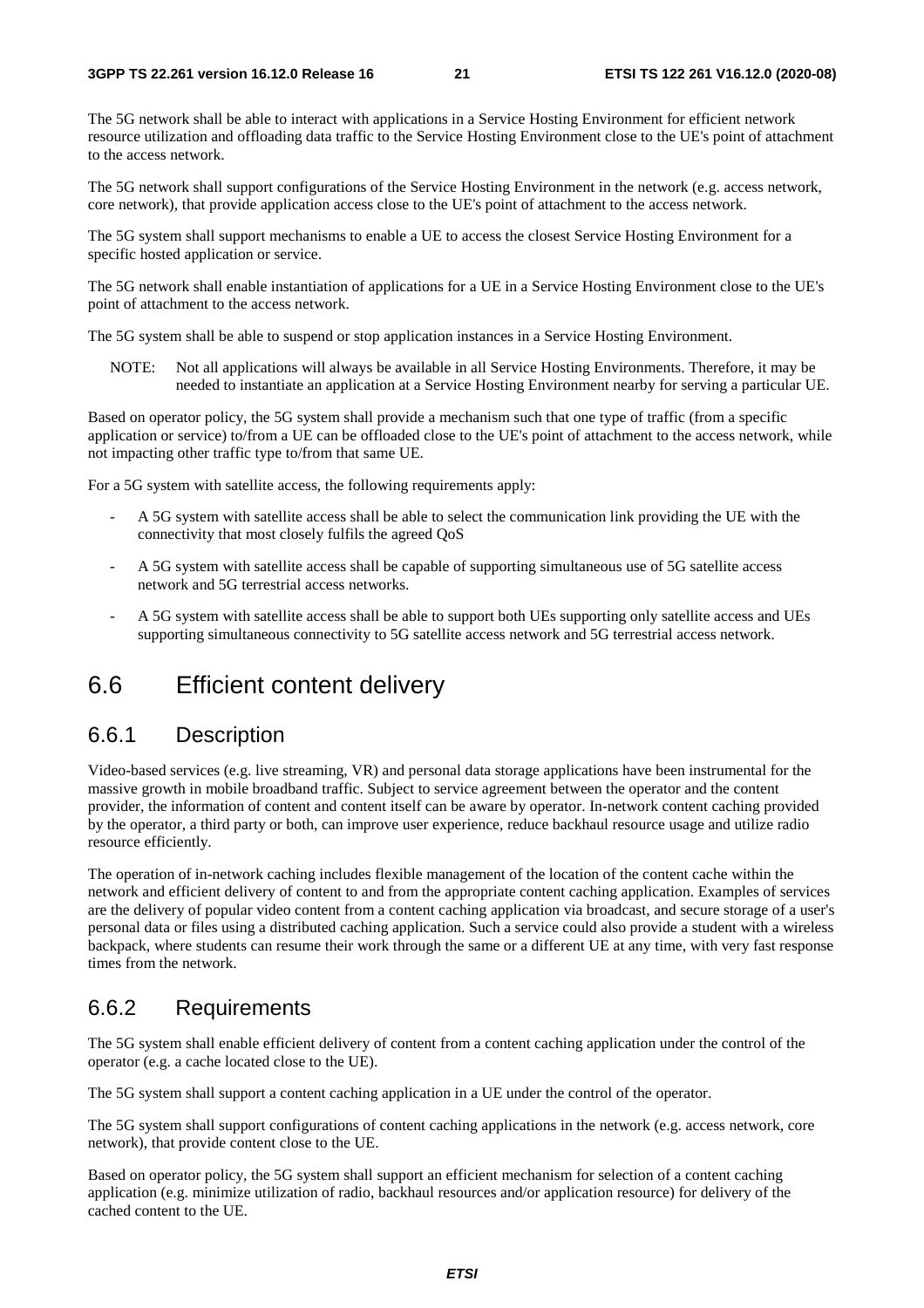The 5G network shall be able to interact with applications in a Service Hosting Environment for efficient network resource utilization and offloading data traffic to the Service Hosting Environment close to the UE's point of attachment to the access network.

The 5G network shall support configurations of the Service Hosting Environment in the network (e.g. access network, core network), that provide application access close to the UE's point of attachment to the access network.

The 5G system shall support mechanisms to enable a UE to access the closest Service Hosting Environment for a specific hosted application or service.

The 5G network shall enable instantiation of applications for a UE in a Service Hosting Environment close to the UE's point of attachment to the access network.

The 5G system shall be able to suspend or stop application instances in a Service Hosting Environment.

NOTE: Not all applications will always be available in all Service Hosting Environments. Therefore, it may be needed to instantiate an application at a Service Hosting Environment nearby for serving a particular UE.

Based on operator policy, the 5G system shall provide a mechanism such that one type of traffic (from a specific application or service) to/from a UE can be offloaded close to the UE's point of attachment to the access network, while not impacting other traffic type to/from that same UE.

For a 5G system with satellite access, the following requirements apply:

- A 5G system with satellite access shall be able to select the communication link providing the UE with the connectivity that most closely fulfils the agreed QoS
- A 5G system with satellite access shall be capable of supporting simultaneous use of 5G satellite access network and 5G terrestrial access networks.
- A 5G system with satellite access shall be able to support both UEs supporting only satellite access and UEs supporting simultaneous connectivity to 5G satellite access network and 5G terrestrial access network.

## 6.6 Efficient content delivery

### 6.6.1 Description

Video-based services (e.g. live streaming, VR) and personal data storage applications have been instrumental for the massive growth in mobile broadband traffic. Subject to service agreement between the operator and the content provider, the information of content and content itself can be aware by operator. In-network content caching provided by the operator, a third party or both, can improve user experience, reduce backhaul resource usage and utilize radio resource efficiently.

The operation of in-network caching includes flexible management of the location of the content cache within the network and efficient delivery of content to and from the appropriate content caching application. Examples of services are the delivery of popular video content from a content caching application via broadcast, and secure storage of a user's personal data or files using a distributed caching application. Such a service could also provide a student with a wireless backpack, where students can resume their work through the same or a different UE at any time, with very fast response times from the network.

### 6.6.2 Requirements

The 5G system shall enable efficient delivery of content from a content caching application under the control of the operator (e.g. a cache located close to the UE).

The 5G system shall support a content caching application in a UE under the control of the operator.

The 5G system shall support configurations of content caching applications in the network (e.g. access network, core network), that provide content close to the UE.

Based on operator policy, the 5G system shall support an efficient mechanism for selection of a content caching application (e.g. minimize utilization of radio, backhaul resources and/or application resource) for delivery of the cached content to the UE.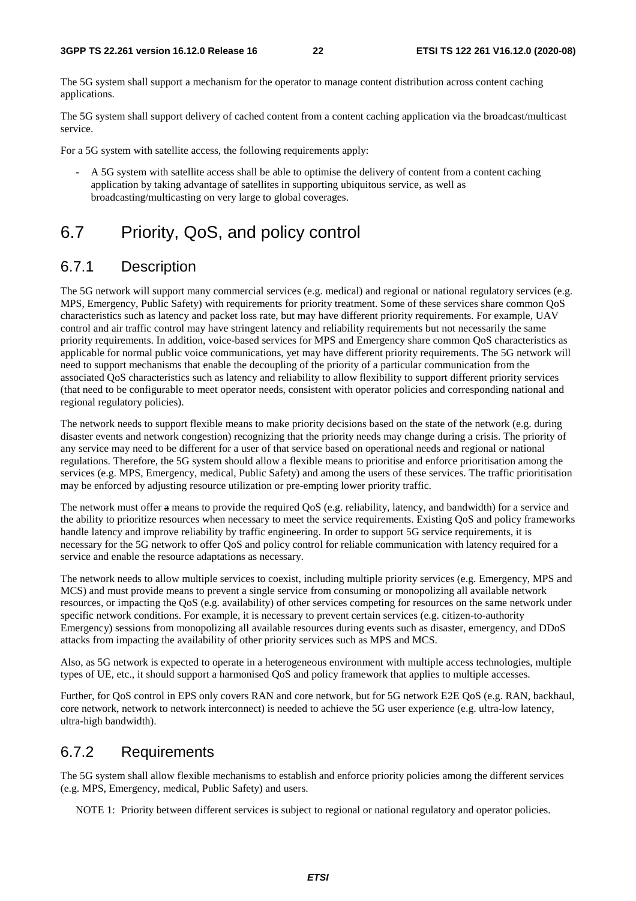The 5G system shall support a mechanism for the operator to manage content distribution across content caching applications.

The 5G system shall support delivery of cached content from a content caching application via the broadcast/multicast service.

For a 5G system with satellite access, the following requirements apply:

- A 5G system with satellite access shall be able to optimise the delivery of content from a content caching application by taking advantage of satellites in supporting ubiquitous service, as well as broadcasting/multicasting on very large to global coverages.

## 6.7 Priority, QoS, and policy control

### 6.7.1 Description

The 5G network will support many commercial services (e.g. medical) and regional or national regulatory services (e.g. MPS, Emergency, Public Safety) with requirements for priority treatment. Some of these services share common QoS characteristics such as latency and packet loss rate, but may have different priority requirements. For example, UAV control and air traffic control may have stringent latency and reliability requirements but not necessarily the same priority requirements. In addition, voice-based services for MPS and Emergency share common QoS characteristics as applicable for normal public voice communications, yet may have different priority requirements. The 5G network will need to support mechanisms that enable the decoupling of the priority of a particular communication from the associated QoS characteristics such as latency and reliability to allow flexibility to support different priority services (that need to be configurable to meet operator needs, consistent with operator policies and corresponding national and regional regulatory policies).

The network needs to support flexible means to make priority decisions based on the state of the network (e.g. during disaster events and network congestion) recognizing that the priority needs may change during a crisis. The priority of any service may need to be different for a user of that service based on operational needs and regional or national regulations. Therefore, the 5G system should allow a flexible means to prioritise and enforce prioritisation among the services (e.g. MPS, Emergency, medical, Public Safety) and among the users of these services. The traffic prioritisation may be enforced by adjusting resource utilization or pre-empting lower priority traffic.

The network must offer ~~a~~ means to provide the required QoS (e.g. reliability, latency, and bandwidth) for a service and the ability to prioritize resources when necessary to meet the service requirements. Existing QoS and policy frameworks handle latency and improve reliability by traffic engineering. In order to support 5G service requirements, it is necessary for the 5G network to offer QoS and policy control for reliable communication with latency required for a service and enable the resource adaptations as necessary.

The network needs to allow multiple services to coexist, including multiple priority services (e.g. Emergency, MPS and MCS) and must provide means to prevent a single service from consuming or monopolizing all available network resources, or impacting the QoS (e.g. availability) of other services competing for resources on the same network under specific network conditions. For example, it is necessary to prevent certain services (e.g. citizen-to-authority Emergency) sessions from monopolizing all available resources during events such as disaster, emergency, and DDoS attacks from impacting the availability of other priority services such as MPS and MCS.

Also, as 5G network is expected to operate in a heterogeneous environment with multiple access technologies, multiple types of UE, etc., it should support a harmonised QoS and policy framework that applies to multiple accesses.

Further, for QoS control in EPS only covers RAN and core network, but for 5G network E2E QoS (e.g. RAN, backhaul, core network, network to network interconnect) is needed to achieve the 5G user experience (e.g. ultra-low latency, ultra-high bandwidth).

### 6.7.2 Requirements

The 5G system shall allow flexible mechanisms to establish and enforce priority policies among the different services (e.g. MPS, Emergency, medical, Public Safety) and users.

NOTE 1: Priority between different services is subject to regional or national regulatory and operator policies.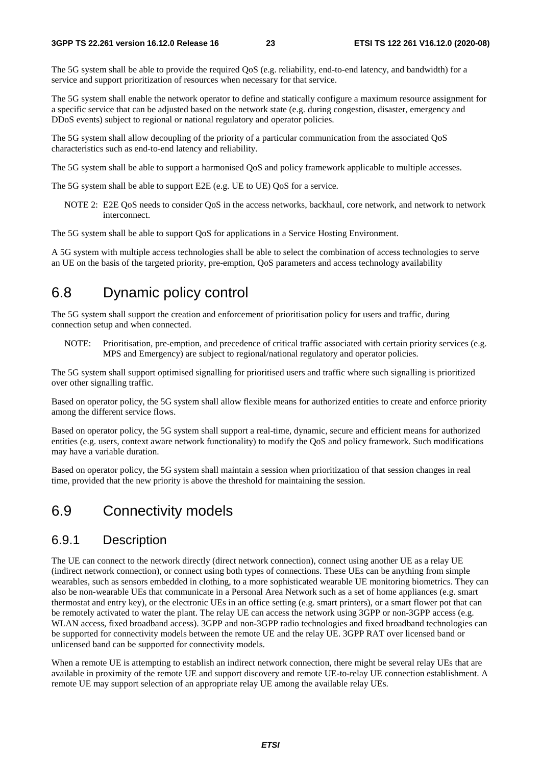The 5G system shall be able to provide the required QoS (e.g. reliability, end-to-end latency, and bandwidth) for a service and support prioritization of resources when necessary for that service.

The 5G system shall enable the network operator to define and statically configure a maximum resource assignment for a specific service that can be adjusted based on the network state (e.g. during congestion, disaster, emergency and DDoS events) subject to regional or national regulatory and operator policies.

The 5G system shall allow decoupling of the priority of a particular communication from the associated QoS characteristics such as end-to-end latency and reliability.

The 5G system shall be able to support a harmonised QoS and policy framework applicable to multiple accesses.

The 5G system shall be able to support E2E (e.g. UE to UE) QoS for a service.

NOTE 2: E2E QoS needs to consider QoS in the access networks, backhaul, core network, and network to network interconnect.

The 5G system shall be able to support QoS for applications in a Service Hosting Environment.

A 5G system with multiple access technologies shall be able to select the combination of access technologies to serve an UE on the basis of the targeted priority, pre-emption, QoS parameters and access technology availability

## 6.8 Dynamic policy control

The 5G system shall support the creation and enforcement of prioritisation policy for users and traffic, during connection setup and when connected.

NOTE: Prioritisation, pre-emption, and precedence of critical traffic associated with certain priority services (e.g. MPS and Emergency) are subject to regional/national regulatory and operator policies.

The 5G system shall support optimised signalling for prioritised users and traffic where such signalling is prioritized over other signalling traffic.

Based on operator policy, the 5G system shall allow flexible means for authorized entities to create and enforce priority among the different service flows.

Based on operator policy, the 5G system shall support a real-time, dynamic, secure and efficient means for authorized entities (e.g. users, context aware network functionality) to modify the QoS and policy framework. Such modifications may have a variable duration.

Based on operator policy, the 5G system shall maintain a session when prioritization of that session changes in real time, provided that the new priority is above the threshold for maintaining the session.

## 6.9 Connectivity models

### 6.9.1 Description

The UE can connect to the network directly (direct network connection), connect using another UE as a relay UE (indirect network connection), or connect using both types of connections. These UEs can be anything from simple wearables, such as sensors embedded in clothing, to a more sophisticated wearable UE monitoring biometrics. They can also be non-wearable UEs that communicate in a Personal Area Network such as a set of home appliances (e.g. smart thermostat and entry key), or the electronic UEs in an office setting (e.g. smart printers), or a smart flower pot that can be remotely activated to water the plant. The relay UE can access the network using 3GPP or non-3GPP access (e.g. WLAN access, fixed broadband access). 3GPP and non-3GPP radio technologies and fixed broadband technologies can be supported for connectivity models between the remote UE and the relay UE. 3GPP RAT over licensed band or unlicensed band can be supported for connectivity models.

When a remote UE is attempting to establish an indirect network connection, there might be several relay UEs that are available in proximity of the remote UE and support discovery and remote UE-to-relay UE connection establishment. A remote UE may support selection of an appropriate relay UE among the available relay UEs.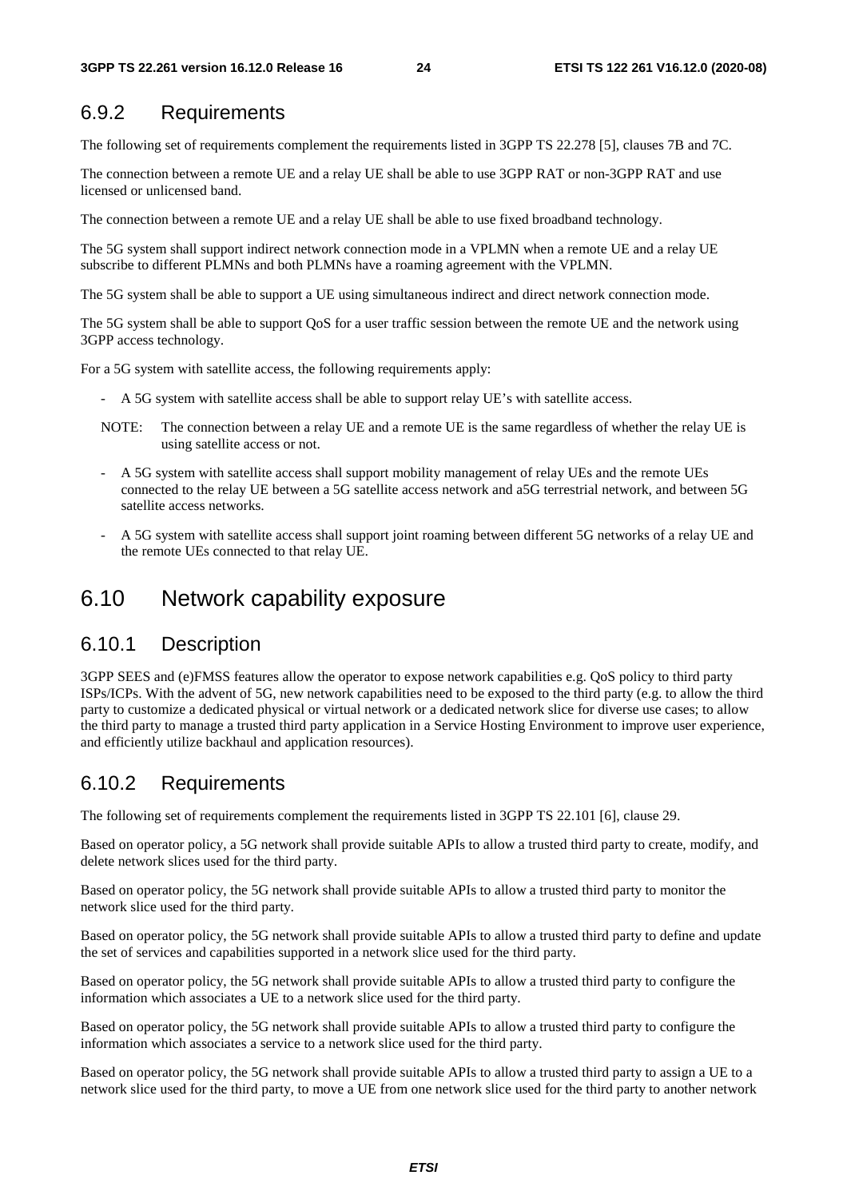### 6.9.2 Requirements

The following set of requirements complement the requirements listed in 3GPP TS 22.278 [5], clauses 7B and 7C.

The connection between a remote UE and a relay UE shall be able to use 3GPP RAT or non-3GPP RAT and use licensed or unlicensed band.

The connection between a remote UE and a relay UE shall be able to use fixed broadband technology.

The 5G system shall support indirect network connection mode in a VPLMN when a remote UE and a relay UE subscribe to different PLMNs and both PLMNs have a roaming agreement with the VPLMN.

The 5G system shall be able to support a UE using simultaneous indirect and direct network connection mode.

The 5G system shall be able to support QoS for a user traffic session between the remote UE and the network using 3GPP access technology.

For a 5G system with satellite access, the following requirements apply:

- A 5G system with satellite access shall be able to support relay UE's with satellite access.

NOTE: The connection between a relay UE and a remote UE is the same regardless of whether the relay UE is using satellite access or not.

- A 5G system with satellite access shall support mobility management of relay UEs and the remote UEs connected to the relay UE between a 5G satellite access network and a5G terrestrial network, and between 5G satellite access networks.
- A 5G system with satellite access shall support joint roaming between different 5G networks of a relay UE and the remote UEs connected to that relay UE.

## 6.10 Network capability exposure

### 6.10.1 Description

3GPP SEES and (e)FMSS features allow the operator to expose network capabilities e.g. QoS policy to third party ISPs/ICPs. With the advent of 5G, new network capabilities need to be exposed to the third party (e.g. to allow the third party to customize a dedicated physical or virtual network or a dedicated network slice for diverse use cases; to allow the third party to manage a trusted third party application in a Service Hosting Environment to improve user experience, and efficiently utilize backhaul and application resources).

### 6.10.2 Requirements

The following set of requirements complement the requirements listed in 3GPP TS 22.101 [6], clause 29.

Based on operator policy, a 5G network shall provide suitable APIs to allow a trusted third party to create, modify, and delete network slices used for the third party.

Based on operator policy, the 5G network shall provide suitable APIs to allow a trusted third party to monitor the network slice used for the third party.

Based on operator policy, the 5G network shall provide suitable APIs to allow a trusted third party to define and update the set of services and capabilities supported in a network slice used for the third party.

Based on operator policy, the 5G network shall provide suitable APIs to allow a trusted third party to configure the information which associates a UE to a network slice used for the third party.

Based on operator policy, the 5G network shall provide suitable APIs to allow a trusted third party to configure the information which associates a service to a network slice used for the third party.

Based on operator policy, the 5G network shall provide suitable APIs to allow a trusted third party to assign a UE to a network slice used for the third party, to move a UE from one network slice used for the third party to another network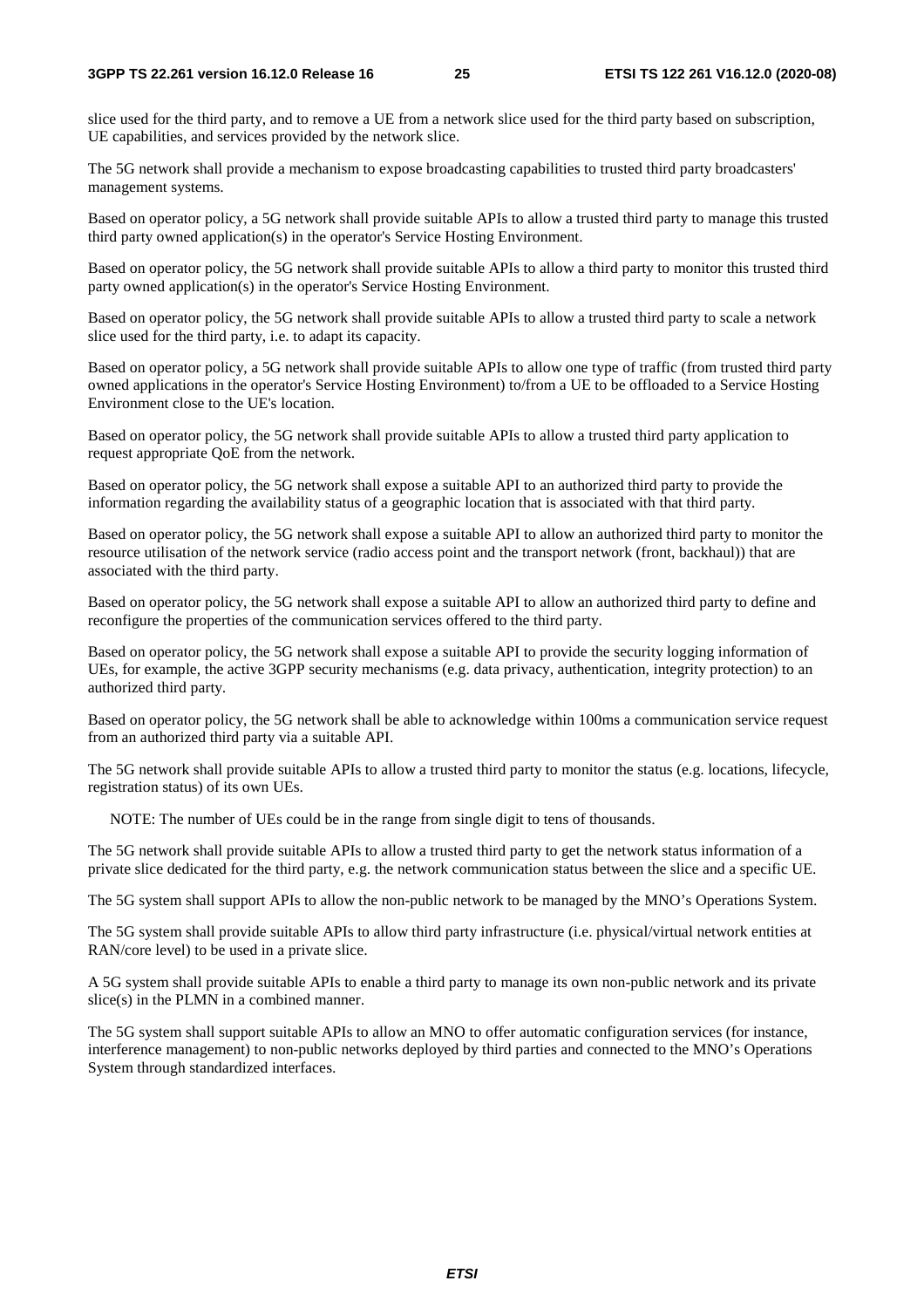slice used for the third party, and to remove a UE from a network slice used for the third party based on subscription, UE capabilities, and services provided by the network slice.

The 5G network shall provide a mechanism to expose broadcasting capabilities to trusted third party broadcasters' management systems.

Based on operator policy, a 5G network shall provide suitable APIs to allow a trusted third party to manage this trusted third party owned application(s) in the operator's Service Hosting Environment.

Based on operator policy, the 5G network shall provide suitable APIs to allow a third party to monitor this trusted third party owned application(s) in the operator's Service Hosting Environment.

Based on operator policy, the 5G network shall provide suitable APIs to allow a trusted third party to scale a network slice used for the third party, i.e. to adapt its capacity.

Based on operator policy, a 5G network shall provide suitable APIs to allow one type of traffic (from trusted third party owned applications in the operator's Service Hosting Environment) to/from a UE to be offloaded to a Service Hosting Environment close to the UE's location.

Based on operator policy, the 5G network shall provide suitable APIs to allow a trusted third party application to request appropriate QoE from the network.

Based on operator policy, the 5G network shall expose a suitable API to an authorized third party to provide the information regarding the availability status of a geographic location that is associated with that third party.

Based on operator policy, the 5G network shall expose a suitable API to allow an authorized third party to monitor the resource utilisation of the network service (radio access point and the transport network (front, backhaul)) that are associated with the third party.

Based on operator policy, the 5G network shall expose a suitable API to allow an authorized third party to define and reconfigure the properties of the communication services offered to the third party.

Based on operator policy, the 5G network shall expose a suitable API to provide the security logging information of UEs, for example, the active 3GPP security mechanisms (e.g. data privacy, authentication, integrity protection) to an authorized third party.

Based on operator policy, the 5G network shall be able to acknowledge within 100ms a communication service request from an authorized third party via a suitable API.

The 5G network shall provide suitable APIs to allow a trusted third party to monitor the status (e.g. locations, lifecycle, registration status) of its own UEs.

NOTE: The number of UEs could be in the range from single digit to tens of thousands.

The 5G network shall provide suitable APIs to allow a trusted third party to get the network status information of a private slice dedicated for the third party, e.g. the network communication status between the slice and a specific UE.

The 5G system shall support APIs to allow the non-public network to be managed by the MNO's Operations System.

The 5G system shall provide suitable APIs to allow third party infrastructure (i.e. physical/virtual network entities at RAN/core level) to be used in a private slice.

A 5G system shall provide suitable APIs to enable a third party to manage its own non-public network and its private slice(s) in the PLMN in a combined manner.

The 5G system shall support suitable APIs to allow an MNO to offer automatic configuration services (for instance, interference management) to non-public networks deployed by third parties and connected to the MNO's Operations System through standardized interfaces.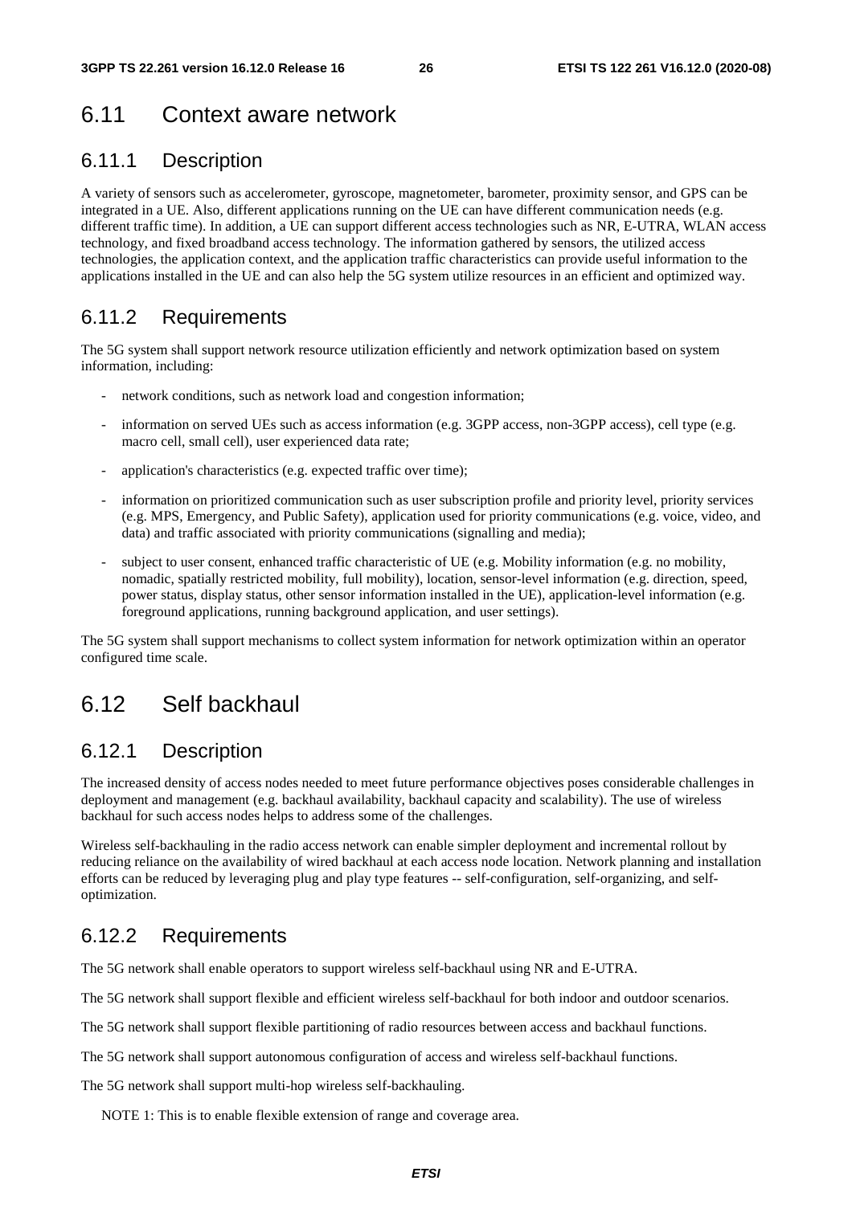## 6.11 Context aware network

### 6.11.1 Description

A variety of sensors such as accelerometer, gyroscope, magnetometer, barometer, proximity sensor, and GPS can be integrated in a UE. Also, different applications running on the UE can have different communication needs (e.g. different traffic time). In addition, a UE can support different access technologies such as NR, E-UTRA, WLAN access technology, and fixed broadband access technology. The information gathered by sensors, the utilized access technologies, the application context, and the application traffic characteristics can provide useful information to the applications installed in the UE and can also help the 5G system utilize resources in an efficient and optimized way.

### 6.11.2 Requirements

The 5G system shall support network resource utilization efficiently and network optimization based on system information, including:

- network conditions, such as network load and congestion information;
- information on served UEs such as access information (e.g. 3GPP access, non-3GPP access), cell type (e.g. macro cell, small cell), user experienced data rate;
- application's characteristics (e.g. expected traffic over time);
- information on prioritized communication such as user subscription profile and priority level, priority services (e.g. MPS, Emergency, and Public Safety), application used for priority communications (e.g. voice, video, and data) and traffic associated with priority communications (signalling and media);
- subject to user consent, enhanced traffic characteristic of UE (e.g. Mobility information (e.g. no mobility, nomadic, spatially restricted mobility, full mobility), location, sensor-level information (e.g. direction, speed, power status, display status, other sensor information installed in the UE), application-level information (e.g. foreground applications, running background application, and user settings).

The 5G system shall support mechanisms to collect system information for network optimization within an operator configured time scale.

## 6.12 Self backhaul

### 6.12.1 Description

The increased density of access nodes needed to meet future performance objectives poses considerable challenges in deployment and management (e.g. backhaul availability, backhaul capacity and scalability). The use of wireless backhaul for such access nodes helps to address some of the challenges.

Wireless self-backhauling in the radio access network can enable simpler deployment and incremental rollout by reducing reliance on the availability of wired backhaul at each access node location. Network planning and installation efforts can be reduced by leveraging plug and play type features -- self-configuration, self-organizing, and self-optimization.

### 6.12.2 Requirements

The 5G network shall enable operators to support wireless self-backhaul using NR and E-UTRA.

The 5G network shall support flexible and efficient wireless self-backhaul for both indoor and outdoor scenarios.

The 5G network shall support flexible partitioning of radio resources between access and backhaul functions.

The 5G network shall support autonomous configuration of access and wireless self-backhaul functions.

The 5G network shall support multi-hop wireless self-backhauling.

NOTE 1: This is to enable flexible extension of range and coverage area.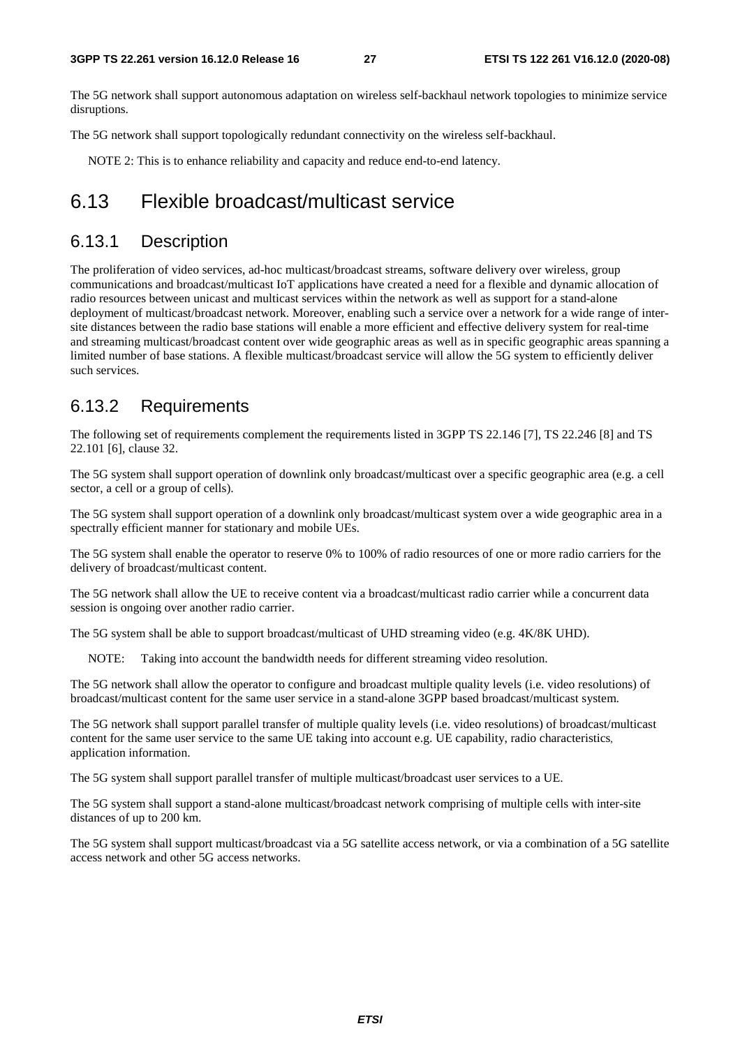The 5G network shall support autonomous adaptation on wireless self-backhaul network topologies to minimize service disruptions.

The 5G network shall support topologically redundant connectivity on the wireless self-backhaul.

NOTE 2: This is to enhance reliability and capacity and reduce end-to-end latency.

## 6.13 Flexible broadcast/multicast service

### 6.13.1 Description

The proliferation of video services, ad-hoc multicast/broadcast streams, software delivery over wireless, group communications and broadcast/multicast IoT applications have created a need for a flexible and dynamic allocation of radio resources between unicast and multicast services within the network as well as support for a stand-alone deployment of multicast/broadcast network. Moreover, enabling such a service over a network for a wide range of inter-site distances between the radio base stations will enable a more efficient and effective delivery system for real-time and streaming multicast/broadcast content over wide geographic areas as well as in specific geographic areas spanning a limited number of base stations. A flexible multicast/broadcast service will allow the 5G system to efficiently deliver such services.

### 6.13.2 Requirements

The following set of requirements complement the requirements listed in 3GPP TS 22.146 [7], TS 22.246 [8] and TS 22.101 [6], clause 32.

The 5G system shall support operation of downlink only broadcast/multicast over a specific geographic area (e.g. a cell sector, a cell or a group of cells).

The 5G system shall support operation of a downlink only broadcast/multicast system over a wide geographic area in a spectrally efficient manner for stationary and mobile UEs.

The 5G system shall enable the operator to reserve 0% to 100% of radio resources of one or more radio carriers for the delivery of broadcast/multicast content.

The 5G network shall allow the UE to receive content via a broadcast/multicast radio carrier while a concurrent data session is ongoing over another radio carrier.

The 5G system shall be able to support broadcast/multicast of UHD streaming video (e.g. 4K/8K UHD).

NOTE: Taking into account the bandwidth needs for different streaming video resolution.

The 5G network shall allow the operator to configure and broadcast multiple quality levels (i.e. video resolutions) of broadcast/multicast content for the same user service in a stand-alone 3GPP based broadcast/multicast system.

The 5G network shall support parallel transfer of multiple quality levels (i.e. video resolutions) of broadcast/multicast content for the same user service to the same UE taking into account e.g. UE capability, radio characteristics, application information.

The 5G system shall support parallel transfer of multiple multicast/broadcast user services to a UE.

The 5G system shall support a stand-alone multicast/broadcast network comprising of multiple cells with inter-site distances of up to 200 km.

The 5G system shall support multicast/broadcast via a 5G satellite access network, or via a combination of a 5G satellite access network and other 5G access networks.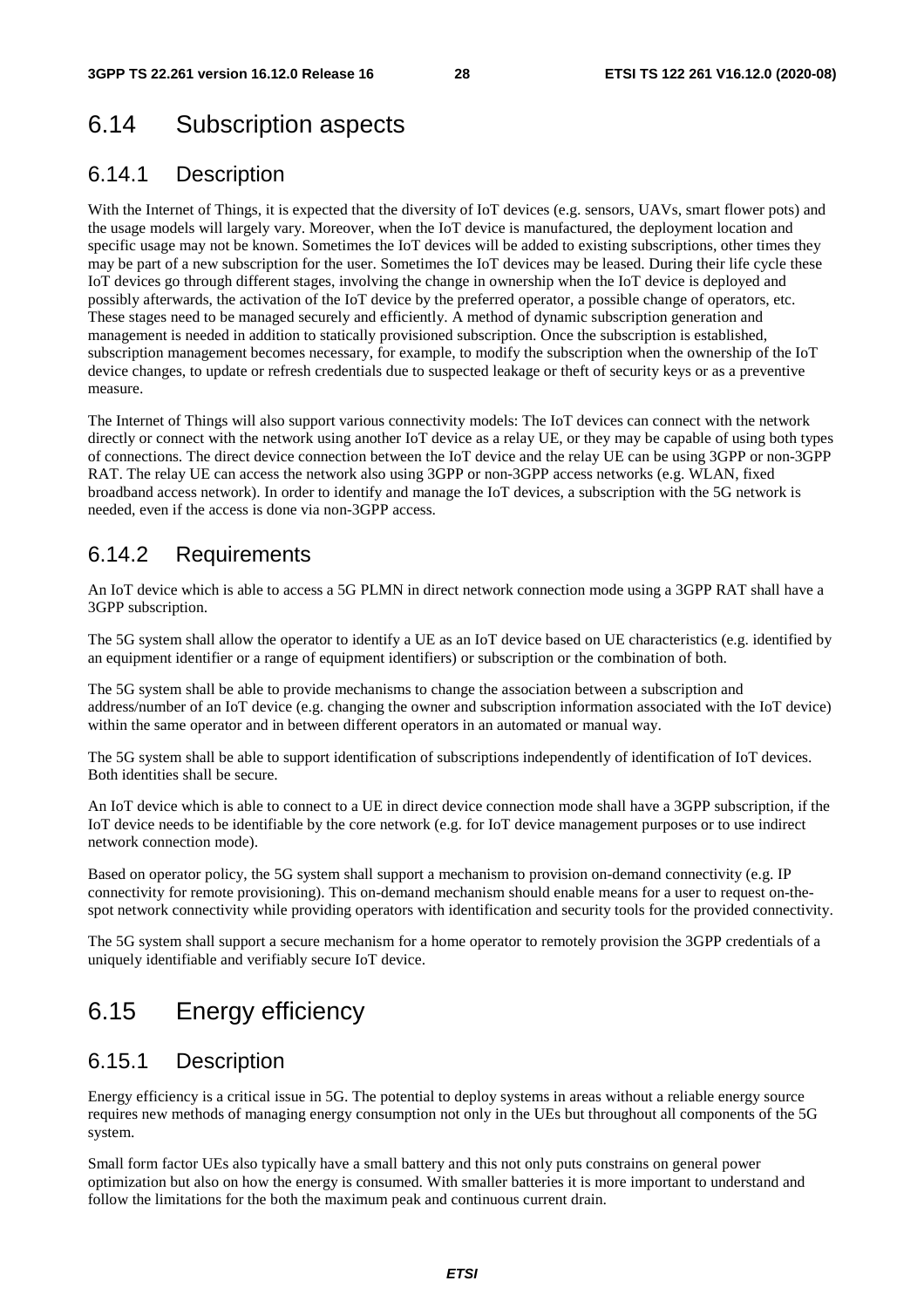## 6.14 Subscription aspects

### 6.14.1 Description

With the Internet of Things, it is expected that the diversity of IoT devices (e.g. sensors, UAVs, smart flower pots) and the usage models will largely vary. Moreover, when the IoT device is manufactured, the deployment location and specific usage may not be known. Sometimes the IoT devices will be added to existing subscriptions, other times they may be part of a new subscription for the user. Sometimes the IoT devices may be leased. During their life cycle these IoT devices go through different stages, involving the change in ownership when the IoT device is deployed and possibly afterwards, the activation of the IoT device by the preferred operator, a possible change of operators, etc. These stages need to be managed securely and efficiently. A method of dynamic subscription generation and management is needed in addition to statically provisioned subscription. Once the subscription is established, subscription management becomes necessary, for example, to modify the subscription when the ownership of the IoT device changes, to update or refresh credentials due to suspected leakage or theft of security keys or as a preventive measure.

The Internet of Things will also support various connectivity models: The IoT devices can connect with the network directly or connect with the network using another IoT device as a relay UE, or they may be capable of using both types of connections. The direct device connection between the IoT device and the relay UE can be using 3GPP or non-3GPP RAT. The relay UE can access the network also using 3GPP or non-3GPP access networks (e.g. WLAN, fixed broadband access network). In order to identify and manage the IoT devices, a subscription with the 5G network is needed, even if the access is done via non-3GPP access.

### 6.14.2 Requirements

An IoT device which is able to access a 5G PLMN in direct network connection mode using a 3GPP RAT shall have a 3GPP subscription.

The 5G system shall allow the operator to identify a UE as an IoT device based on UE characteristics (e.g. identified by an equipment identifier or a range of equipment identifiers) or subscription or the combination of both.

The 5G system shall be able to provide mechanisms to change the association between a subscription and address/number of an IoT device (e.g. changing the owner and subscription information associated with the IoT device) within the same operator and in between different operators in an automated or manual way.

The 5G system shall be able to support identification of subscriptions independently of identification of IoT devices. Both identities shall be secure.

An IoT device which is able to connect to a UE in direct device connection mode shall have a 3GPP subscription, if the IoT device needs to be identifiable by the core network (e.g. for IoT device management purposes or to use indirect network connection mode).

Based on operator policy, the 5G system shall support a mechanism to provision on-demand connectivity (e.g. IP connectivity for remote provisioning). This on-demand mechanism should enable means for a user to request on-the-spot network connectivity while providing operators with identification and security tools for the provided connectivity.

The 5G system shall support a secure mechanism for a home operator to remotely provision the 3GPP credentials of a uniquely identifiable and verifiably secure IoT device.

## 6.15 Energy efficiency

### 6.15.1 Description

Energy efficiency is a critical issue in 5G. The potential to deploy systems in areas without a reliable energy source requires new methods of managing energy consumption not only in the UEs but throughout all components of the 5G system.

Small form factor UEs also typically have a small battery and this not only puts constrains on general power optimization but also on how the energy is consumed. With smaller batteries it is more important to understand and follow the limitations for the both the maximum peak and continuous current drain.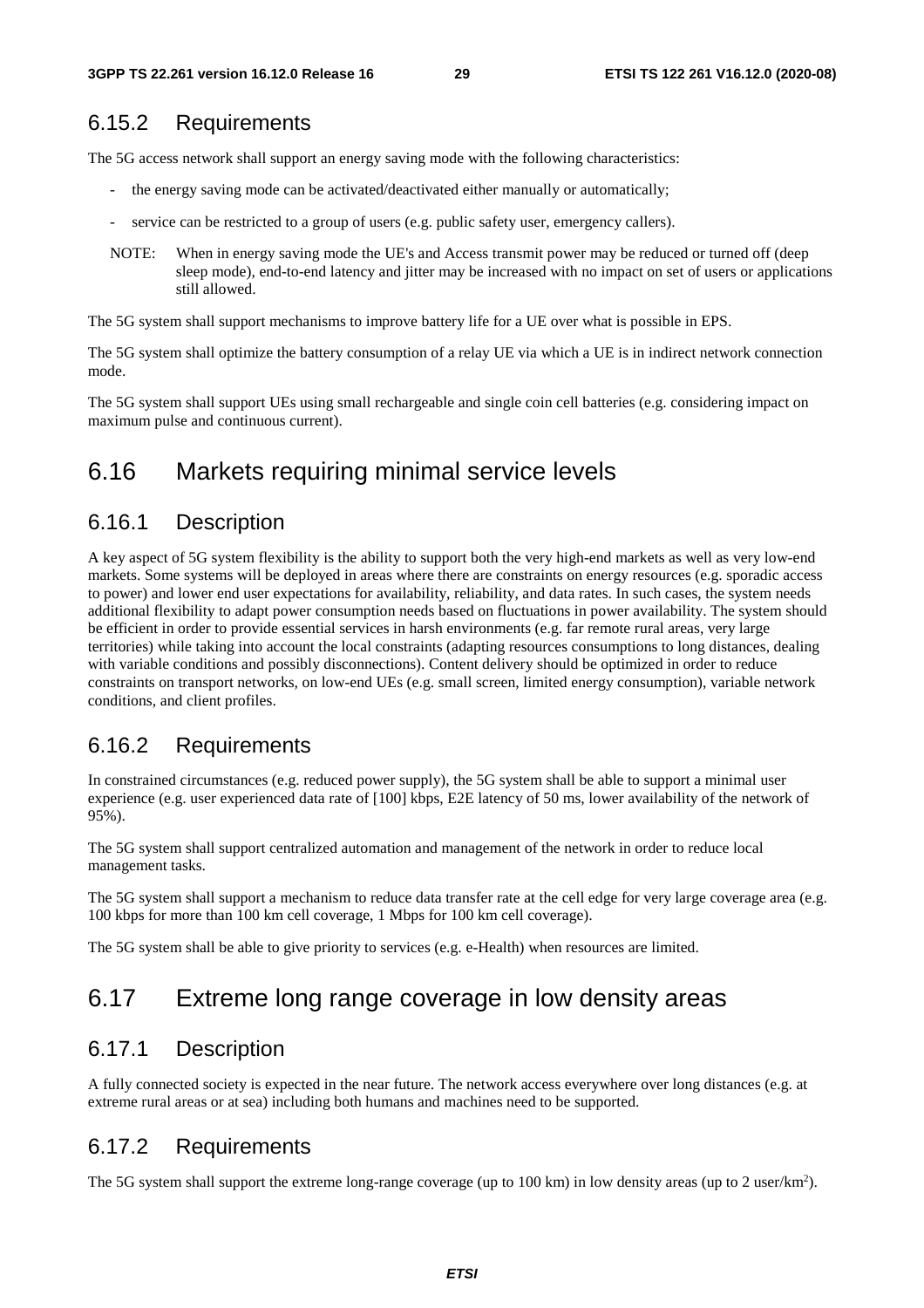### 6.15.2 Requirements

The 5G access network shall support an energy saving mode with the following characteristics:

- the energy saving mode can be activated/deactivated either manually or automatically;
- service can be restricted to a group of users (e.g. public safety user, emergency callers).

NOTE: When in energy saving mode the UE's and Access transmit power may be reduced or turned off (deep sleep mode), end-to-end latency and jitter may be increased with no impact on set of users or applications still allowed.

The 5G system shall support mechanisms to improve battery life for a UE over what is possible in EPS.

The 5G system shall optimize the battery consumption of a relay UE via which a UE is in indirect network connection mode.

The 5G system shall support UEs using small rechargeable and single coin cell batteries (e.g. considering impact on maximum pulse and continuous current).

## 6.16 Markets requiring minimal service levels

### 6.16.1 Description

A key aspect of 5G system flexibility is the ability to support both the very high-end markets as well as very low-end markets. Some systems will be deployed in areas where there are constraints on energy resources (e.g. sporadic access to power) and lower end user expectations for availability, reliability, and data rates. In such cases, the system needs additional flexibility to adapt power consumption needs based on fluctuations in power availability. The system should be efficient in order to provide essential services in harsh environments (e.g. far remote rural areas, very large territories) while taking into account the local constraints (adapting resources consumptions to long distances, dealing with variable conditions and possibly disconnections). Content delivery should be optimized in order to reduce constraints on transport networks, on low-end UEs (e.g. small screen, limited energy consumption), variable network conditions, and client profiles.

### 6.16.2 Requirements

In constrained circumstances (e.g. reduced power supply), the 5G system shall be able to support a minimal user experience (e.g. user experienced data rate of [100] kbps, E2E latency of 50 ms, lower availability of the network of 95%).

The 5G system shall support centralized automation and management of the network in order to reduce local management tasks.

The 5G system shall support a mechanism to reduce data transfer rate at the cell edge for very large coverage area (e.g. 100 kbps for more than 100 km cell coverage, 1 Mbps for 100 km cell coverage).

The 5G system shall be able to give priority to services (e.g. e-Health) when resources are limited.

## 6.17 Extreme long range coverage in low density areas

### 6.17.1 Description

A fully connected society is expected in the near future. The network access everywhere over long distances (e.g. at extreme rural areas or at sea) including both humans and machines need to be supported.

### 6.17.2 Requirements

The 5G system shall support the extreme long-range coverage (up to 100 km) in low density areas (up to 2 user/km$^2$).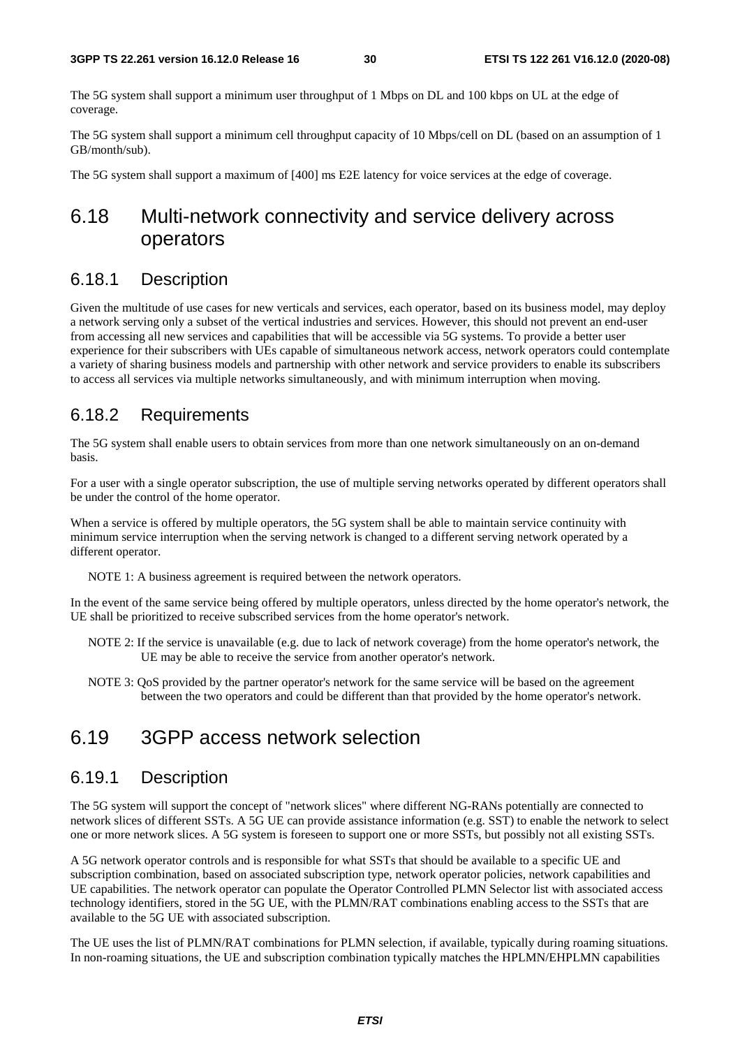The 5G system shall support a minimum user throughput of 1 Mbps on DL and 100 kbps on UL at the edge of coverage.

The 5G system shall support a minimum cell throughput capacity of 10 Mbps/cell on DL (based on an assumption of 1 GB/month/sub).

The 5G system shall support a maximum of [400] ms E2E latency for voice services at the edge of coverage.

## 6.18 Multi-network connectivity and service delivery across operators

### 6.18.1 Description

Given the multitude of use cases for new verticals and services, each operator, based on its business model, may deploy a network serving only a subset of the vertical industries and services. However, this should not prevent an end-user from accessing all new services and capabilities that will be accessible via 5G systems. To provide a better user experience for their subscribers with UEs capable of simultaneous network access, network operators could contemplate a variety of sharing business models and partnership with other network and service providers to enable its subscribers to access all services via multiple networks simultaneously, and with minimum interruption when moving.

### 6.18.2 Requirements

The 5G system shall enable users to obtain services from more than one network simultaneously on an on-demand basis.

For a user with a single operator subscription, the use of multiple serving networks operated by different operators shall be under the control of the home operator.

When a service is offered by multiple operators, the 5G system shall be able to maintain service continuity with minimum service interruption when the serving network is changed to a different serving network operated by a different operator.

NOTE 1: A business agreement is required between the network operators.

In the event of the same service being offered by multiple operators, unless directed by the home operator's network, the UE shall be prioritized to receive subscribed services from the home operator's network.

NOTE 2: If the service is unavailable (e.g. due to lack of network coverage) from the home operator's network, the UE may be able to receive the service from another operator's network.

NOTE 3: QoS provided by the partner operator's network for the same service will be based on the agreement between the two operators and could be different than that provided by the home operator's network.

## 6.19 3GPP access network selection

### 6.19.1 Description

The 5G system will support the concept of "network slices" where different NG-RANs potentially are connected to network slices of different SSTs. A 5G UE can provide assistance information (e.g. SST) to enable the network to select one or more network slices. A 5G system is foreseen to support one or more SSTs, but possibly not all existing SSTs.

A 5G network operator controls and is responsible for what SSTs that should be available to a specific UE and subscription combination, based on associated subscription type, network operator policies, network capabilities and UE capabilities. The network operator can populate the Operator Controlled PLMN Selector list with associated access technology identifiers, stored in the 5G UE, with the PLMN/RAT combinations enabling access to the SSTs that are available to the 5G UE with associated subscription.

The UE uses the list of PLMN/RAT combinations for PLMN selection, if available, typically during roaming situations. In non-roaming situations, the UE and subscription combination typically matches the HPLMN/EHPLMN capabilities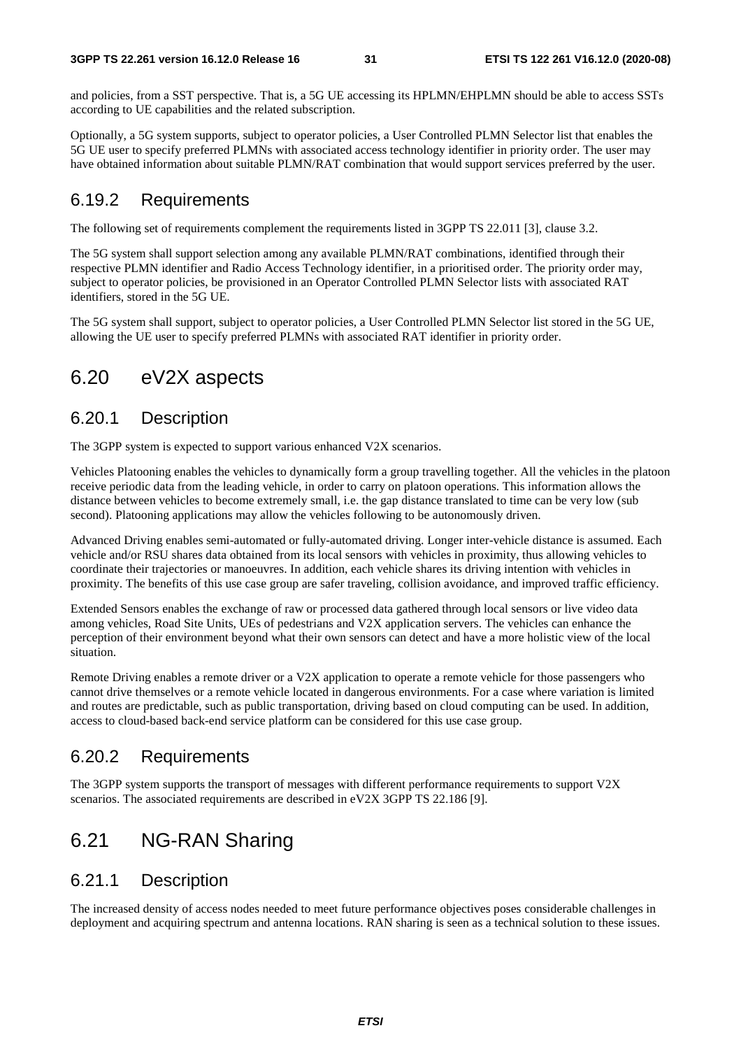and policies, from a SST perspective. That is, a 5G UE accessing its HPLMN/EHPLMN should be able to access SSTs according to UE capabilities and the related subscription.

Optionally, a 5G system supports, subject to operator policies, a User Controlled PLMN Selector list that enables the 5G UE user to specify preferred PLMNs with associated access technology identifier in priority order. The user may have obtained information about suitable PLMN/RAT combination that would support services preferred by the user.

### 6.19.2 Requirements

The following set of requirements complement the requirements listed in 3GPP TS 22.011 [3], clause 3.2.

The 5G system shall support selection among any available PLMN/RAT combinations, identified through their respective PLMN identifier and Radio Access Technology identifier, in a prioritised order. The priority order may, subject to operator policies, be provisioned in an Operator Controlled PLMN Selector lists with associated RAT identifiers, stored in the 5G UE.

The 5G system shall support, subject to operator policies, a User Controlled PLMN Selector list stored in the 5G UE, allowing the UE user to specify preferred PLMNs with associated RAT identifier in priority order.

## 6.20 eV2X aspects

### 6.20.1 Description

The 3GPP system is expected to support various enhanced V2X scenarios.

Vehicles Platooning enables the vehicles to dynamically form a group travelling together. All the vehicles in the platoon receive periodic data from the leading vehicle, in order to carry on platoon operations. This information allows the distance between vehicles to become extremely small, i.e. the gap distance translated to time can be very low (sub second). Platooning applications may allow the vehicles following to be autonomously driven.

Advanced Driving enables semi-automated or fully-automated driving. Longer inter-vehicle distance is assumed. Each vehicle and/or RSU shares data obtained from its local sensors with vehicles in proximity, thus allowing vehicles to coordinate their trajectories or manoeuvres. In addition, each vehicle shares its driving intention with vehicles in proximity. The benefits of this use case group are safer traveling, collision avoidance, and improved traffic efficiency.

Extended Sensors enables the exchange of raw or processed data gathered through local sensors or live video data among vehicles, Road Site Units, UEs of pedestrians and V2X application servers. The vehicles can enhance the perception of their environment beyond what their own sensors can detect and have a more holistic view of the local situation.

Remote Driving enables a remote driver or a V2X application to operate a remote vehicle for those passengers who cannot drive themselves or a remote vehicle located in dangerous environments. For a case where variation is limited and routes are predictable, such as public transportation, driving based on cloud computing can be used. In addition, access to cloud-based back-end service platform can be considered for this use case group.

### 6.20.2 Requirements

The 3GPP system supports the transport of messages with different performance requirements to support V2X scenarios. The associated requirements are described in eV2X 3GPP TS 22.186 [9].

## 6.21 NG-RAN Sharing

### 6.21.1 Description

The increased density of access nodes needed to meet future performance objectives poses considerable challenges in deployment and acquiring spectrum and antenna locations. RAN sharing is seen as a technical solution to these issues.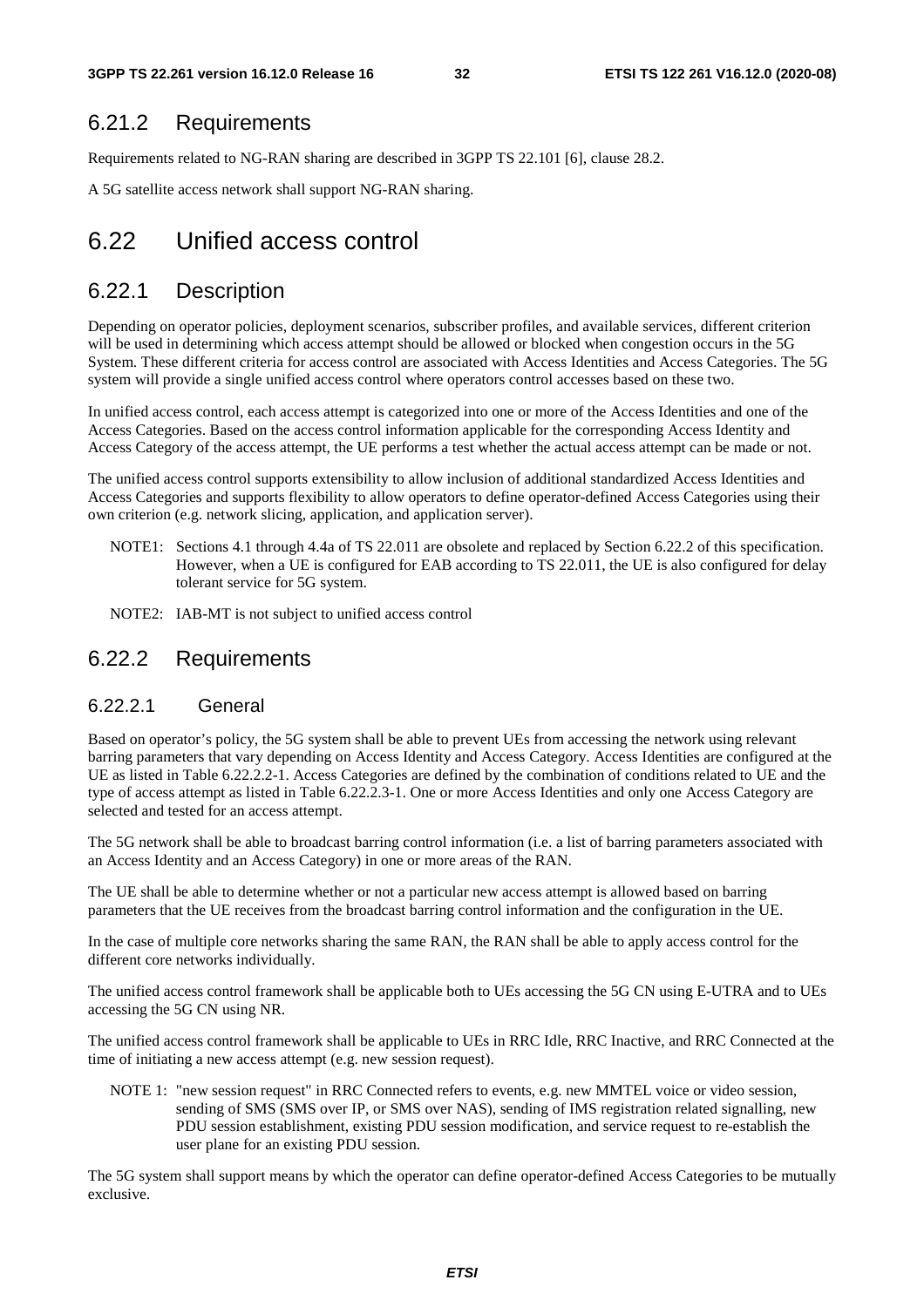### 6.21.2 Requirements

Requirements related to NG-RAN sharing are described in 3GPP TS 22.101 [6], clause 28.2.

A 5G satellite access network shall support NG-RAN sharing.

## 6.22 Unified access control

### 6.22.1 Description

Depending on operator policies, deployment scenarios, subscriber profiles, and available services, different criterion will be used in determining which access attempt should be allowed or blocked when congestion occurs in the 5G System. These different criteria for access control are associated with Access Identities and Access Categories. The 5G system will provide a single unified access control where operators control accesses based on these two.

In unified access control, each access attempt is categorized into one or more of the Access Identities and one of the Access Categories. Based on the access control information applicable for the corresponding Access Identity and Access Category of the access attempt, the UE performs a test whether the actual access attempt can be made or not.

The unified access control supports extensibility to allow inclusion of additional standardized Access Identities and Access Categories and supports flexibility to allow operators to define operator-defined Access Categories using their own criterion (e.g. network slicing, application, and application server).

NOTE1: Sections 4.1 through 4.4a of TS 22.011 are obsolete and replaced by Section 6.22.2 of this specification. However, when a UE is configured for EAB according to TS 22.011, the UE is also configured for delay tolerant service for 5G system.

NOTE2: IAB-MT is not subject to unified access control

### 6.22.2 Requirements

#### 6.22.2.1 General

Based on operator's policy, the 5G system shall be able to prevent UEs from accessing the network using relevant barring parameters that vary depending on Access Identity and Access Category. Access Identities are configured at the UE as listed in Table 6.22.2.2-1. Access Categories are defined by the combination of conditions related to UE and the type of access attempt as listed in Table 6.22.2.3-1. One or more Access Identities and only one Access Category are selected and tested for an access attempt.

The 5G network shall be able to broadcast barring control information (i.e. a list of barring parameters associated with an Access Identity and an Access Category) in one or more areas of the RAN.

The UE shall be able to determine whether or not a particular new access attempt is allowed based on barring parameters that the UE receives from the broadcast barring control information and the configuration in the UE.

In the case of multiple core networks sharing the same RAN, the RAN shall be able to apply access control for the different core networks individually.

The unified access control framework shall be applicable both to UEs accessing the 5G CN using E-UTRA and to UEs accessing the 5G CN using NR.

The unified access control framework shall be applicable to UEs in RRC Idle, RRC Inactive, and RRC Connected at the time of initiating a new access attempt (e.g. new session request).

NOTE 1: "new session request" in RRC Connected refers to events, e.g. new MMTEL voice or video session, sending of SMS (SMS over IP, or SMS over NAS), sending of IMS registration related signalling, new PDU session establishment, existing PDU session modification, and service request to re-establish the user plane for an existing PDU session.

The 5G system shall support means by which the operator can define operator-defined Access Categories to be mutually exclusive.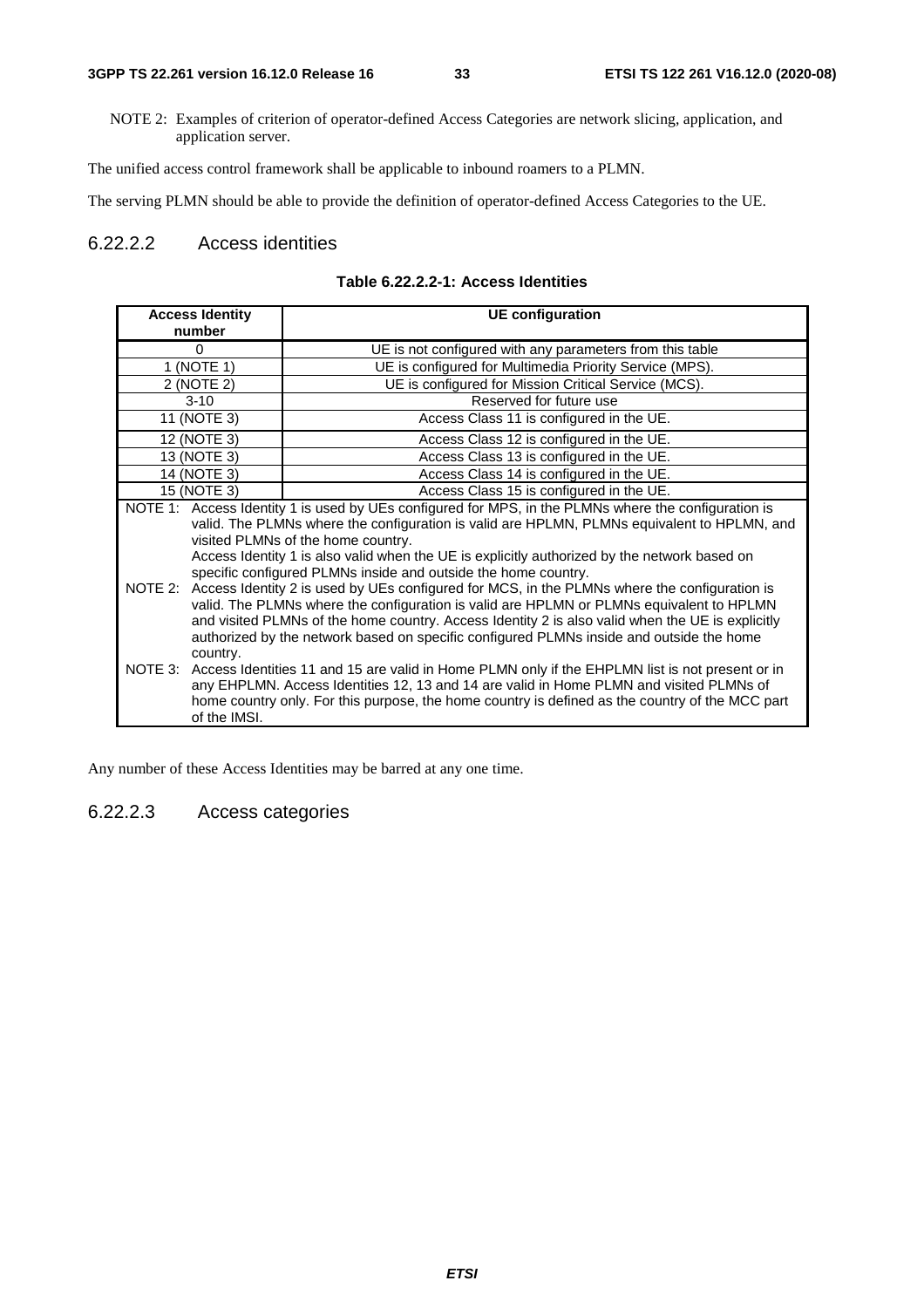NOTE 2: Examples of criterion of operator-defined Access Categories are network slicing, application, and application server.

The unified access control framework shall be applicable to inbound roamers to a PLMN.

The serving PLMN should be able to provide the definition of operator-defined Access Categories to the UE.

#### 6.22.2.2 Access identities

**Table 6.22.2.2-1: Access Identities**

| Access Identity number | UE configuration |
|---|---|
| 0 | UE is not configured with any parameters from this table |
| 1 (NOTE 1) | UE is configured for Multimedia Priority Service (MPS). |
| 2 (NOTE 2) | UE is configured for Mission Critical Service (MCS). |
| 3-10 | Reserved for future use |
| 11 (NOTE 3) | Access Class 11 is configured in the UE. |
| 12 (NOTE 3) | Access Class 12 is configured in the UE. |
| 13 (NOTE 3) | Access Class 13 is configured in the UE. |
| 14 (NOTE 3) | Access Class 14 is configured in the UE. |
| 15 (NOTE 3) | Access Class 15 is configured in the UE. |
| NOTE 1: Access Identity 1 is used by UEs configured for MPS, in the PLMNs where the configuration is valid. The PLMNs where the configuration is valid are HPLMN, PLMNs equivalent to HPLMN, and visited PLMNs of the home country. Access Identity 1 is also valid when the UE is explicitly authorized by the network based on specific configured PLMNs inside and outside the home country. NOTE 2: Access Identity 2 is used by UEs configured for MCS, in the PLMNs where the configuration is valid. The PLMNs where the configuration is valid are HPLMN or PLMNs equivalent to HPLMN and visited PLMNs of the home country. Access Identity 2 is also valid when the UE is explicitly authorized by the network based on specific configured PLMNs inside and outside the home country. NOTE 3: Access Identities 11 and 15 are valid in Home PLMN only if the EHPLMN list is not present or in any EHPLMN. Access Identities 12, 13 and 14 are valid in Home PLMN and visited PLMNs of home country only. For this purpose, the home country is defined as the country of the MCC part of the IMSI. | |

Any number of these Access Identities may be barred at any one time.

#### 6.22.2.3 Access categories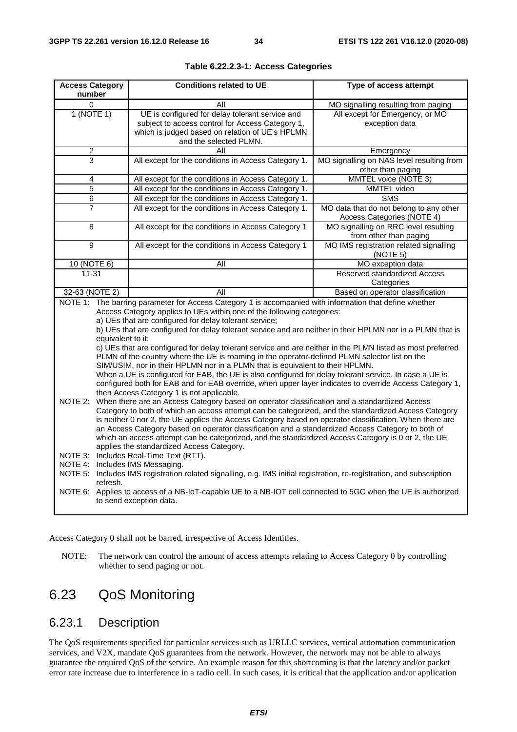**Table 6.22.2.3-1: Access Categories**

| Access Category number | Conditions related to UE | Type of access attempt |
|---|---|---|
| 0 | All | MO signalling resulting from paging |
| 1 (NOTE 1) | UE is configured for delay tolerant service and subject to access control for Access Category 1, which is judged based on relation of UE's HPLMN and the selected PLMN. | All except for Emergency, or MO exception data |
| 2 | All | Emergency |
| 3 | All except for the conditions in Access Category 1. | MO signalling on NAS level resulting from other than paging |
| 4 | All except for the conditions in Access Category 1. | MMTEL voice (NOTE 3) |
| 5 | All except for the conditions in Access Category 1. | MMTEL video |
| 6 | All except for the conditions in Access Category 1. | SMS |
| 7 | All except for the conditions in Access Category 1. | MO data that do not belong to any other Access Categories (NOTE 4) |
| 8 | All except for the conditions in Access Category 1 | MO signalling on RRC level resulting from other than paging |
| 9 | All except for the conditions in Access Category 1 | MO IMS registration related signalling (NOTE 5) |
| 10 (NOTE 6) | All | MO exception data |
| 11-31 | | Reserved standardized Access Categories |
| 32-63 (NOTE 2) | All | Based on operator classification |

NOTE 1: The barring parameter for Access Category 1 is accompanied with information that define whether Access Category applies to UEs within one of the following categories:
a) UEs that are configured for delay tolerant service;
b) UEs that are configured for delay tolerant service and are neither in their HPLMN nor in a PLMN that is equivalent to it;
c) UEs that are configured for delay tolerant service and are neither in the PLMN listed as most preferred PLMN of the country where the UE is roaming in the operator-defined PLMN selector list on the SIM/USIM, nor in their HPLMN nor in a PLMN that is equivalent to their HPLMN.
When a UE is configured for EAB, the UE is also configured for delay tolerant service. In case a UE is configured both for EAB and for EAB override, when upper layer indicates to override Access Category 1, then Access Category 1 is not applicable.

NOTE 2: When there are an Access Category based on operator classification and a standardized Access Category to both of which an access attempt can be categorized, and the standardized Access Category is neither 0 nor 2, the UE applies the Access Category based on operator classification. When there are an Access Category based on operator classification and a standardized Access Category to both of which an access attempt can be categorized, and the standardized Access Category is 0 or 2, the UE applies the standardized Access Category.

NOTE 3: Includes Real-Time Text (RTT).

NOTE 4: Includes IMS Messaging.

NOTE 5: Includes IMS registration related signalling, e.g. IMS initial registration, re-registration, and subscription refresh.

NOTE 6: Applies to access of a NB-IoT-capable UE to a NB-IOT cell connected to 5GC when the UE is authorized to send exception data.

Access Category 0 shall not be barred, irrespective of Access Identities.

NOTE: The network can control the amount of access attempts relating to Access Category 0 by controlling whether to send paging or not.

# 6.23 QoS Monitoring

## 6.23.1 Description

The QoS requirements specified for particular services such as URLLC services, vertical automation communication services, and V2X, mandate QoS guarantees from the network. However, the network may not be able to always guarantee the required QoS of the service. An example reason for this shortcoming is that the latency and/or packet error rate increase due to interference in a radio cell. In such cases, it is critical that the application and/or application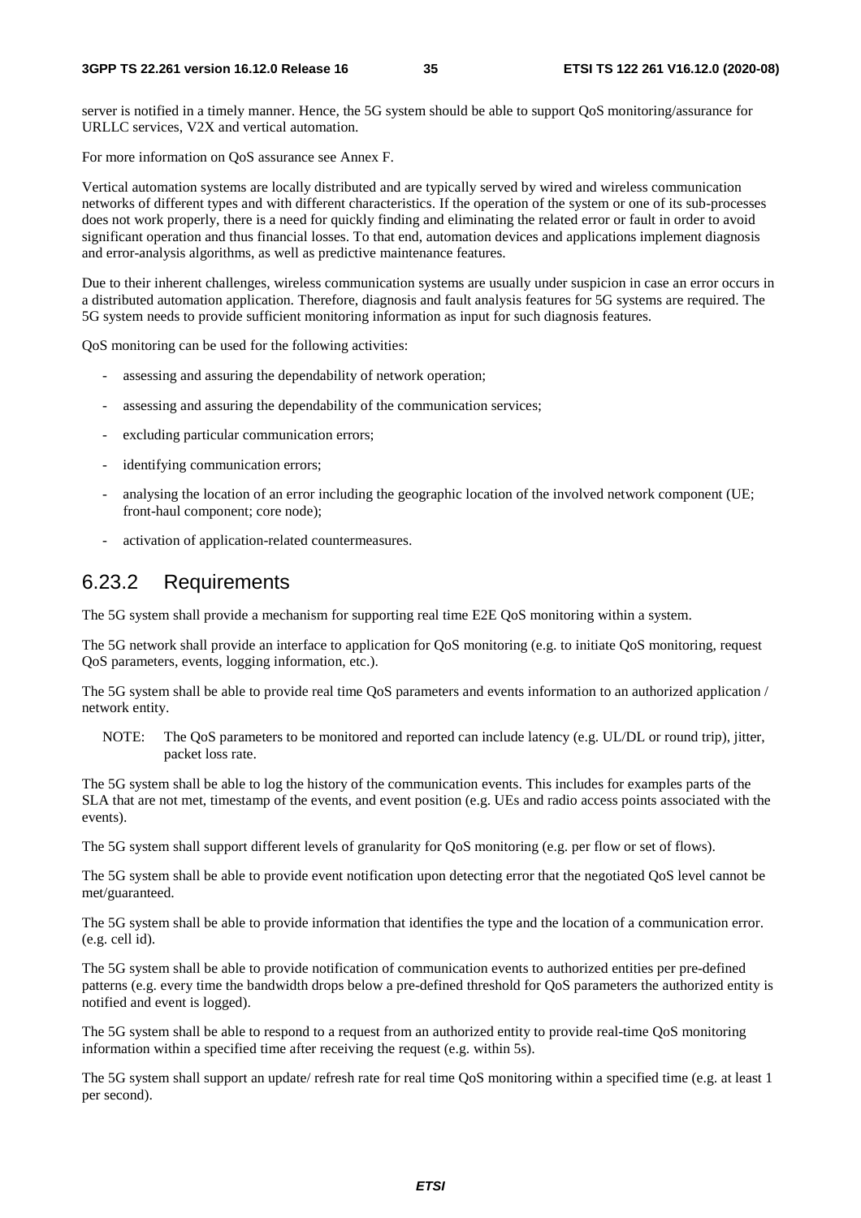server is notified in a timely manner. Hence, the 5G system should be able to support QoS monitoring/assurance for URLLC services, V2X and vertical automation.

For more information on QoS assurance see Annex F.

Vertical automation systems are locally distributed and are typically served by wired and wireless communication networks of different types and with different characteristics. If the operation of the system or one of its sub-processes does not work properly, there is a need for quickly finding and eliminating the related error or fault in order to avoid significant operation and thus financial losses. To that end, automation devices and applications implement diagnosis and error-analysis algorithms, as well as predictive maintenance features.

Due to their inherent challenges, wireless communication systems are usually under suspicion in case an error occurs in a distributed automation application. Therefore, diagnosis and fault analysis features for 5G systems are required. The 5G system needs to provide sufficient monitoring information as input for such diagnosis features.

QoS monitoring can be used for the following activities:

- assessing and assuring the dependability of network operation;
- assessing and assuring the dependability of the communication services;
- excluding particular communication errors;
- identifying communication errors;
- analysing the location of an error including the geographic location of the involved network component (UE; front-haul component; core node);
- activation of application-related countermeasures.

## 6.23.2 Requirements

The 5G system shall provide a mechanism for supporting real time E2E QoS monitoring within a system.

The 5G network shall provide an interface to application for QoS monitoring (e.g. to initiate QoS monitoring, request QoS parameters, events, logging information, etc.).

The 5G system shall be able to provide real time QoS parameters and events information to an authorized application / network entity.

NOTE: The QoS parameters to be monitored and reported can include latency (e.g. UL/DL or round trip), jitter, packet loss rate.

The 5G system shall be able to log the history of the communication events. This includes for examples parts of the SLA that are not met, timestamp of the events, and event position (e.g. UEs and radio access points associated with the events).

The 5G system shall support different levels of granularity for QoS monitoring (e.g. per flow or set of flows).

The 5G system shall be able to provide event notification upon detecting error that the negotiated QoS level cannot be met/guaranteed.

The 5G system shall be able to provide information that identifies the type and the location of a communication error. (e.g. cell id).

The 5G system shall be able to provide notification of communication events to authorized entities per pre-defined patterns (e.g. every time the bandwidth drops below a pre-defined threshold for QoS parameters the authorized entity is notified and event is logged).

The 5G system shall be able to respond to a request from an authorized entity to provide real-time QoS monitoring information within a specified time after receiving the request (e.g. within 5s).

The 5G system shall support an update/ refresh rate for real time QoS monitoring within a specified time (e.g. at least 1 per second).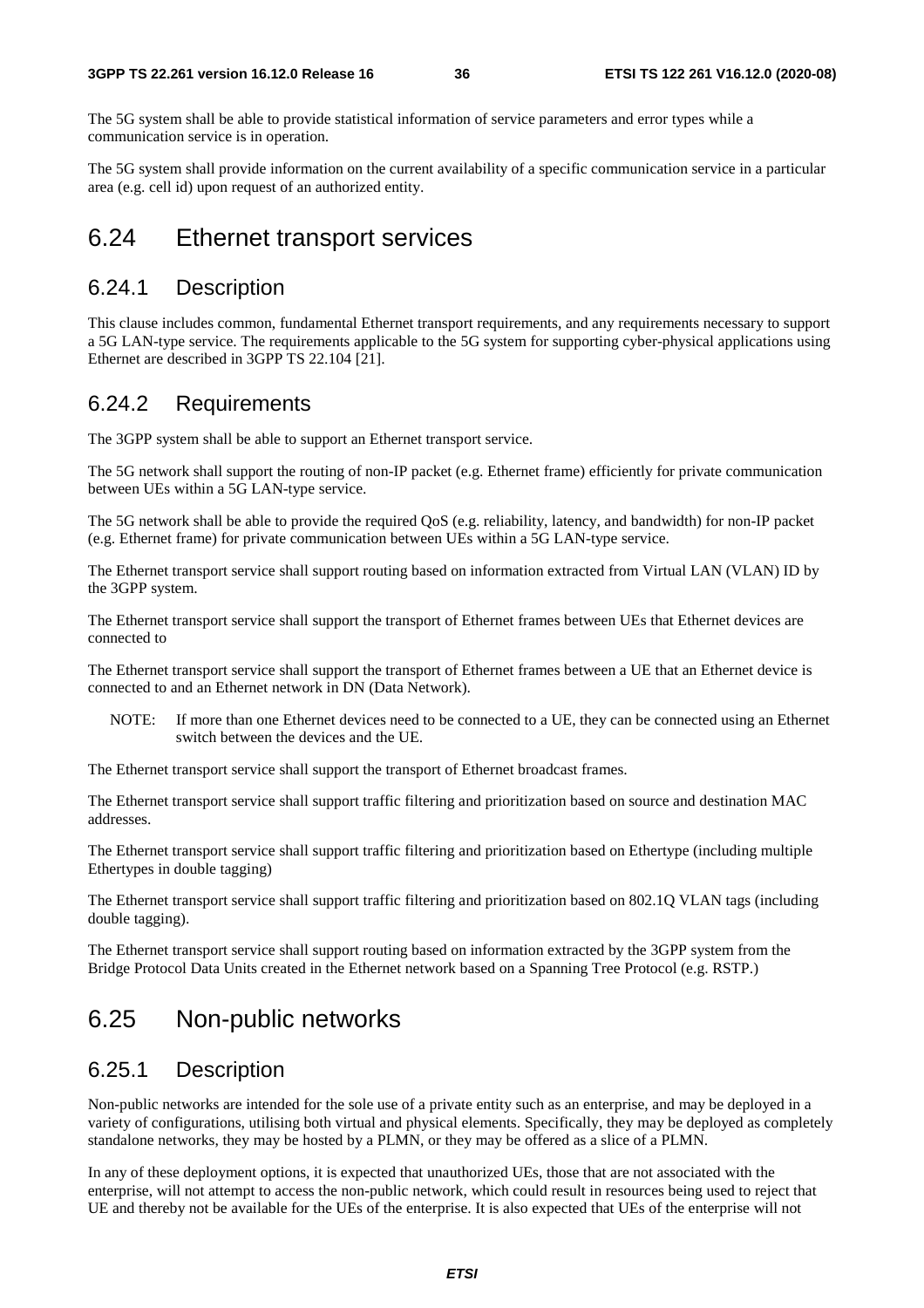The 5G system shall be able to provide statistical information of service parameters and error types while a communication service is in operation.

The 5G system shall provide information on the current availability of a specific communication service in a particular area (e.g. cell id) upon request of an authorized entity.

# 6.24 Ethernet transport services

## 6.24.1 Description

This clause includes common, fundamental Ethernet transport requirements, and any requirements necessary to support a 5G LAN-type service. The requirements applicable to the 5G system for supporting cyber-physical applications using Ethernet are described in 3GPP TS 22.104 [21].

## 6.24.2 Requirements

The 3GPP system shall be able to support an Ethernet transport service.

The 5G network shall support the routing of non-IP packet (e.g. Ethernet frame) efficiently for private communication between UEs within a 5G LAN-type service.

The 5G network shall be able to provide the required QoS (e.g. reliability, latency, and bandwidth) for non-IP packet (e.g. Ethernet frame) for private communication between UEs within a 5G LAN-type service.

The Ethernet transport service shall support routing based on information extracted from Virtual LAN (VLAN) ID by the 3GPP system.

The Ethernet transport service shall support the transport of Ethernet frames between UEs that Ethernet devices are connected to

The Ethernet transport service shall support the transport of Ethernet frames between a UE that an Ethernet device is connected to and an Ethernet network in DN (Data Network).

NOTE: If more than one Ethernet devices need to be connected to a UE, they can be connected using an Ethernet switch between the devices and the UE.

The Ethernet transport service shall support the transport of Ethernet broadcast frames.

The Ethernet transport service shall support traffic filtering and prioritization based on source and destination MAC addresses.

The Ethernet transport service shall support traffic filtering and prioritization based on Ethertype (including multiple Ethertypes in double tagging)

The Ethernet transport service shall support traffic filtering and prioritization based on 802.1Q VLAN tags (including double tagging).

The Ethernet transport service shall support routing based on information extracted by the 3GPP system from the Bridge Protocol Data Units created in the Ethernet network based on a Spanning Tree Protocol (e.g. RSTP.)

# 6.25 Non-public networks

## 6.25.1 Description

Non-public networks are intended for the sole use of a private entity such as an enterprise, and may be deployed in a variety of configurations, utilising both virtual and physical elements. Specifically, they may be deployed as completely standalone networks, they may be hosted by a PLMN, or they may be offered as a slice of a PLMN.

In any of these deployment options, it is expected that unauthorized UEs, those that are not associated with the enterprise, will not attempt to access the non-public network, which could result in resources being used to reject that UE and thereby not be available for the UEs of the enterprise. It is also expected that UEs of the enterprise will not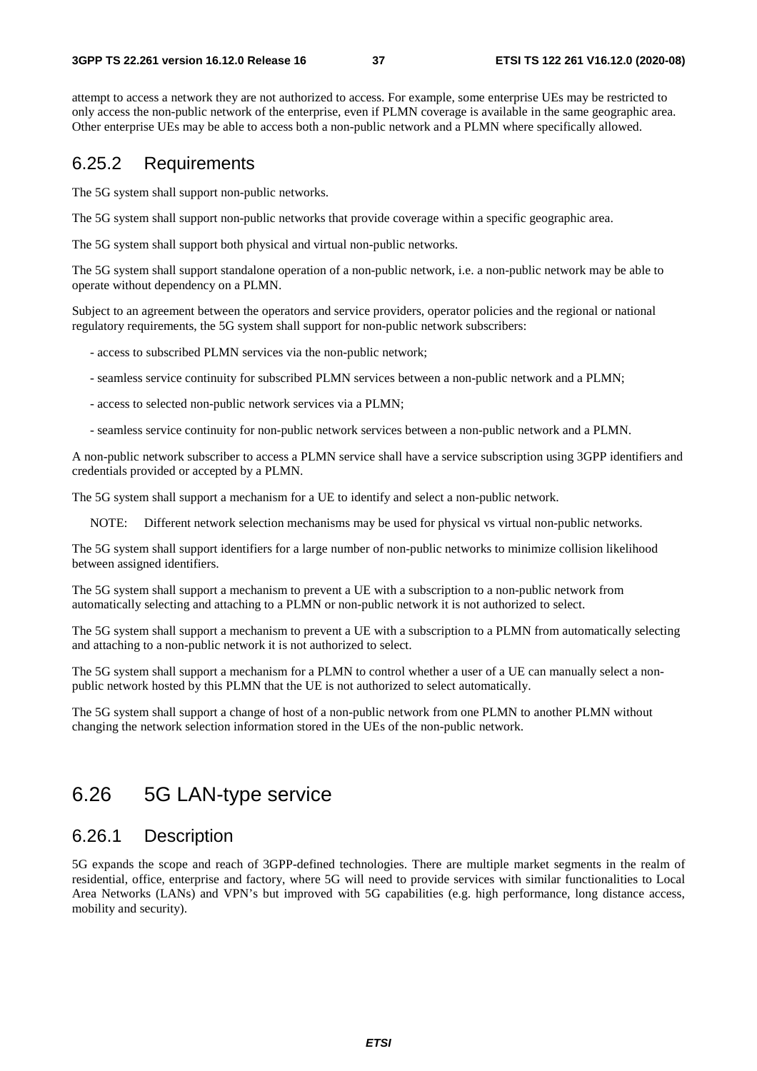attempt to access a network they are not authorized to access. For example, some enterprise UEs may be restricted to only access the non-public network of the enterprise, even if PLMN coverage is available in the same geographic area. Other enterprise UEs may be able to access both a non-public network and a PLMN where specifically allowed.

### 6.25.2 Requirements

The 5G system shall support non-public networks.

The 5G system shall support non-public networks that provide coverage within a specific geographic area.

The 5G system shall support both physical and virtual non-public networks.

The 5G system shall support standalone operation of a non-public network, i.e. a non-public network may be able to operate without dependency on a PLMN.

Subject to an agreement between the operators and service providers, operator policies and the regional or national regulatory requirements, the 5G system shall support for non-public network subscribers:

- access to subscribed PLMN services via the non-public network;
- seamless service continuity for subscribed PLMN services between a non-public network and a PLMN;
- access to selected non-public network services via a PLMN;
- seamless service continuity for non-public network services between a non-public network and a PLMN.

A non-public network subscriber to access a PLMN service shall have a service subscription using 3GPP identifiers and credentials provided or accepted by a PLMN.

The 5G system shall support a mechanism for a UE to identify and select a non-public network.

NOTE: Different network selection mechanisms may be used for physical vs virtual non-public networks.

The 5G system shall support identifiers for a large number of non-public networks to minimize collision likelihood between assigned identifiers.

The 5G system shall support a mechanism to prevent a UE with a subscription to a non-public network from automatically selecting and attaching to a PLMN or non-public network it is not authorized to select.

The 5G system shall support a mechanism to prevent a UE with a subscription to a PLMN from automatically selecting and attaching to a non-public network it is not authorized to select.

The 5G system shall support a mechanism for a PLMN to control whether a user of a UE can manually select a non-public network hosted by this PLMN that the UE is not authorized to select automatically.

The 5G system shall support a change of host of a non-public network from one PLMN to another PLMN without changing the network selection information stored in the UEs of the non-public network.

## 6.26 5G LAN-type service

### 6.26.1 Description

5G expands the scope and reach of 3GPP-defined technologies. There are multiple market segments in the realm of residential, office, enterprise and factory, where 5G will need to provide services with similar functionalities to Local Area Networks (LANs) and VPN's but improved with 5G capabilities (e.g. high performance, long distance access, mobility and security).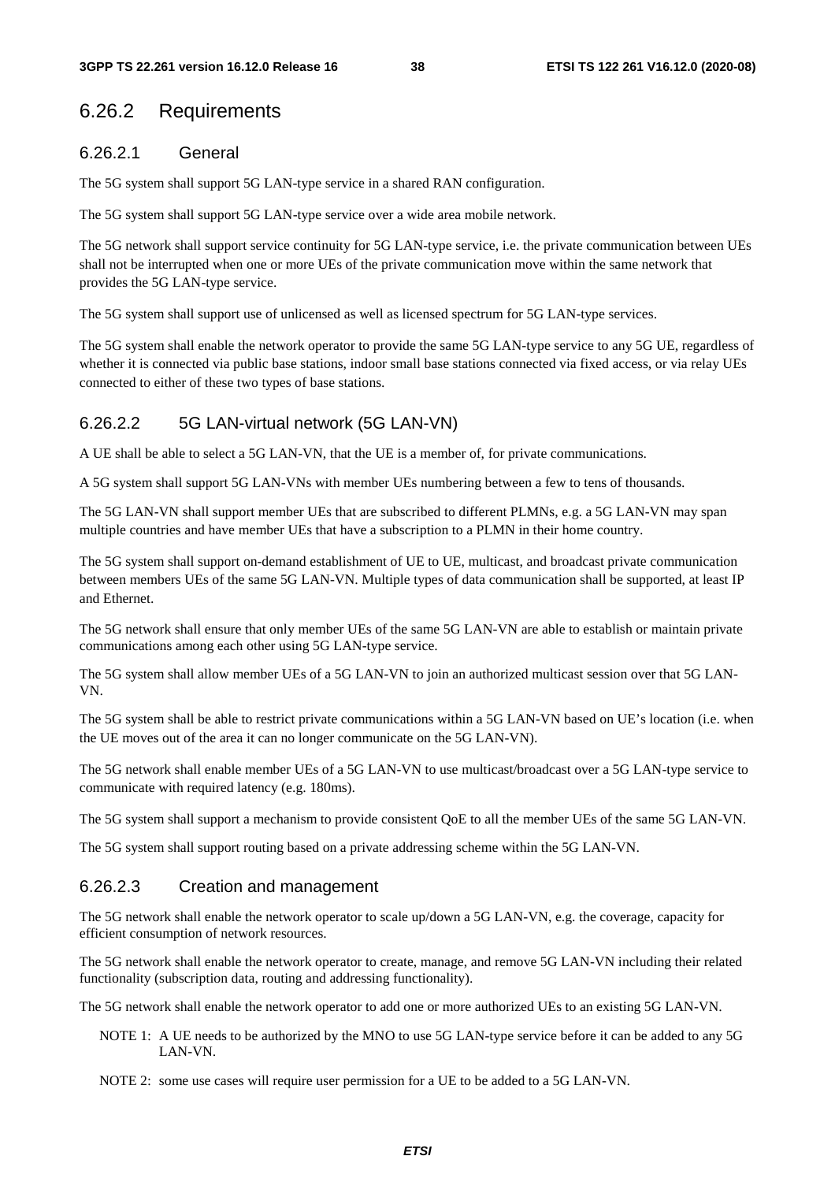### 6.26.2 Requirements

#### 6.26.2.1 General

The 5G system shall support 5G LAN-type service in a shared RAN configuration.

The 5G system shall support 5G LAN-type service over a wide area mobile network.

The 5G network shall support service continuity for 5G LAN-type service, i.e. the private communication between UEs shall not be interrupted when one or more UEs of the private communication move within the same network that provides the 5G LAN-type service.

The 5G system shall support use of unlicensed as well as licensed spectrum for 5G LAN-type services.

The 5G system shall enable the network operator to provide the same 5G LAN-type service to any 5G UE, regardless of whether it is connected via public base stations, indoor small base stations connected via fixed access, or via relay UEs connected to either of these two types of base stations.

#### 6.26.2.2 5G LAN-virtual network (5G LAN-VN)

A UE shall be able to select a 5G LAN-VN, that the UE is a member of, for private communications.

A 5G system shall support 5G LAN-VNs with member UEs numbering between a few to tens of thousands.

The 5G LAN-VN shall support member UEs that are subscribed to different PLMNs, e.g. a 5G LAN-VN may span multiple countries and have member UEs that have a subscription to a PLMN in their home country.

The 5G system shall support on-demand establishment of UE to UE, multicast, and broadcast private communication between members UEs of the same 5G LAN-VN. Multiple types of data communication shall be supported, at least IP and Ethernet.

The 5G network shall ensure that only member UEs of the same 5G LAN-VN are able to establish or maintain private communications among each other using 5G LAN-type service.

The 5G system shall allow member UEs of a 5G LAN-VN to join an authorized multicast session over that 5G LAN-VN.

The 5G system shall be able to restrict private communications within a 5G LAN-VN based on UE's location (i.e. when the UE moves out of the area it can no longer communicate on the 5G LAN-VN).

The 5G network shall enable member UEs of a 5G LAN-VN to use multicast/broadcast over a 5G LAN-type service to communicate with required latency (e.g. 180ms).

The 5G system shall support a mechanism to provide consistent QoE to all the member UEs of the same 5G LAN-VN.

The 5G system shall support routing based on a private addressing scheme within the 5G LAN-VN.

#### 6.26.2.3 Creation and management

The 5G network shall enable the network operator to scale up/down a 5G LAN-VN, e.g. the coverage, capacity for efficient consumption of network resources.

The 5G network shall enable the network operator to create, manage, and remove 5G LAN-VN including their related functionality (subscription data, routing and addressing functionality).

The 5G network shall enable the network operator to add one or more authorized UEs to an existing 5G LAN-VN.

NOTE 1: A UE needs to be authorized by the MNO to use 5G LAN-type service before it can be added to any 5G LAN-VN.

NOTE 2: some use cases will require user permission for a UE to be added to a 5G LAN-VN.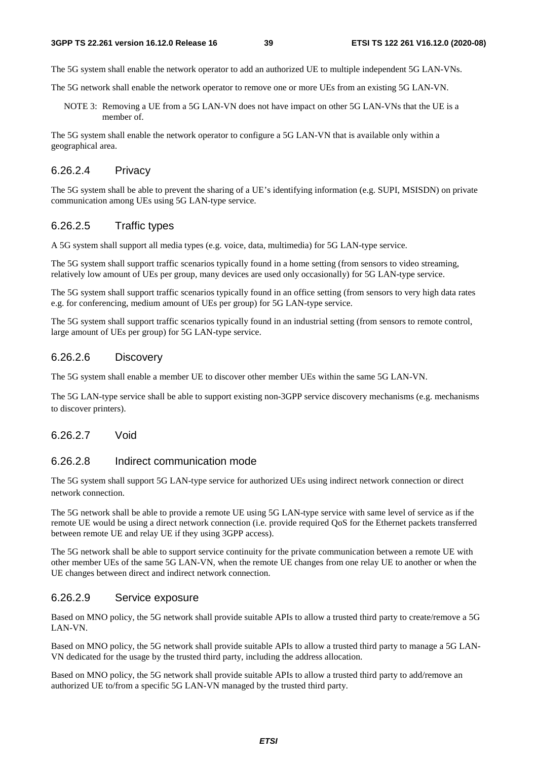The 5G system shall enable the network operator to add an authorized UE to multiple independent 5G LAN-VNs.

The 5G network shall enable the network operator to remove one or more UEs from an existing 5G LAN-VN.

NOTE 3: Removing a UE from a 5G LAN-VN does not have impact on other 5G LAN-VNs that the UE is a member of.

The 5G system shall enable the network operator to configure a 5G LAN-VN that is available only within a geographical area.

#### 6.26.2.4 Privacy

The 5G system shall be able to prevent the sharing of a UE's identifying information (e.g. SUPI, MSISDN) on private communication among UEs using 5G LAN-type service.

#### 6.26.2.5 Traffic types

A 5G system shall support all media types (e.g. voice, data, multimedia) for 5G LAN-type service.

The 5G system shall support traffic scenarios typically found in a home setting (from sensors to video streaming, relatively low amount of UEs per group, many devices are used only occasionally) for 5G LAN-type service.

The 5G system shall support traffic scenarios typically found in an office setting (from sensors to very high data rates e.g. for conferencing, medium amount of UEs per group) for 5G LAN-type service.

The 5G system shall support traffic scenarios typically found in an industrial setting (from sensors to remote control, large amount of UEs per group) for 5G LAN-type service.

#### 6.26.2.6 Discovery

The 5G system shall enable a member UE to discover other member UEs within the same 5G LAN-VN.

The 5G LAN-type service shall be able to support existing non-3GPP service discovery mechanisms (e.g. mechanisms to discover printers).

#### 6.26.2.7 Void

#### 6.26.2.8 Indirect communication mode

The 5G system shall support 5G LAN-type service for authorized UEs using indirect network connection or direct network connection.

The 5G network shall be able to provide a remote UE using 5G LAN-type service with same level of service as if the remote UE would be using a direct network connection (i.e. provide required QoS for the Ethernet packets transferred between remote UE and relay UE if they using 3GPP access).

The 5G network shall be able to support service continuity for the private communication between a remote UE with other member UEs of the same 5G LAN-VN, when the remote UE changes from one relay UE to another or when the UE changes between direct and indirect network connection.

#### 6.26.2.9 Service exposure

Based on MNO policy, the 5G network shall provide suitable APIs to allow a trusted third party to create/remove a 5G LAN-VN.

Based on MNO policy, the 5G network shall provide suitable APIs to allow a trusted third party to manage a 5G LAN-VN dedicated for the usage by the trusted third party, including the address allocation.

Based on MNO policy, the 5G network shall provide suitable APIs to allow a trusted third party to add/remove an authorized UE to/from a specific 5G LAN-VN managed by the trusted third party.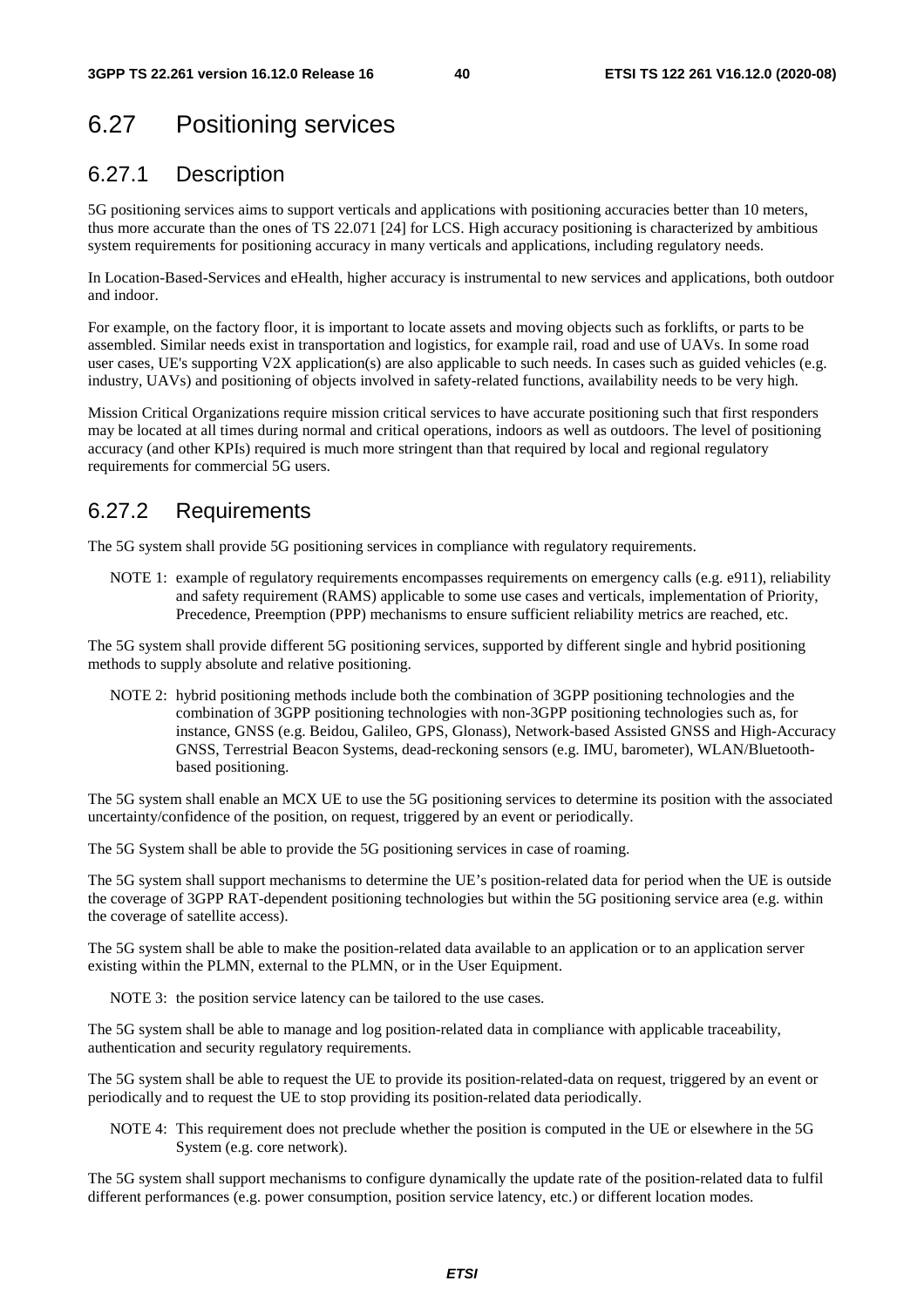## 6.27 Positioning services

### 6.27.1 Description

5G positioning services aims to support verticals and applications with positioning accuracies better than 10 meters, thus more accurate than the ones of TS 22.071 [24] for LCS. High accuracy positioning is characterized by ambitious system requirements for positioning accuracy in many verticals and applications, including regulatory needs.

In Location-Based-Services and eHealth, higher accuracy is instrumental to new services and applications, both outdoor and indoor.

For example, on the factory floor, it is important to locate assets and moving objects such as forklifts, or parts to be assembled. Similar needs exist in transportation and logistics, for example rail, road and use of UAVs. In some road user cases, UE's supporting V2X application(s) are also applicable to such needs. In cases such as guided vehicles (e.g. industry, UAVs) and positioning of objects involved in safety-related functions, availability needs to be very high.

Mission Critical Organizations require mission critical services to have accurate positioning such that first responders may be located at all times during normal and critical operations, indoors as well as outdoors. The level of positioning accuracy (and other KPIs) required is much more stringent than that required by local and regional regulatory requirements for commercial 5G users.

### 6.27.2 Requirements

The 5G system shall provide 5G positioning services in compliance with regulatory requirements.

NOTE 1: example of regulatory requirements encompasses requirements on emergency calls (e.g. e911), reliability and safety requirement (RAMS) applicable to some use cases and verticals, implementation of Priority, Precedence, Preemption (PPP) mechanisms to ensure sufficient reliability metrics are reached, etc.

The 5G system shall provide different 5G positioning services, supported by different single and hybrid positioning methods to supply absolute and relative positioning.

NOTE 2: hybrid positioning methods include both the combination of 3GPP positioning technologies and the combination of 3GPP positioning technologies with non-3GPP positioning technologies such as, for instance, GNSS (e.g. Beidou, Galileo, GPS, Glonass), Network-based Assisted GNSS and High-Accuracy GNSS, Terrestrial Beacon Systems, dead-reckoning sensors (e.g. IMU, barometer), WLAN/Bluetooth-based positioning.

The 5G system shall enable an MCX UE to use the 5G positioning services to determine its position with the associated uncertainty/confidence of the position, on request, triggered by an event or periodically.

The 5G System shall be able to provide the 5G positioning services in case of roaming.

The 5G system shall support mechanisms to determine the UE's position-related data for period when the UE is outside the coverage of 3GPP RAT-dependent positioning technologies but within the 5G positioning service area (e.g. within the coverage of satellite access).

The 5G system shall be able to make the position-related data available to an application or to an application server existing within the PLMN, external to the PLMN, or in the User Equipment.

NOTE 3: the position service latency can be tailored to the use cases.

The 5G system shall be able to manage and log position-related data in compliance with applicable traceability, authentication and security regulatory requirements.

The 5G system shall be able to request the UE to provide its position-related-data on request, triggered by an event or periodically and to request the UE to stop providing its position-related data periodically.

NOTE 4: This requirement does not preclude whether the position is computed in the UE or elsewhere in the 5G System (e.g. core network).

The 5G system shall support mechanisms to configure dynamically the update rate of the position-related data to fulfil different performances (e.g. power consumption, position service latency, etc.) or different location modes.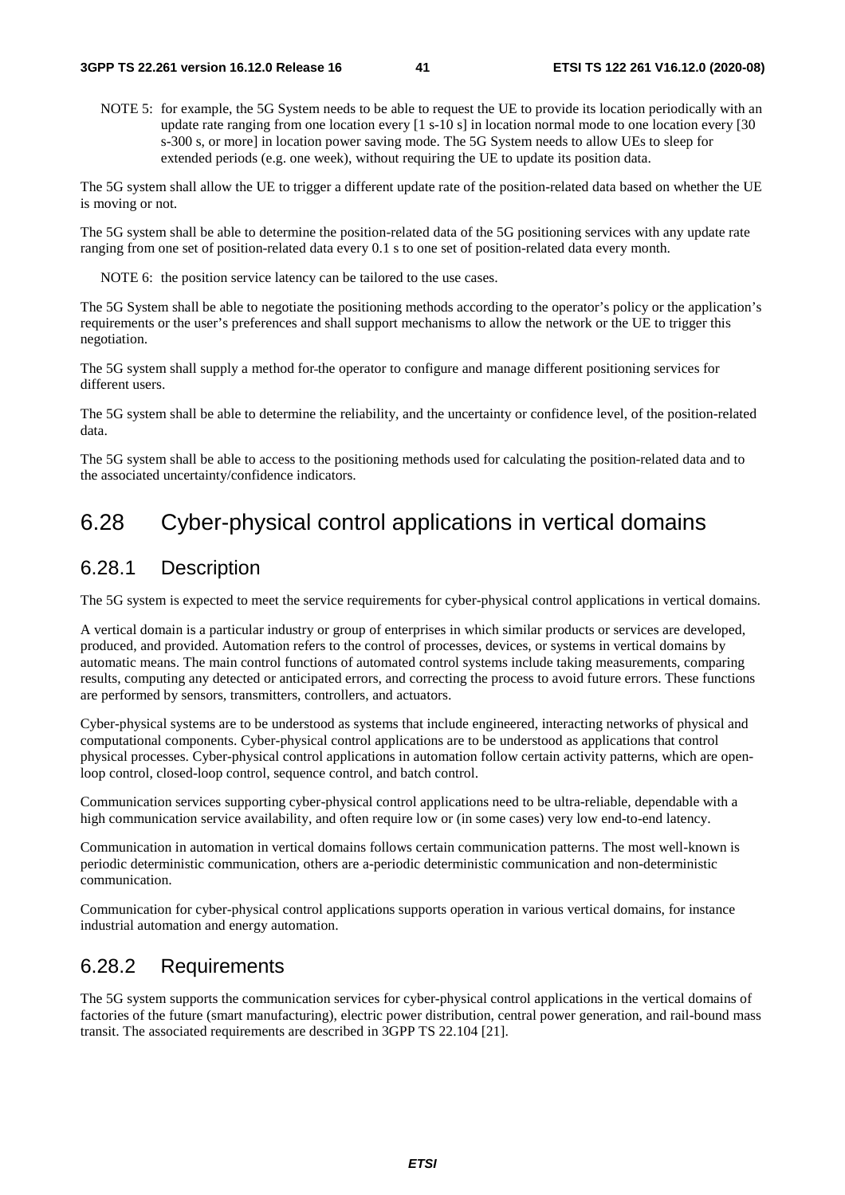NOTE 5: for example, the 5G System needs to be able to request the UE to provide its location periodically with an update rate ranging from one location every [1 s-10 s] in location normal mode to one location every [30 s-300 s, or more] in location power saving mode. The 5G System needs to allow UEs to sleep for extended periods (e.g. one week), without requiring the UE to update its position data.

The 5G system shall allow the UE to trigger a different update rate of the position-related data based on whether the UE is moving or not.

The 5G system shall be able to determine the position-related data of the 5G positioning services with any update rate ranging from one set of position-related data every 0.1 s to one set of position-related data every month.

NOTE 6: the position service latency can be tailored to the use cases.

The 5G System shall be able to negotiate the positioning methods according to the operator's policy or the application's requirements or the user's preferences and shall support mechanisms to allow the network or the UE to trigger this negotiation.

The 5G system shall supply a method for the operator to configure and manage different positioning services for different users.

The 5G system shall be able to determine the reliability, and the uncertainty or confidence level, of the position-related data.

The 5G system shall be able to access to the positioning methods used for calculating the position-related data and to the associated uncertainty/confidence indicators.

## 6.28 Cyber-physical control applications in vertical domains

### 6.28.1 Description

The 5G system is expected to meet the service requirements for cyber-physical control applications in vertical domains.

A vertical domain is a particular industry or group of enterprises in which similar products or services are developed, produced, and provided. Automation refers to the control of processes, devices, or systems in vertical domains by automatic means. The main control functions of automated control systems include taking measurements, comparing results, computing any detected or anticipated errors, and correcting the process to avoid future errors. These functions are performed by sensors, transmitters, controllers, and actuators.

Cyber-physical systems are to be understood as systems that include engineered, interacting networks of physical and computational components. Cyber-physical control applications are to be understood as applications that control physical processes. Cyber-physical control applications in automation follow certain activity patterns, which are open-loop control, closed-loop control, sequence control, and batch control.

Communication services supporting cyber-physical control applications need to be ultra-reliable, dependable with a high communication service availability, and often require low or (in some cases) very low end-to-end latency.

Communication in automation in vertical domains follows certain communication patterns. The most well-known is periodic deterministic communication, others are a-periodic deterministic communication and non-deterministic communication.

Communication for cyber-physical control applications supports operation in various vertical domains, for instance industrial automation and energy automation.

### 6.28.2 Requirements

The 5G system supports the communication services for cyber-physical control applications in the vertical domains of factories of the future (smart manufacturing), electric power distribution, central power generation, and rail-bound mass transit. The associated requirements are described in 3GPP TS 22.104 [21].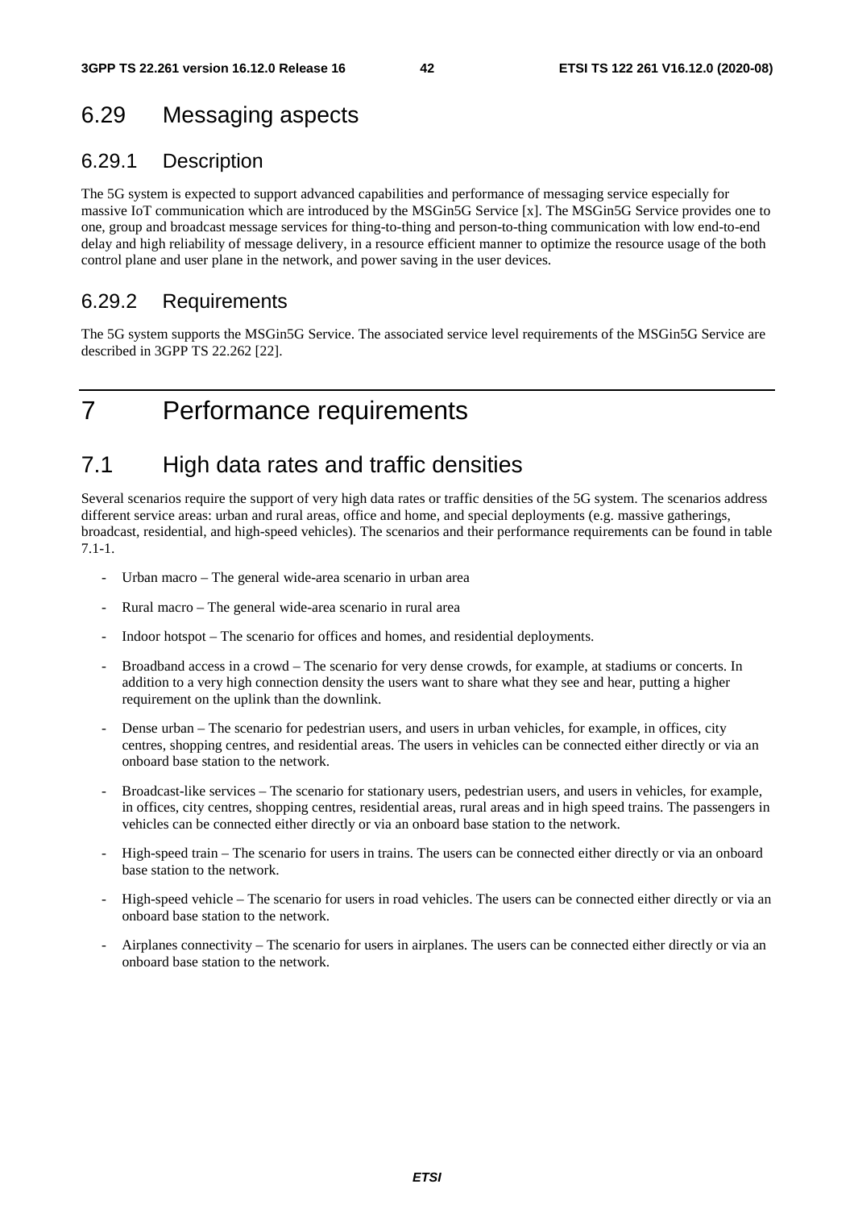## 6.29 Messaging aspects

### 6.29.1 Description

The 5G system is expected to support advanced capabilities and performance of messaging service especially for massive IoT communication which are introduced by the MSGin5G Service [x]. The MSGin5G Service provides one to one, group and broadcast message services for thing-to-thing and person-to-thing communication with low end-to-end delay and high reliability of message delivery, in a resource efficient manner to optimize the resource usage of the both control plane and user plane in the network, and power saving in the user devices.

### 6.29.2 Requirements

The 5G system supports the MSGin5G Service. The associated service level requirements of the MSGin5G Service are described in 3GPP TS 22.262 [22].

# 7 Performance requirements

## 7.1 High data rates and traffic densities

Several scenarios require the support of very high data rates or traffic densities of the 5G system. The scenarios address different service areas: urban and rural areas, office and home, and special deployments (e.g. massive gatherings, broadcast, residential, and high-speed vehicles). The scenarios and their performance requirements can be found in table 7.1-1.

- Urban macro – The general wide-area scenario in urban area
- Rural macro – The general wide-area scenario in rural area
- Indoor hotspot – The scenario for offices and homes, and residential deployments.
- Broadband access in a crowd – The scenario for very dense crowds, for example, at stadiums or concerts. In addition to a very high connection density the users want to share what they see and hear, putting a higher requirement on the uplink than the downlink.
- Dense urban – The scenario for pedestrian users, and users in urban vehicles, for example, in offices, city centres, shopping centres, and residential areas. The users in vehicles can be connected either directly or via an onboard base station to the network.
- Broadcast-like services – The scenario for stationary users, pedestrian users, and users in vehicles, for example, in offices, city centres, shopping centres, residential areas, rural areas and in high speed trains. The passengers in vehicles can be connected either directly or via an onboard base station to the network.
- High-speed train – The scenario for users in trains. The users can be connected either directly or via an onboard base station to the network.
- High-speed vehicle – The scenario for users in road vehicles. The users can be connected either directly or via an onboard base station to the network.
- Airplanes connectivity – The scenario for users in airplanes. The users can be connected either directly or via an onboard base station to the network.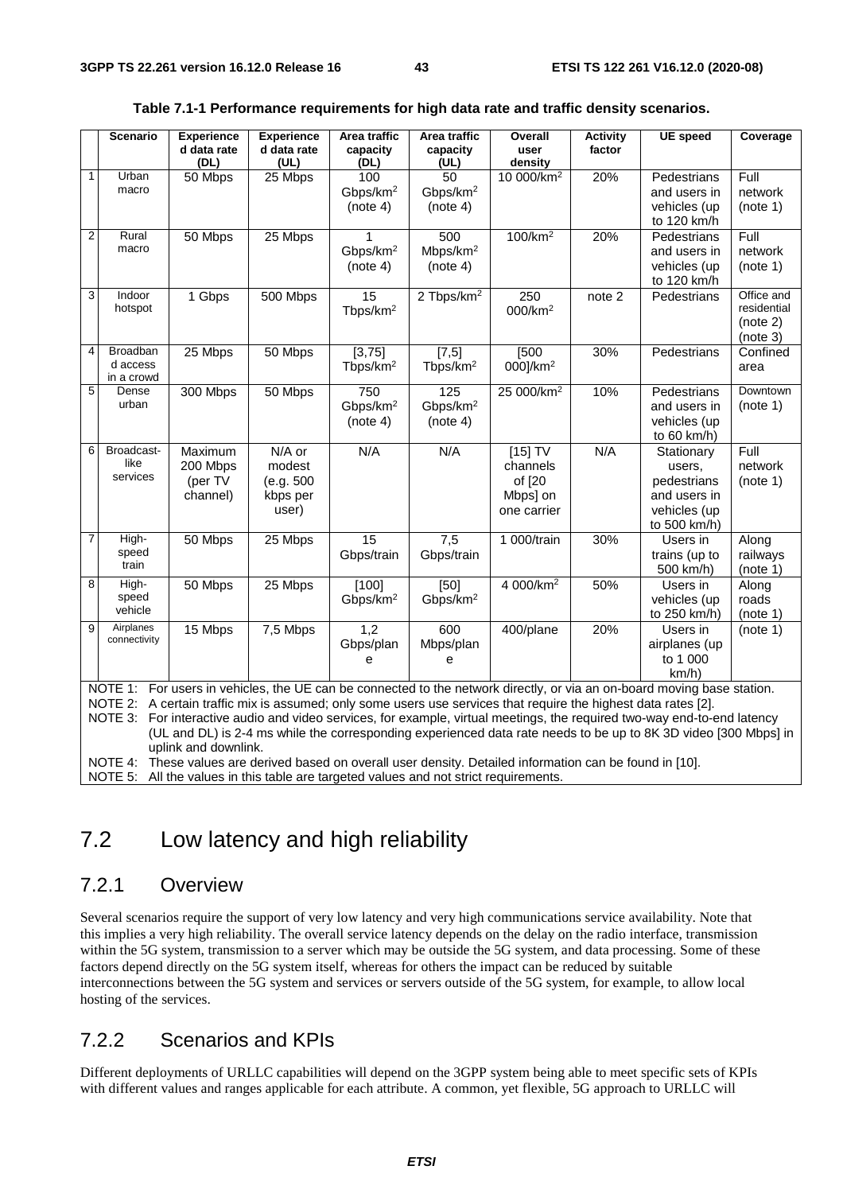**Table 7.1-1 Performance requirements for high data rate and traffic density scenarios.**

| | Scenario | Experienced data rate (DL) | Experienced data rate (UL) | Area traffic capacity (DL) | Area traffic capacity (UL) | Overall user density | Activity factor | UE speed | Coverage |
|---|---|---|---|---|---|---|---|---|---|
| 1 | Urban macro | 50 Mbps | 25 Mbps | 100 Gbps/km$^2$ (note 4) | 50 Gbps/km$^2$ (note 4) | 10 000/km$^2$ | 20% | Pedestrians and users in vehicles (up to 120 km/h | Full network (note 1) |
| 2 | Rural macro | 50 Mbps | 25 Mbps | 1 Gbps/km$^2$ (note 4) | 500 Mbps/km$^2$ (note 4) | 100/km$^2$ | 20% | Pedestrians and users in vehicles (up to 120 km/h | Full network (note 1) |
| 3 | Indoor hotspot | 1 Gbps | 500 Mbps | 15 Tbps/km$^2$ | 2 Tbps/km$^2$ | 250 000/km$^2$ | note 2 | Pedestrians | Office and residential (note 2) (note 3) |
| 4 | Broadband access in a crowd | 25 Mbps | 50 Mbps | [3,75] Tbps/km$^2$ | [7,5] Tbps/km$^2$ | [500 000]/km$^2$ | 30% | Pedestrians | Confined area |
| 5 | Dense urban | 300 Mbps | 50 Mbps | 750 Gbps/km$^2$ (note 4) | 125 Gbps/km$^2$ (note 4) | 25 000/km$^2$ | 10% | Pedestrians and users in vehicles (up to 60 km/h) | Downtown (note 1) |
| 6 | Broadcast-like services | Maximum 200 Mbps (per TV channel) | N/A or modest (e.g. 500 kbps per user) | N/A | N/A | [15] TV channels of [20 Mbps] on one carrier | N/A | Stationary users, pedestrians and users in vehicles (up to 500 km/h) | Full network (note 1) |
| 7 | High-speed train | 50 Mbps | 25 Mbps | 15 Gbps/train | 7,5 Gbps/train | 1 000/train | 30% | Users in trains (up to 500 km/h) | Along railways (note 1) |
| 8 | High-speed vehicle | 50 Mbps | 25 Mbps | [100] Gbps/km$^2$ | [50] Gbps/km$^2$ | 4 000/km$^2$ | 50% | Users in vehicles (up to 250 km/h) | Along roads (note 1) |
| 9 | Airplanes connectivity | 15 Mbps | 7,5 Mbps | 1,2 Gbps/plane | 600 Mbps/plane | 400/plane | 20% | Users in airplanes (up to 1 000 km/h) | (note 1) |

NOTE 1: For users in vehicles, the UE can be connected to the network directly, or via an on-board moving base station.
NOTE 2: A certain traffic mix is assumed; only some users use services that require the highest data rates [2].
NOTE 3: For interactive audio and video services, for example, virtual meetings, the required two-way end-to-end latency (UL and DL) is 2-4 ms while the corresponding experienced data rate needs to be up to 8K 3D video [300 Mbps] in uplink and downlink.
NOTE 4: These values are derived based on overall user density. Detailed information can be found in [10].
NOTE 5: All the values in this table are targeted values and not strict requirements.

# 7.2 Low latency and high reliability

## 7.2.1 Overview

Several scenarios require the support of very low latency and very high communications service availability. Note that this implies a very high reliability. The overall service latency depends on the delay on the radio interface, transmission within the 5G system, transmission to a server which may be outside the 5G system, and data processing. Some of these factors depend directly on the 5G system itself, whereas for others the impact can be reduced by suitable interconnections between the 5G system and services or servers outside of the 5G system, for example, to allow local hosting of the services.

## 7.2.2 Scenarios and KPIs

Different deployments of URLLC capabilities will depend on the 3GPP system being able to meet specific sets of KPIs with different values and ranges applicable for each attribute. A common, yet flexible, 5G approach to URLLC will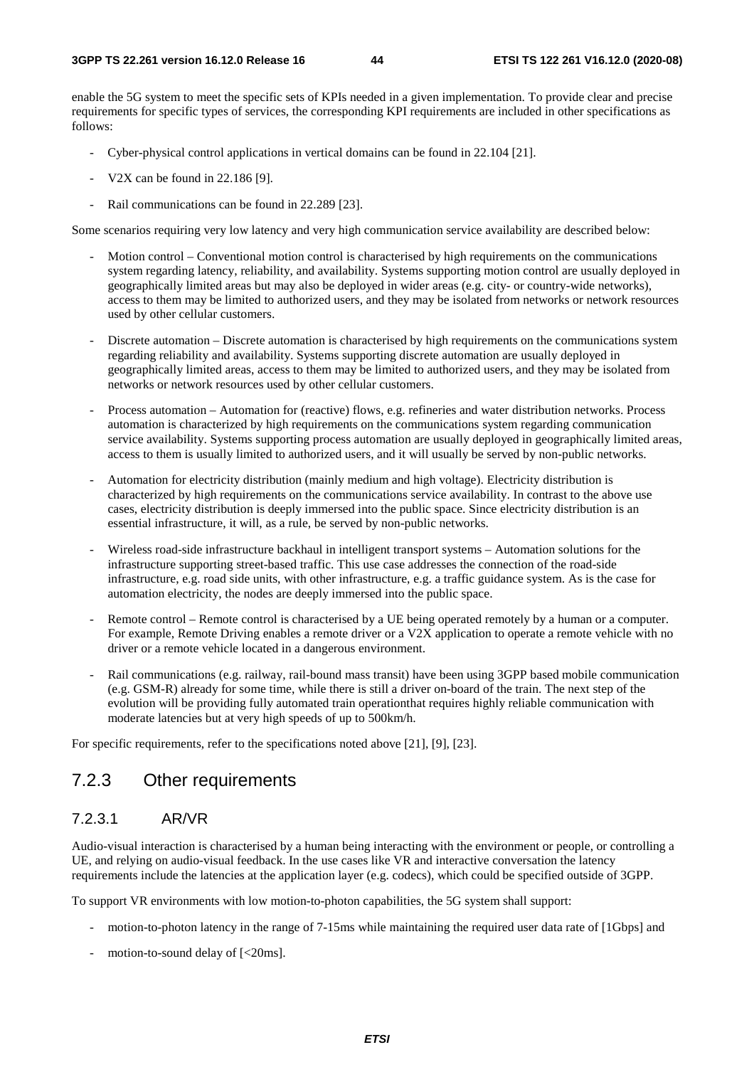enable the 5G system to meet the specific sets of KPIs needed in a given implementation. To provide clear and precise requirements for specific types of services, the corresponding KPI requirements are included in other specifications as follows:

- Cyber-physical control applications in vertical domains can be found in 22.104 [21].
- V2X can be found in 22.186 [9].
- Rail communications can be found in 22.289 [23].

Some scenarios requiring very low latency and very high communication service availability are described below:

- Motion control – Conventional motion control is characterised by high requirements on the communications system regarding latency, reliability, and availability. Systems supporting motion control are usually deployed in geographically limited areas but may also be deployed in wider areas (e.g. city- or country-wide networks), access to them may be limited to authorized users, and they may be isolated from networks or network resources used by other cellular customers.
- Discrete automation – Discrete automation is characterised by high requirements on the communications system regarding reliability and availability. Systems supporting discrete automation are usually deployed in geographically limited areas, access to them may be limited to authorized users, and they may be isolated from networks or network resources used by other cellular customers.
- Process automation – Automation for (reactive) flows, e.g. refineries and water distribution networks. Process automation is characterized by high requirements on the communications system regarding communication service availability. Systems supporting process automation are usually deployed in geographically limited areas, access to them is usually limited to authorized users, and it will usually be served by non-public networks.
- Automation for electricity distribution (mainly medium and high voltage). Electricity distribution is characterized by high requirements on the communications service availability. In contrast to the above use cases, electricity distribution is deeply immersed into the public space. Since electricity distribution is an essential infrastructure, it will, as a rule, be served by non-public networks.
- Wireless road-side infrastructure backhaul in intelligent transport systems – Automation solutions for the infrastructure supporting street-based traffic. This use case addresses the connection of the road-side infrastructure, e.g. road side units, with other infrastructure, e.g. a traffic guidance system. As is the case for automation electricity, the nodes are deeply immersed into the public space.
- Remote control – Remote control is characterised by a UE being operated remotely by a human or a computer. For example, Remote Driving enables a remote driver or a V2X application to operate a remote vehicle with no driver or a remote vehicle located in a dangerous environment.
- Rail communications (e.g. railway, rail-bound mass transit) have been using 3GPP based mobile communication (e.g. GSM-R) already for some time, while there is still a driver on-board of the train. The next step of the evolution will be providing fully automated train operationthat requires highly reliable communication with moderate latencies but at very high speeds of up to 500km/h.

For specific requirements, refer to the specifications noted above [21], [9], [23].

## 7.2.3 Other requirements

### 7.2.3.1 AR/VR

Audio-visual interaction is characterised by a human being interacting with the environment or people, or controlling a UE, and relying on audio-visual feedback. In the use cases like VR and interactive conversation the latency requirements include the latencies at the application layer (e.g. codecs), which could be specified outside of 3GPP.

To support VR environments with low motion-to-photon capabilities, the 5G system shall support:

- motion-to-photon latency in the range of 7-15ms while maintaining the required user data rate of [1Gbps] and
- motion-to-sound delay of [<20ms].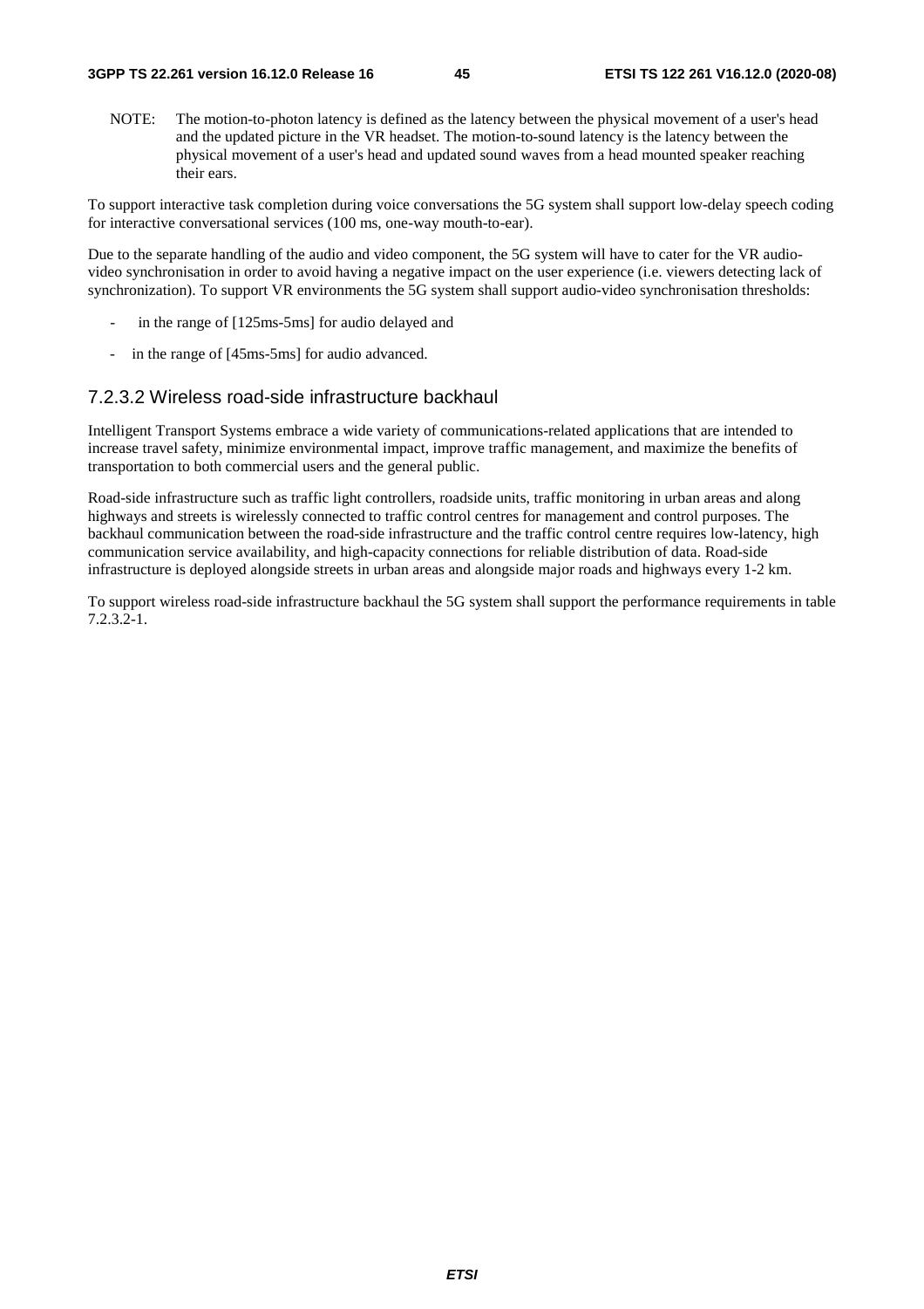NOTE: The motion-to-photon latency is defined as the latency between the physical movement of a user's head and the updated picture in the VR headset. The motion-to-sound latency is the latency between the physical movement of a user's head and updated sound waves from a head mounted speaker reaching their ears.

To support interactive task completion during voice conversations the 5G system shall support low-delay speech coding for interactive conversational services (100 ms, one-way mouth-to-ear).

Due to the separate handling of the audio and video component, the 5G system will have to cater for the VR audio-video synchronisation in order to avoid having a negative impact on the user experience (i.e. viewers detecting lack of synchronization). To support VR environments the 5G system shall support audio-video synchronisation thresholds:

- in the range of [125ms-5ms] for audio delayed and
- in the range of [45ms-5ms] for audio advanced.

### 7.2.3.2 Wireless road-side infrastructure backhaul

Intelligent Transport Systems embrace a wide variety of communications-related applications that are intended to increase travel safety, minimize environmental impact, improve traffic management, and maximize the benefits of transportation to both commercial users and the general public.

Road-side infrastructure such as traffic light controllers, roadside units, traffic monitoring in urban areas and along highways and streets is wirelessly connected to traffic control centres for management and control purposes. The backhaul communication between the road-side infrastructure and the traffic control centre requires low-latency, high communication service availability, and high-capacity connections for reliable distribution of data. Road-side infrastructure is deployed alongside streets in urban areas and alongside major roads and highways every 1-2 km.

To support wireless road-side infrastructure backhaul the 5G system shall support the performance requirements in table 7.2.3.2-1.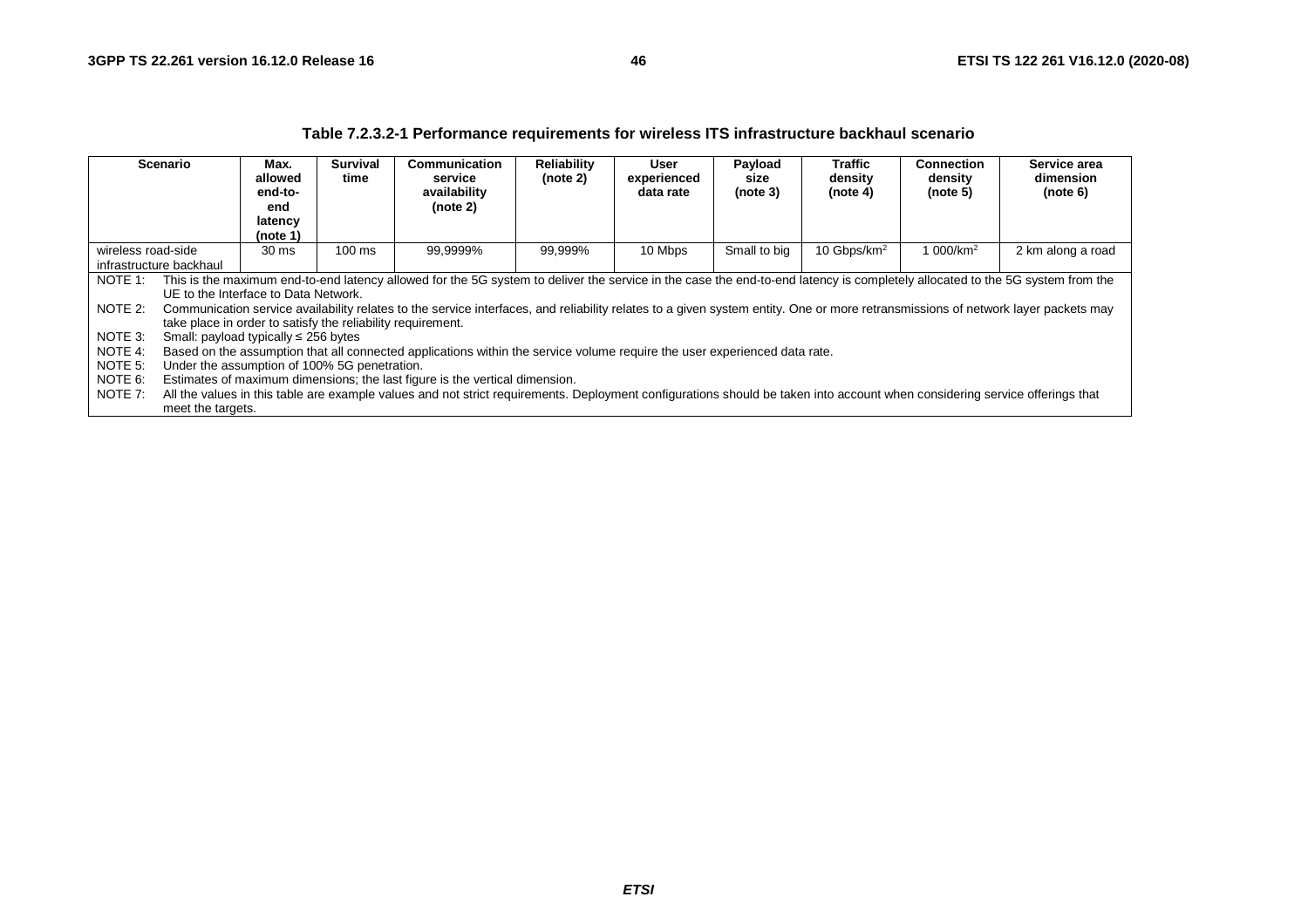**Table 7.2.3.2-1 Performance requirements for wireless ITS infrastructure backhaul scenario**

| Scenario | Max. allowed end-to-end latency (note 1) | Survival time | Communication service availability (note 2) | Reliability (note 2) | User experienced data rate | Payload size (note 3) | Traffic density (note 4) | Connection density (note 5) | Service area dimension (note 6) |
|---|---|---|---|---|---|---|---|---|---|
| wireless road-side infrastructure backhaul | 30 ms | 100 ms | 99,9999% | 99,999% | 10 Mbps | Small to big | 10 Gbps/km$^2$ | 1 000/km$^2$ | 2 km along a road |

NOTE 1: This is the maximum end-to-end latency allowed for the 5G system to deliver the service in the case the end-to-end latency is completely allocated to the 5G system from the UE to the Interface to Data Network.

NOTE 2: Communication service availability relates to the service interfaces, and reliability relates to a given system entity. One or more retransmissions of network layer packets may take place in order to satisfy the reliability requirement.

NOTE 3: Small: payload typically ≤ 256 bytes

NOTE 4: Based on the assumption that all connected applications within the service volume require the user experienced data rate.

NOTE 5: Under the assumption of 100% 5G penetration.

NOTE 6: Estimates of maximum dimensions; the last figure is the vertical dimension.

NOTE 7: All the values in this table are example values and not strict requirements. Deployment configurations should be taken into account when considering service offerings that meet the targets.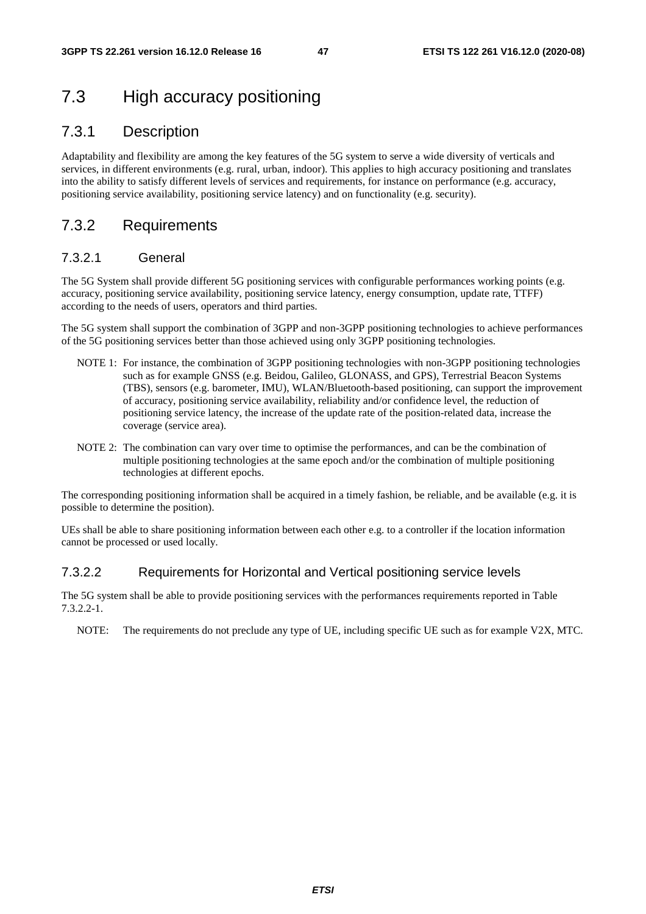## 7.3 High accuracy positioning

### 7.3.1 Description

Adaptability and flexibility are among the key features of the 5G system to serve a wide diversity of verticals and services, in different environments (e.g. rural, urban, indoor). This applies to high accuracy positioning and translates into the ability to satisfy different levels of services and requirements, for instance on performance (e.g. accuracy, positioning service availability, positioning service latency) and on functionality (e.g. security).

### 7.3.2 Requirements

#### 7.3.2.1 General

The 5G System shall provide different 5G positioning services with configurable performances working points (e.g. accuracy, positioning service availability, positioning service latency, energy consumption, update rate, TTFF) according to the needs of users, operators and third parties.

The 5G system shall support the combination of 3GPP and non-3GPP positioning technologies to achieve performances of the 5G positioning services better than those achieved using only 3GPP positioning technologies.

NOTE 1: For instance, the combination of 3GPP positioning technologies with non-3GPP positioning technologies such as for example GNSS (e.g. Beidou, Galileo, GLONASS, and GPS), Terrestrial Beacon Systems (TBS), sensors (e.g. barometer, IMU), WLAN/Bluetooth-based positioning, can support the improvement of accuracy, positioning service availability, reliability and/or confidence level, the reduction of positioning service latency, the increase of the update rate of the position-related data, increase the coverage (service area).

NOTE 2: The combination can vary over time to optimise the performances, and can be the combination of multiple positioning technologies at the same epoch and/or the combination of multiple positioning technologies at different epochs.

The corresponding positioning information shall be acquired in a timely fashion, be reliable, and be available (e.g. it is possible to determine the position).

UEs shall be able to share positioning information between each other e.g. to a controller if the location information cannot be processed or used locally.

#### 7.3.2.2 Requirements for Horizontal and Vertical positioning service levels

The 5G system shall be able to provide positioning services with the performances requirements reported in Table 7.3.2.2-1.

NOTE: The requirements do not preclude any type of UE, including specific UE such as for example V2X, MTC.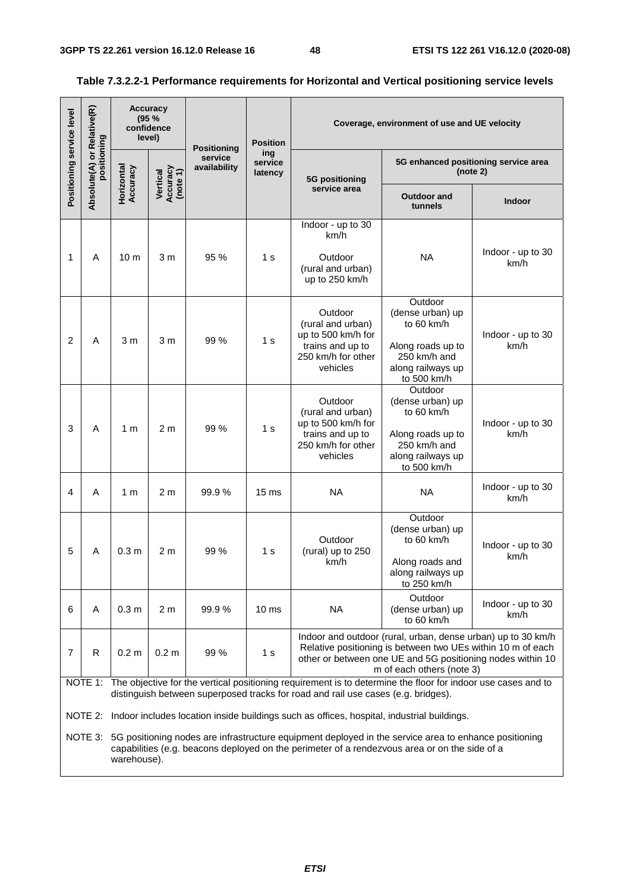**Table 7.3.2.2-1 Performance requirements for Horizontal and Vertical positioning service levels**

| Positioning service level | Absolute(A) or Relative(R) positioning | Accuracy (95 % confidence level) | | Positioning service availability | Positioning service latency | Coverage, environment of use and UE velocity | | |
|---|---|---|---|---|---|---|---|---|
| | | Horizontal Accuracy | Vertical Accuracy (note 1) | | | 5G positioning service area | 5G enhanced positioning service area (note 2) | |
| | | | | | | | Outdoor and tunnels | Indoor |
| 1 | A | 10 m | 3 m | 95 % | 1 s | Indoor - up to 30 km/h<br><br>Outdoor (rural and urban) up to 250 km/h | NA | Indoor - up to 30 km/h |
| 2 | A | 3 m | 3 m | 99 % | 1 s | Outdoor (rural and urban) up to 500 km/h for trains and up to 250 km/h for other vehicles | Outdoor (dense urban) up to 60 km/h<br><br>Along roads up to 250 km/h and along railways up to 500 km/h | Indoor - up to 30 km/h |
| 3 | A | 1 m | 2 m | 99 % | 1 s | Outdoor (rural and urban) up to 500 km/h for trains and up to 250 km/h for other vehicles | Outdoor (dense urban) up to 60 km/h<br><br>Along roads up to 250 km/h and along railways up to 500 km/h | Indoor - up to 30 km/h |
| 4 | A | 1 m | 2 m | 99.9 % | 15 ms | NA | NA | Indoor - up to 30 km/h |
| 5 | A | 0.3 m | 2 m | 99 % | 1 s | Outdoor (rural) up to 250 km/h | Outdoor (dense urban) up to 60 km/h<br><br>Along roads and along railways up to 250 km/h | Indoor - up to 30 km/h |
| 6 | A | 0.3 m | 2 m | 99.9 % | 10 ms | NA | Outdoor (dense urban) up to 60 km/h | Indoor - up to 30 km/h |
| 7 | R | 0.2 m | 0.2 m | 99 % | 1 s | Indoor and outdoor (rural, urban, dense urban) up to 30 km/h<br>Relative positioning is between two UEs within 10 m of each other or between one UE and 5G positioning nodes within 10 m of each others (note 3) | | |

NOTE 1: The objective for the vertical positioning requirement is to determine the floor for indoor use cases and to distinguish between superposed tracks for road and rail use cases (e.g. bridges).

NOTE 2: Indoor includes location inside buildings such as offices, hospital, industrial buildings.

NOTE 3: 5G positioning nodes are infrastructure equipment deployed in the service area to enhance positioning capabilities (e.g. beacons deployed on the perimeter of a rendezvous area or on the side of a warehouse).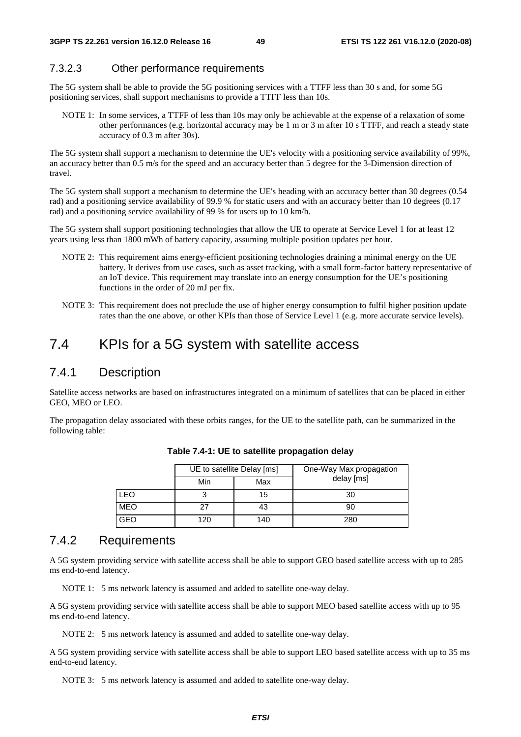#### 7.3.2.3 Other performance requirements

The 5G system shall be able to provide the 5G positioning services with a TTFF less than 30 s and, for some 5G positioning services, shall support mechanisms to provide a TTFF less than 10s.

NOTE 1: In some services, a TTFF of less than 10s may only be achievable at the expense of a relaxation of some other performances (e.g. horizontal accuracy may be 1 m or 3 m after 10 s TTFF, and reach a steady state accuracy of 0.3 m after 30s).

The 5G system shall support a mechanism to determine the UE's velocity with a positioning service availability of 99%, an accuracy better than 0.5 m/s for the speed and an accuracy better than 5 degree for the 3-Dimension direction of travel.

The 5G system shall support a mechanism to determine the UE's heading with an accuracy better than 30 degrees (0.54 rad) and a positioning service availability of 99.9 % for static users and with an accuracy better than 10 degrees (0.17 rad) and a positioning service availability of 99 % for users up to 10 km/h.

The 5G system shall support positioning technologies that allow the UE to operate at Service Level 1 for at least 12 years using less than 1800 mWh of battery capacity, assuming multiple position updates per hour.

NOTE 2: This requirement aims energy-efficient positioning technologies draining a minimal energy on the UE battery. It derives from use cases, such as asset tracking, with a small form-factor battery representative of an IoT device. This requirement may translate into an energy consumption for the UE's positioning functions in the order of 20 mJ per fix.

NOTE 3: This requirement does not preclude the use of higher energy consumption to fulfil higher position update rates than the one above, or other KPIs than those of Service Level 1 (e.g. more accurate service levels).

## 7.4 KPIs for a 5G system with satellite access

### 7.4.1 Description

Satellite access networks are based on infrastructures integrated on a minimum of satellites that can be placed in either GEO, MEO or LEO.

The propagation delay associated with these orbits ranges, for the UE to the satellite path, can be summarized in the following table:

**Table 7.4-1: UE to satellite propagation delay**

| | UE to satellite Delay [ms] | | One-Way Max propagation delay [ms] |
|---|---|---|---|
| | Min | Max | |
| LEO | 3 | 15 | 30 |
| MEO | 27 | 43 | 90 |
| GEO | 120 | 140 | 280 |

### 7.4.2 Requirements

A 5G system providing service with satellite access shall be able to support GEO based satellite access with up to 285 ms end-to-end latency.

NOTE 1: 5 ms network latency is assumed and added to satellite one-way delay.

A 5G system providing service with satellite access shall be able to support MEO based satellite access with up to 95 ms end-to-end latency.

NOTE 2: 5 ms network latency is assumed and added to satellite one-way delay.

A 5G system providing service with satellite access shall be able to support LEO based satellite access with up to 35 ms end-to-end latency.

NOTE 3: 5 ms network latency is assumed and added to satellite one-way delay.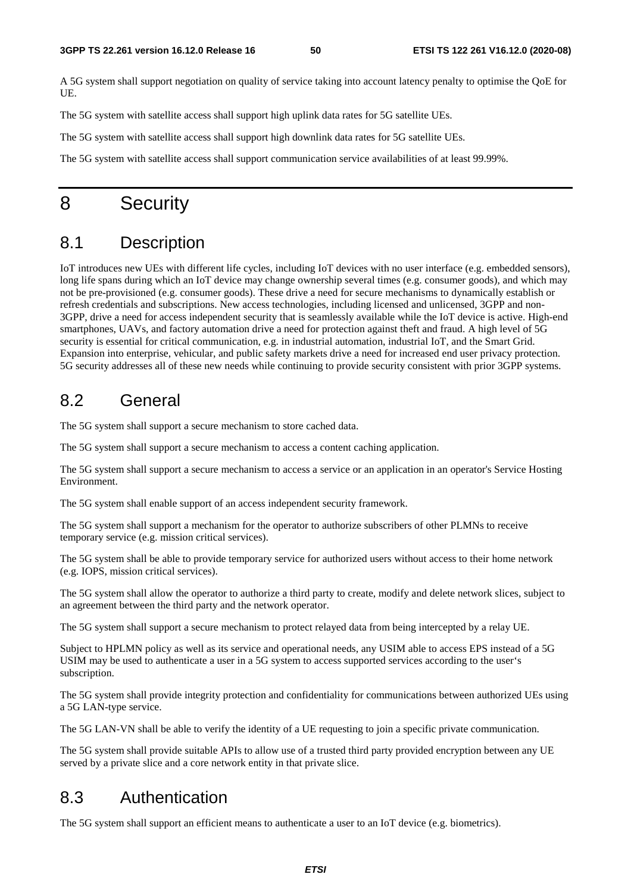A 5G system shall support negotiation on quality of service taking into account latency penalty to optimise the QoE for UE.

The 5G system with satellite access shall support high uplink data rates for 5G satellite UEs.

The 5G system with satellite access shall support high downlink data rates for 5G satellite UEs.

The 5G system with satellite access shall support communication service availabilities of at least 99.99%.

# 8 Security

## 8.1 Description

IoT introduces new UEs with different life cycles, including IoT devices with no user interface (e.g. embedded sensors), long life spans during which an IoT device may change ownership several times (e.g. consumer goods), and which may not be pre-provisioned (e.g. consumer goods). These drive a need for secure mechanisms to dynamically establish or refresh credentials and subscriptions. New access technologies, including licensed and unlicensed, 3GPP and non-3GPP, drive a need for access independent security that is seamlessly available while the IoT device is active. High-end smartphones, UAVs, and factory automation drive a need for protection against theft and fraud. A high level of 5G security is essential for critical communication, e.g. in industrial automation, industrial IoT, and the Smart Grid. Expansion into enterprise, vehicular, and public safety markets drive a need for increased end user privacy protection. 5G security addresses all of these new needs while continuing to provide security consistent with prior 3GPP systems.

## 8.2 General

The 5G system shall support a secure mechanism to store cached data.

The 5G system shall support a secure mechanism to access a content caching application.

The 5G system shall support a secure mechanism to access a service or an application in an operator's Service Hosting Environment.

The 5G system shall enable support of an access independent security framework.

The 5G system shall support a mechanism for the operator to authorize subscribers of other PLMNs to receive temporary service (e.g. mission critical services).

The 5G system shall be able to provide temporary service for authorized users without access to their home network (e.g. IOPS, mission critical services).

The 5G system shall allow the operator to authorize a third party to create, modify and delete network slices, subject to an agreement between the third party and the network operator.

The 5G system shall support a secure mechanism to protect relayed data from being intercepted by a relay UE.

Subject to HPLMN policy as well as its service and operational needs, any USIM able to access EPS instead of a 5G USIM may be used to authenticate a user in a 5G system to access supported services according to the user's subscription.

The 5G system shall provide integrity protection and confidentiality for communications between authorized UEs using a 5G LAN-type service.

The 5G LAN-VN shall be able to verify the identity of a UE requesting to join a specific private communication.

The 5G system shall provide suitable APIs to allow use of a trusted third party provided encryption between any UE served by a private slice and a core network entity in that private slice.

## 8.3 Authentication

The 5G system shall support an efficient means to authenticate a user to an IoT device (e.g. biometrics).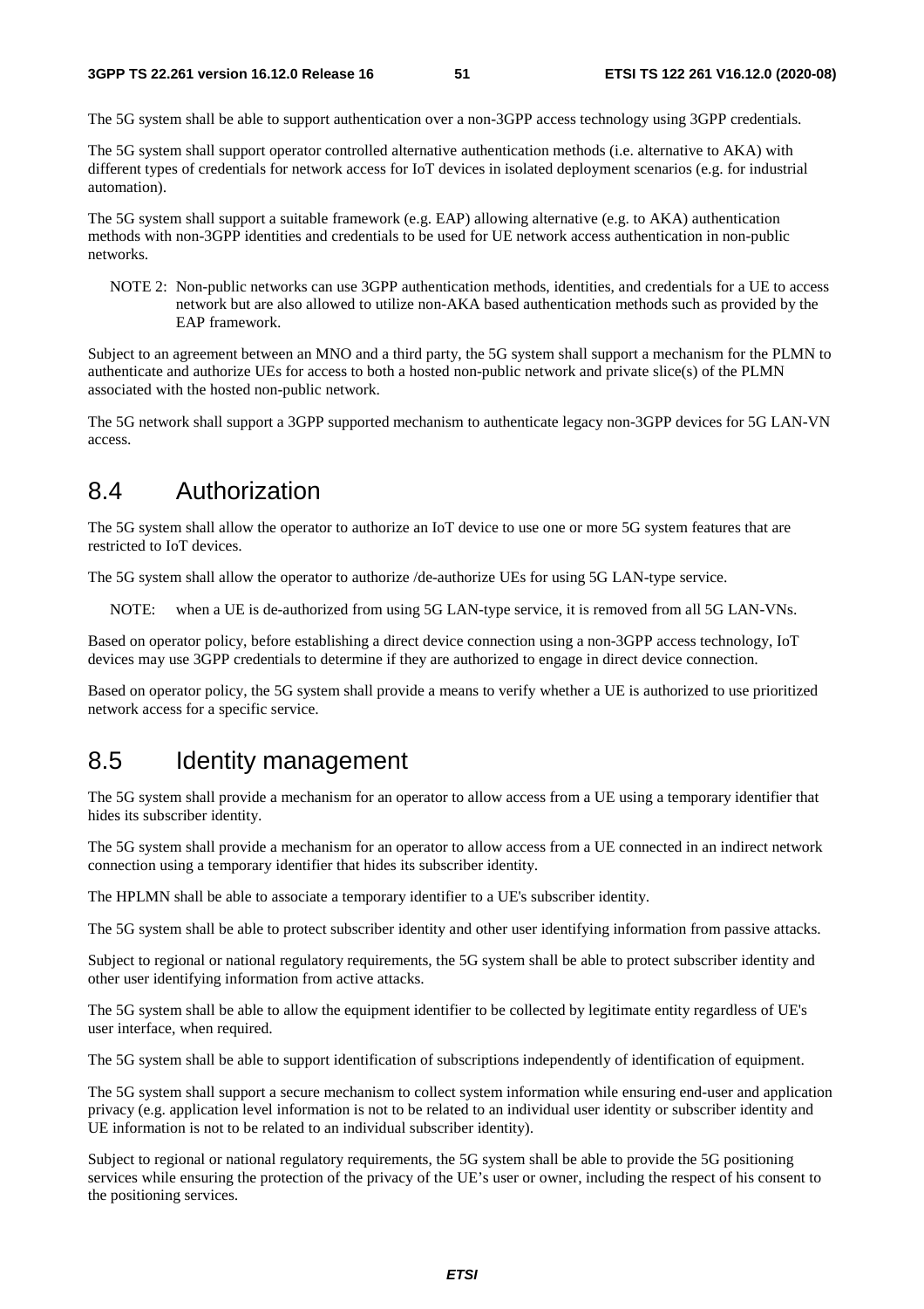The 5G system shall be able to support authentication over a non-3GPP access technology using 3GPP credentials.

The 5G system shall support operator controlled alternative authentication methods (i.e. alternative to AKA) with different types of credentials for network access for IoT devices in isolated deployment scenarios (e.g. for industrial automation).

The 5G system shall support a suitable framework (e.g. EAP) allowing alternative (e.g. to AKA) authentication methods with non-3GPP identities and credentials to be used for UE network access authentication in non-public networks.

NOTE 2: Non-public networks can use 3GPP authentication methods, identities, and credentials for a UE to access network but are also allowed to utilize non-AKA based authentication methods such as provided by the EAP framework.

Subject to an agreement between an MNO and a third party, the 5G system shall support a mechanism for the PLMN to authenticate and authorize UEs for access to both a hosted non-public network and private slice(s) of the PLMN associated with the hosted non-public network.

The 5G network shall support a 3GPP supported mechanism to authenticate legacy non-3GPP devices for 5G LAN-VN access.

## 8.4 Authorization

The 5G system shall allow the operator to authorize an IoT device to use one or more 5G system features that are restricted to IoT devices.

The 5G system shall allow the operator to authorize /de-authorize UEs for using 5G LAN-type service.

NOTE: when a UE is de-authorized from using 5G LAN-type service, it is removed from all 5G LAN-VNs.

Based on operator policy, before establishing a direct device connection using a non-3GPP access technology, IoT devices may use 3GPP credentials to determine if they are authorized to engage in direct device connection.

Based on operator policy, the 5G system shall provide a means to verify whether a UE is authorized to use prioritized network access for a specific service.

## 8.5 Identity management

The 5G system shall provide a mechanism for an operator to allow access from a UE using a temporary identifier that hides its subscriber identity.

The 5G system shall provide a mechanism for an operator to allow access from a UE connected in an indirect network connection using a temporary identifier that hides its subscriber identity.

The HPLMN shall be able to associate a temporary identifier to a UE's subscriber identity.

The 5G system shall be able to protect subscriber identity and other user identifying information from passive attacks.

Subject to regional or national regulatory requirements, the 5G system shall be able to protect subscriber identity and other user identifying information from active attacks.

The 5G system shall be able to allow the equipment identifier to be collected by legitimate entity regardless of UE's user interface, when required.

The 5G system shall be able to support identification of subscriptions independently of identification of equipment.

The 5G system shall support a secure mechanism to collect system information while ensuring end-user and application privacy (e.g. application level information is not to be related to an individual user identity or subscriber identity and UE information is not to be related to an individual subscriber identity).

Subject to regional or national regulatory requirements, the 5G system shall be able to provide the 5G positioning services while ensuring the protection of the privacy of the UE's user or owner, including the respect of his consent to the positioning services.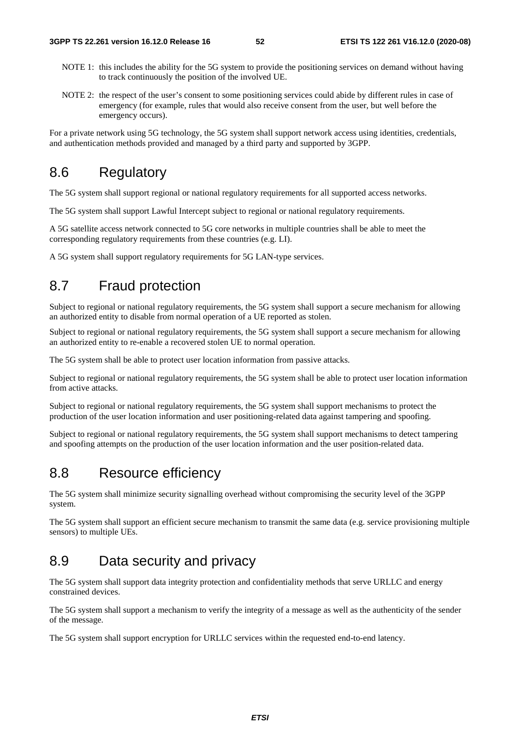NOTE 1: this includes the ability for the 5G system to provide the positioning services on demand without having to track continuously the position of the involved UE.

NOTE 2: the respect of the user's consent to some positioning services could abide by different rules in case of emergency (for example, rules that would also receive consent from the user, but well before the emergency occurs).

For a private network using 5G technology, the 5G system shall support network access using identities, credentials, and authentication methods provided and managed by a third party and supported by 3GPP.

## 8.6 Regulatory

The 5G system shall support regional or national regulatory requirements for all supported access networks.

The 5G system shall support Lawful Intercept subject to regional or national regulatory requirements.

A 5G satellite access network connected to 5G core networks in multiple countries shall be able to meet the corresponding regulatory requirements from these countries (e.g. LI).

A 5G system shall support regulatory requirements for 5G LAN-type services.

## 8.7 Fraud protection

Subject to regional or national regulatory requirements, the 5G system shall support a secure mechanism for allowing an authorized entity to disable from normal operation of a UE reported as stolen.

Subject to regional or national regulatory requirements, the 5G system shall support a secure mechanism for allowing an authorized entity to re-enable a recovered stolen UE to normal operation.

The 5G system shall be able to protect user location information from passive attacks.

Subject to regional or national regulatory requirements, the 5G system shall be able to protect user location information from active attacks.

Subject to regional or national regulatory requirements, the 5G system shall support mechanisms to protect the production of the user location information and user positioning-related data against tampering and spoofing.

Subject to regional or national regulatory requirements, the 5G system shall support mechanisms to detect tampering and spoofing attempts on the production of the user location information and the user position-related data.

## 8.8 Resource efficiency

The 5G system shall minimize security signalling overhead without compromising the security level of the 3GPP system.

The 5G system shall support an efficient secure mechanism to transmit the same data (e.g. service provisioning multiple sensors) to multiple UEs.

## 8.9 Data security and privacy

The 5G system shall support data integrity protection and confidentiality methods that serve URLLC and energy constrained devices.

The 5G system shall support a mechanism to verify the integrity of a message as well as the authenticity of the sender of the message.

The 5G system shall support encryption for URLLC services within the requested end-to-end latency.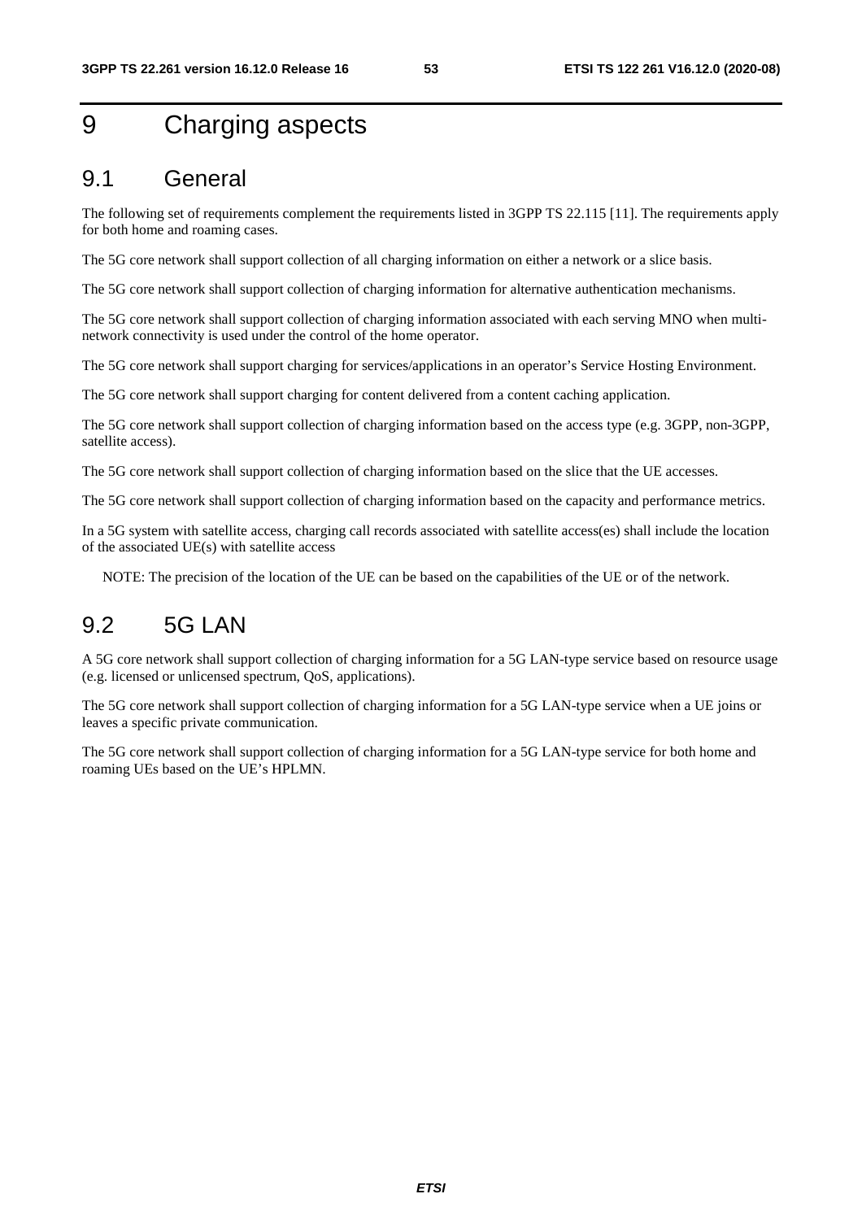# 9 Charging aspects

## 9.1 General

The following set of requirements complement the requirements listed in 3GPP TS 22.115 [11]. The requirements apply for both home and roaming cases.

The 5G core network shall support collection of all charging information on either a network or a slice basis.

The 5G core network shall support collection of charging information for alternative authentication mechanisms.

The 5G core network shall support collection of charging information associated with each serving MNO when multi-network connectivity is used under the control of the home operator.

The 5G core network shall support charging for services/applications in an operator's Service Hosting Environment.

The 5G core network shall support charging for content delivered from a content caching application.

The 5G core network shall support collection of charging information based on the access type (e.g. 3GPP, non-3GPP, satellite access).

The 5G core network shall support collection of charging information based on the slice that the UE accesses.

The 5G core network shall support collection of charging information based on the capacity and performance metrics.

In a 5G system with satellite access, charging call records associated with satellite access(es) shall include the location of the associated UE(s) with satellite access

NOTE: The precision of the location of the UE can be based on the capabilities of the UE or of the network.

## 9.2 5G LAN

A 5G core network shall support collection of charging information for a 5G LAN-type service based on resource usage (e.g. licensed or unlicensed spectrum, QoS, applications).

The 5G core network shall support collection of charging information for a 5G LAN-type service when a UE joins or leaves a specific private communication.

The 5G core network shall support collection of charging information for a 5G LAN-type service for both home and roaming UEs based on the UE's HPLMN.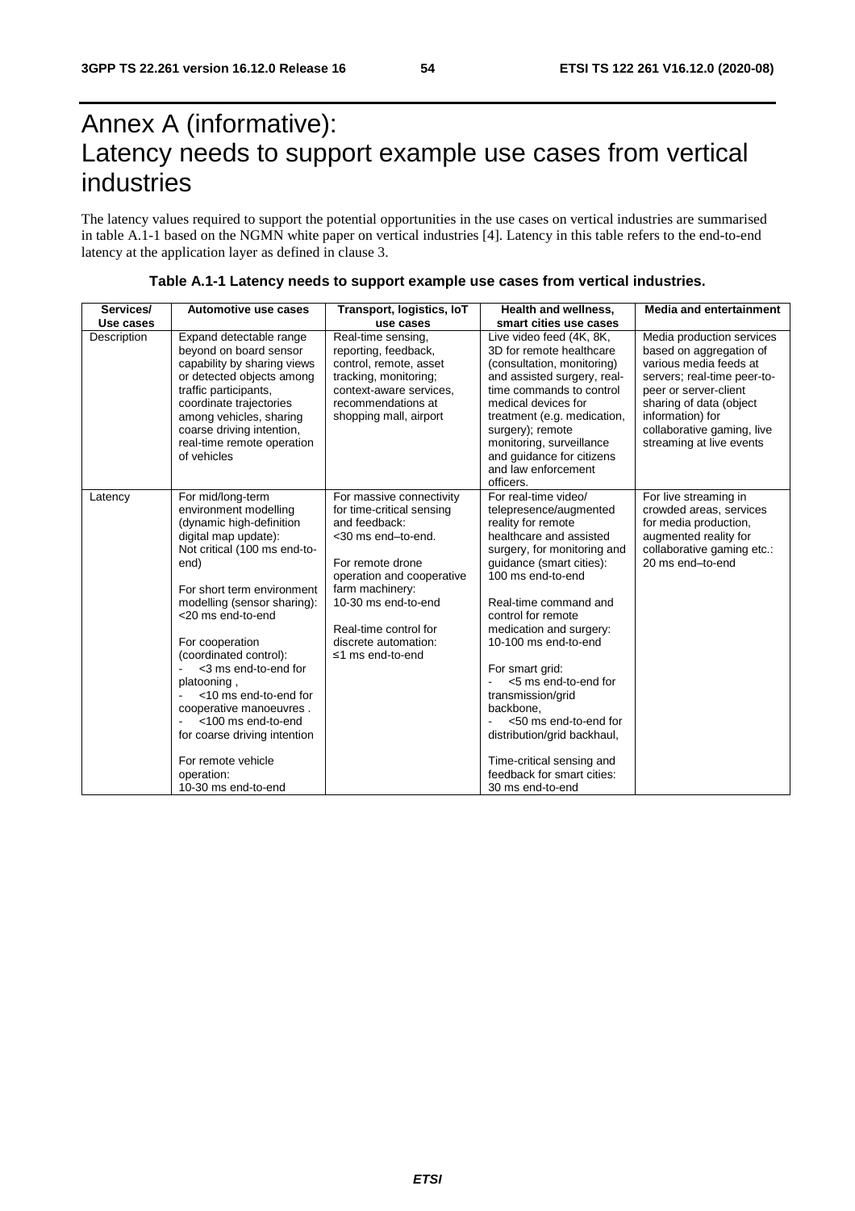# Annex A (informative): Latency needs to support example use cases from vertical industries

The latency values required to support the potential opportunities in the use cases on vertical industries are summarised in table A.1-1 based on the NGMN white paper on vertical industries [4]. Latency in this table refers to the end-to-end latency at the application layer as defined in clause 3.

**Table A.1-1 Latency needs to support example use cases from vertical industries.**

| Services/ Use cases | Automotive use cases | Transport, logistics, IoT use cases | Health and wellness, smart cities use cases | Media and entertainment |
|---|---|---|---|---|
| Description | Expand detectable range beyond on board sensor capability by sharing views or detected objects among traffic participants, coordinate trajectories among vehicles, sharing coarse driving intention, real-time remote operation of vehicles | Real-time sensing, reporting, feedback, control, remote, asset tracking, monitoring; context-aware services, recommendations at shopping mall, airport | Live video feed (4K, 8K, 3D for remote healthcare (consultation, monitoring) and assisted surgery, real-time commands to control medical devices for treatment (e.g. medication, surgery); remote monitoring, surveillance and guidance for citizens and law enforcement officers. | Media production services based on aggregation of various media feeds at servers; real-time peer-to-peer or server-client sharing of data (object information) for collaborative gaming, live streaming at live events |
| Latency | For mid/long-term environment modelling (dynamic high-definition digital map update): Not critical (100 ms end-to-end)<br><br>For short term environment modelling (sensor sharing): <20 ms end-to-end<br><br>For cooperation (coordinated control):<br>- <3 ms end-to-end for platooning ,<br>- <10 ms end-to-end for cooperative manoeuvres .<br>- <100 ms end-to-end for coarse driving intention<br><br>For remote vehicle operation:<br>10-30 ms end-to-end | For massive connectivity for time-critical sensing and feedback:<br><30 ms end–to-end.<br><br>For remote drone operation and cooperative farm machinery:<br>10-30 ms end-to-end<br><br>Real-time control for discrete automation:<br>≤1 ms end-to-end | For real-time video/ telepresence/augmented reality for remote healthcare and assisted surgery, for monitoring and guidance (smart cities): 100 ms end-to-end<br><br>Real-time command and control for remote medication and surgery: 10-100 ms end-to-end<br><br>For smart grid:<br>- <5 ms end-to-end for transmission/grid backbone,<br>- <50 ms end-to-end for distribution/grid backhaul,<br><br>Time-critical sensing and feedback for smart cities: 30 ms end-to-end | For live streaming in crowded areas, services for media production, augmented reality for collaborative gaming etc.: 20 ms end–to-end |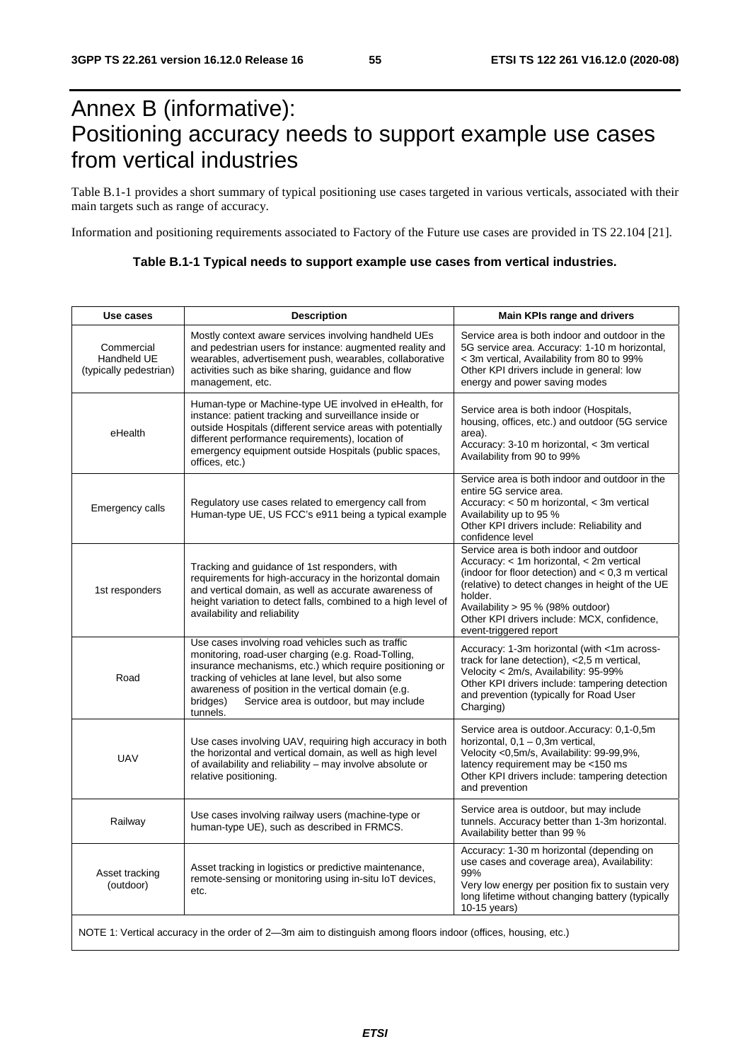# Annex B (informative): Positioning accuracy needs to support example use cases from vertical industries

Table B.1-1 provides a short summary of typical positioning use cases targeted in various verticals, associated with their main targets such as range of accuracy.

Information and positioning requirements associated to Factory of the Future use cases are provided in TS 22.104 [21].

**Table B.1-1 Typical needs to support example use cases from vertical industries.**

| Use cases | Description | Main KPIs range and drivers |
|---|---|---|
| Commercial Handheld UE (typically pedestrian) | Mostly context aware services involving handheld UEs and pedestrian users for instance: augmented reality and wearables, advertisement push, wearables, collaborative activities such as bike sharing, guidance and flow management, etc. | Service area is both indoor and outdoor in the 5G service area. Accuracy: 1-10 m horizontal, < 3m vertical, Availability from 80 to 99% Other KPI drivers include in general: low energy and power saving modes |
| eHealth | Human-type or Machine-type UE involved in eHealth, for instance: patient tracking and surveillance inside or outside Hospitals (different service areas with potentially different performance requirements), location of emergency equipment outside Hospitals (public spaces, offices, etc.) | Service area is both indoor (Hospitals, housing, offices, etc.) and outdoor (5G service area). Accuracy: 3-10 m horizontal, < 3m vertical Availability from 90 to 99% |
| Emergency calls | Regulatory use cases related to emergency call from Human-type UE, US FCC's e911 being a typical example | Service area is both indoor and outdoor in the entire 5G service area. Accuracy: < 50 m horizontal, < 3m vertical Availability up to 95 % Other KPI drivers include: Reliability and confidence level |
| 1st responders | Tracking and guidance of 1st responders, with requirements for high-accuracy in the horizontal domain and vertical domain, as well as accurate awareness of height variation to detect falls, combined to a high level of availability and reliability | Service area is both indoor and outdoor Accuracy: < 1m horizontal, < 2m vertical (indoor for floor detection) and < 0,3 m vertical (relative) to detect changes in height of the UE holder. Availability > 95 % (98% outdoor) Other KPI drivers include: MCX, confidence, event-triggered report |
| Road | Use cases involving road vehicles such as traffic monitoring, road-user charging (e.g. Road-Tolling, insurance mechanisms, etc.) which require positioning or tracking of vehicles at lane level, but also some awareness of position in the vertical domain (e.g. bridges) Service area is outdoor, but may include tunnels. | Accuracy: 1-3m horizontal (with <1m across-track for lane detection), <2,5 m vertical, Velocity < 2m/s, Availability: 95-99% Other KPI drivers include: tampering detection and prevention (typically for Road User Charging) |
| UAV | Use cases involving UAV, requiring high accuracy in both the horizontal and vertical domain, as well as high level of availability and reliability – may involve absolute or relative positioning. | Service area is outdoor. Accuracy: 0,1-0,5m horizontal, 0,1 – 0,3m vertical, Velocity <0,5m/s, Availability: 99-99,9%, latency requirement may be <150 ms Other KPI drivers include: tampering detection and prevention |
| Railway | Use cases involving railway users (machine-type or human-type UE), such as described in FRMCS. | Service area is outdoor, but may include tunnels. Accuracy better than 1-3m horizontal. Availability better than 99 % |
| Asset tracking (outdoor) | Asset tracking in logistics or predictive maintenance, remote-sensing or monitoring using in-situ IoT devices, etc. | Accuracy: 1-30 m horizontal (depending on use cases and coverage area), Availability: 99% Very low energy per position fix to sustain very long lifetime without changing battery (typically 10-15 years) |
| NOTE 1: Vertical accuracy in the order of 2—3m aim to distinguish among floors indoor (offices, housing, etc.) | | |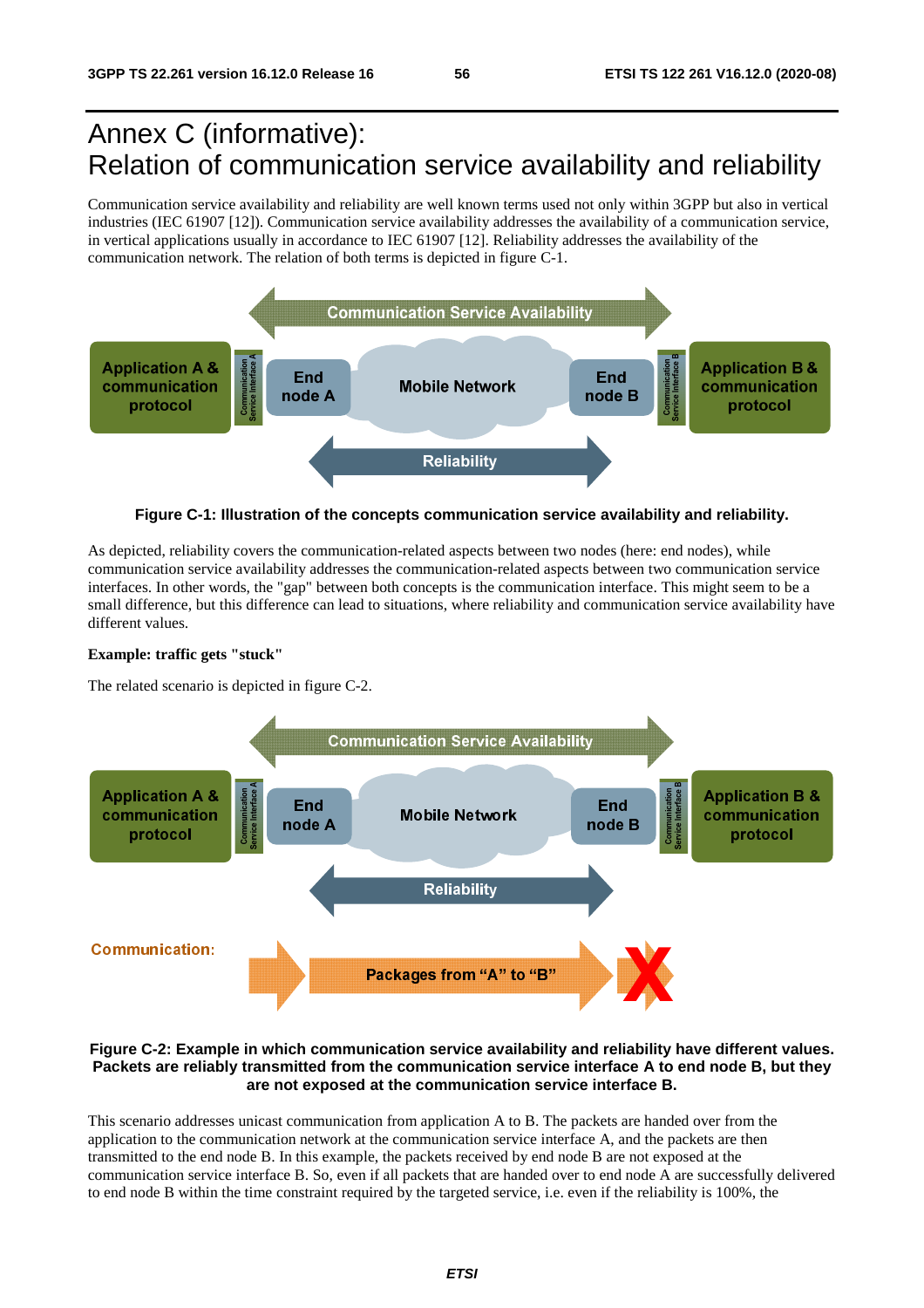# Annex C (informative): Relation of communication service availability and reliability

Communication service availability and reliability are well known terms used not only within 3GPP but also in vertical industries (IEC 61907 [12]). Communication service availability addresses the availability of a communication service, in vertical applications usually in accordance to IEC 61907 [12]. Reliability addresses the availability of the communication network. The relation of both terms is depicted in figure C-1.

**Figure C-1: Illustration of the concepts communication service availability and reliability.**

As depicted, reliability covers the communication-related aspects between two nodes (here: end nodes), while communication service availability addresses the communication-related aspects between two communication service interfaces. In other words, the "gap" between both concepts is the communication interface. This might seem to be a small difference, but this difference can lead to situations, where reliability and communication service availability have different values.

**Example: traffic gets "stuck"**

The related scenario is depicted in figure C-2.

**Figure C-2: Example in which communication service availability and reliability have different values. Packets are reliably transmitted from the communication service interface A to end node B, but they are not exposed at the communication service interface B.**

This scenario addresses unicast communication from application A to B. The packets are handed over from the application to the communication network at the communication service interface A, and the packets are then transmitted to the end node B. In this example, the packets received by end node B are not exposed at the communication service interface B. So, even if all packets that are handed over to end node A are successfully delivered to end node B within the time constraint required by the targeted service, i.e. even if the reliability is 100%, the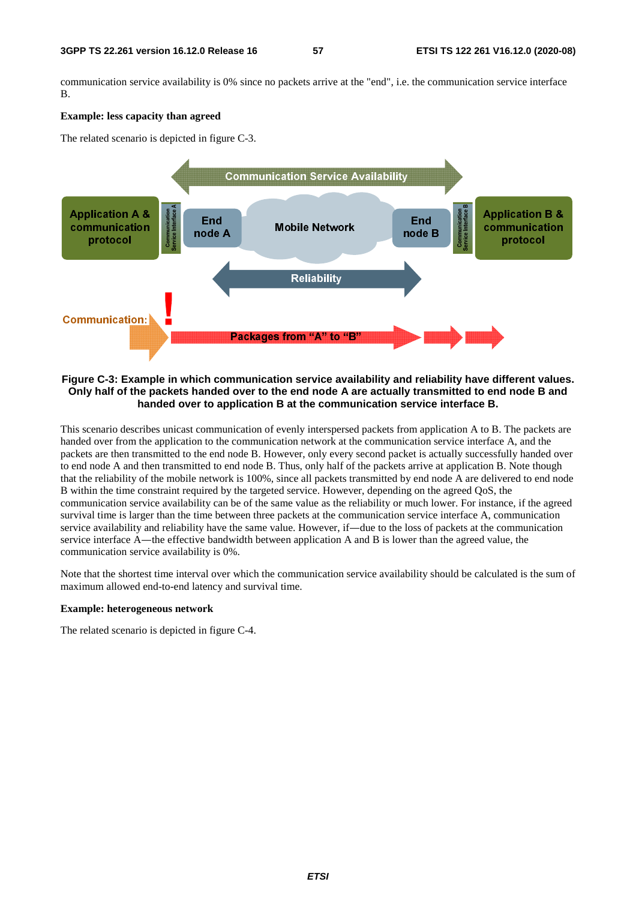communication service availability is 0% since no packets arrive at the "end", i.e. the communication service interface B.

**Example: less capacity than agreed**

The related scenario is depicted in figure C-3.

**Figure C-3: Example in which communication service availability and reliability have different values. Only half of the packets handed over to the end node A are actually transmitted to end node B and handed over to application B at the communication service interface B.**

This scenario describes unicast communication of evenly interspersed packets from application A to B. The packets are handed over from the application to the communication network at the communication service interface A, and the packets are then transmitted to the end node B. However, only every second packet is actually successfully handed over to end node A and then transmitted to end node B. Thus, only half of the packets arrive at application B. Note though that the reliability of the mobile network is 100%, since all packets transmitted by end node A are delivered to end node B within the time constraint required by the targeted service. However, depending on the agreed QoS, the communication service availability can be of the same value as the reliability or much lower. For instance, if the agreed survival time is larger than the time between three packets at the communication service interface A, communication service availability and reliability have the same value. However, if—due to the loss of packets at the communication service interface A—the effective bandwidth between application A and B is lower than the agreed value, the communication service availability is 0%.

Note that the shortest time interval over which the communication service availability should be calculated is the sum of maximum allowed end-to-end latency and survival time.

**Example: heterogeneous network**

The related scenario is depicted in figure C-4.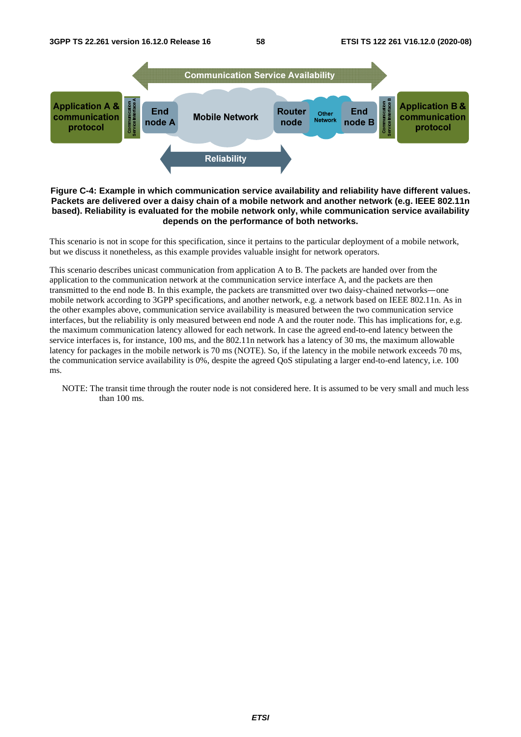**Figure C-4: Example in which communication service availability and reliability have different values. Packets are delivered over a daisy chain of a mobile network and another network (e.g. IEEE 802.11n based). Reliability is evaluated for the mobile network only, while communication service availability depends on the performance of both networks.**

This scenario is not in scope for this specification, since it pertains to the particular deployment of a mobile network, but we discuss it nonetheless, as this example provides valuable insight for network operators.

This scenario describes unicast communication from application A to B. The packets are handed over from the application to the communication network at the communication service interface A, and the packets are then transmitted to the end node B. In this example, the packets are transmitted over two daisy-chained networks—one mobile network according to 3GPP specifications, and another network, e.g. a network based on IEEE 802.11n. As in the other examples above, communication service availability is measured between the two communication service interfaces, but the reliability is only measured between end node A and the router node. This has implications for, e.g. the maximum communication latency allowed for each network. In case the agreed end-to-end latency between the service interfaces is, for instance, 100 ms, and the 802.11n network has a latency of 30 ms, the maximum allowable latency for packages in the mobile network is 70 ms (NOTE). So, if the latency in the mobile network exceeds 70 ms, the communication service availability is 0%, despite the agreed QoS stipulating a larger end-to-end latency, i.e. 100 ms.

NOTE: The transit time through the router node is not considered here. It is assumed to be very small and much less than 100 ms.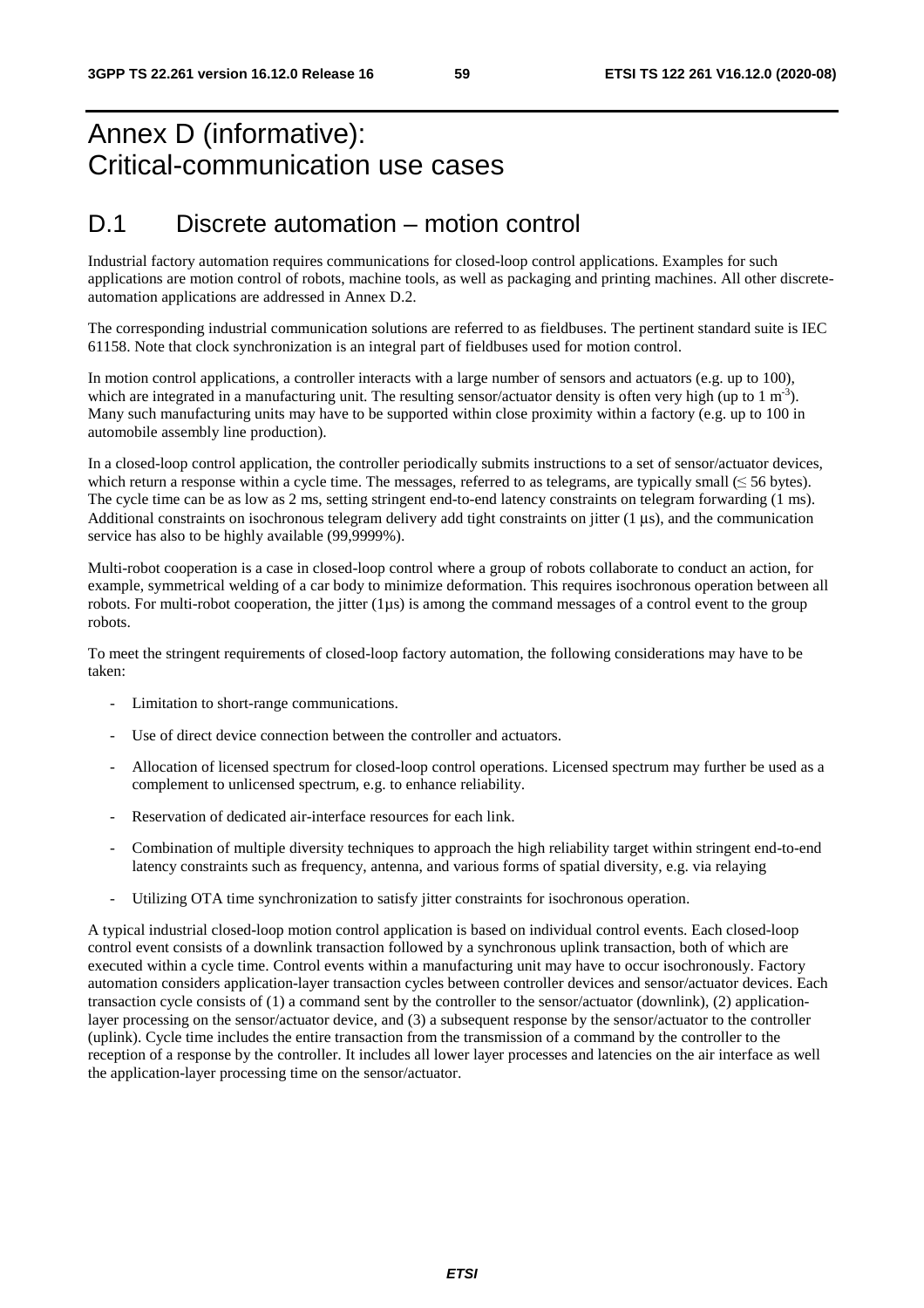# Annex D (informative): Critical-communication use cases

## D.1 Discrete automation – motion control

Industrial factory automation requires communications for closed-loop control applications. Examples for such applications are motion control of robots, machine tools, as well as packaging and printing machines. All other discrete-automation applications are addressed in Annex D.2.

The corresponding industrial communication solutions are referred to as fieldbuses. The pertinent standard suite is IEC 61158. Note that clock synchronization is an integral part of fieldbuses used for motion control.

In motion control applications, a controller interacts with a large number of sensors and actuators (e.g. up to 100), which are integrated in a manufacturing unit. The resulting sensor/actuator density is often very high (up to 1 $m^{-3}$). Many such manufacturing units may have to be supported within close proximity within a factory (e.g. up to 100 in automobile assembly line production).

In a closed-loop control application, the controller periodically submits instructions to a set of sensor/actuator devices, which return a response within a cycle time. The messages, referred to as telegrams, are typically small (≤ 56 bytes). The cycle time can be as low as 2 ms, setting stringent end-to-end latency constraints on telegram forwarding (1 ms). Additional constraints on isochronous telegram delivery add tight constraints on jitter (1 µs), and the communication service has also to be highly available (99,9999%).

Multi-robot cooperation is a case in closed-loop control where a group of robots collaborate to conduct an action, for example, symmetrical welding of a car body to minimize deformation. This requires isochronous operation between all robots. For multi-robot cooperation, the jitter (1µs) is among the command messages of a control event to the group robots.

To meet the stringent requirements of closed-loop factory automation, the following considerations may have to be taken:

- Limitation to short-range communications.
- Use of direct device connection between the controller and actuators.
- Allocation of licensed spectrum for closed-loop control operations. Licensed spectrum may further be used as a complement to unlicensed spectrum, e.g. to enhance reliability.
- Reservation of dedicated air-interface resources for each link.
- Combination of multiple diversity techniques to approach the high reliability target within stringent end-to-end latency constraints such as frequency, antenna, and various forms of spatial diversity, e.g. via relaying
- Utilizing OTA time synchronization to satisfy jitter constraints for isochronous operation.

A typical industrial closed-loop motion control application is based on individual control events. Each closed-loop control event consists of a downlink transaction followed by a synchronous uplink transaction, both of which are executed within a cycle time. Control events within a manufacturing unit may have to occur isochronously. Factory automation considers application-layer transaction cycles between controller devices and sensor/actuator devices. Each transaction cycle consists of (1) a command sent by the controller to the sensor/actuator (downlink), (2) application-layer processing on the sensor/actuator device, and (3) a subsequent response by the sensor/actuator to the controller (uplink). Cycle time includes the entire transaction from the transmission of a command by the controller to the reception of a response by the controller. It includes all lower layer processes and latencies on the air interface as well the application-layer processing time on the sensor/actuator.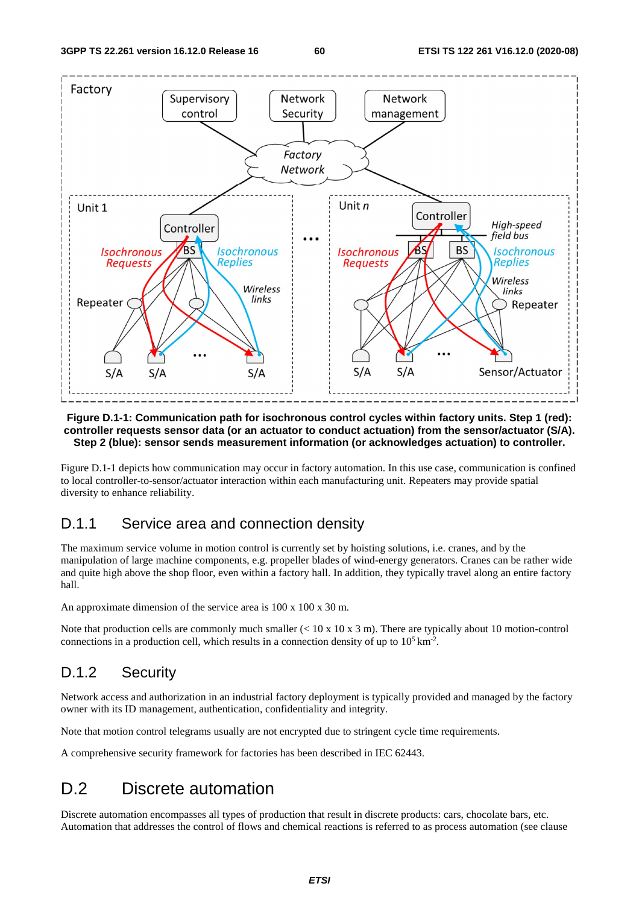**Figure D.1-1: Communication path for isochronous control cycles within factory units. Step 1 (red): controller requests sensor data (or an actuator to conduct actuation) from the sensor/actuator (S/A). Step 2 (blue): sensor sends measurement information (or acknowledges actuation) to controller.**

Figure D.1-1 depicts how communication may occur in factory automation. In this use case, communication is confined to local controller-to-sensor/actuator interaction within each manufacturing unit. Repeaters may provide spatial diversity to enhance reliability.

## D.1.1 Service area and connection density

The maximum service volume in motion control is currently set by hoisting solutions, i.e. cranes, and by the manipulation of large machine components, e.g. propeller blades of wind-energy generators. Cranes can be rather wide and quite high above the shop floor, even within a factory hall. In addition, they typically travel along an entire factory hall.

An approximate dimension of the service area is 100 x 100 x 30 m.

Note that production cells are commonly much smaller (< 10 x 10 x 3 m). There are typically about 10 motion-control connections in a production cell, which results in a connection density of up to $10^5$ km$^{-2}$.

## D.1.2 Security

Network access and authorization in an industrial factory deployment is typically provided and managed by the factory owner with its ID management, authentication, confidentiality and integrity.

Note that motion control telegrams usually are not encrypted due to stringent cycle time requirements.

A comprehensive security framework for factories has been described in IEC 62443.

# D.2 Discrete automation

Discrete automation encompasses all types of production that result in discrete products: cars, chocolate bars, etc. Automation that addresses the control of flows and chemical reactions is referred to as process automation (see clause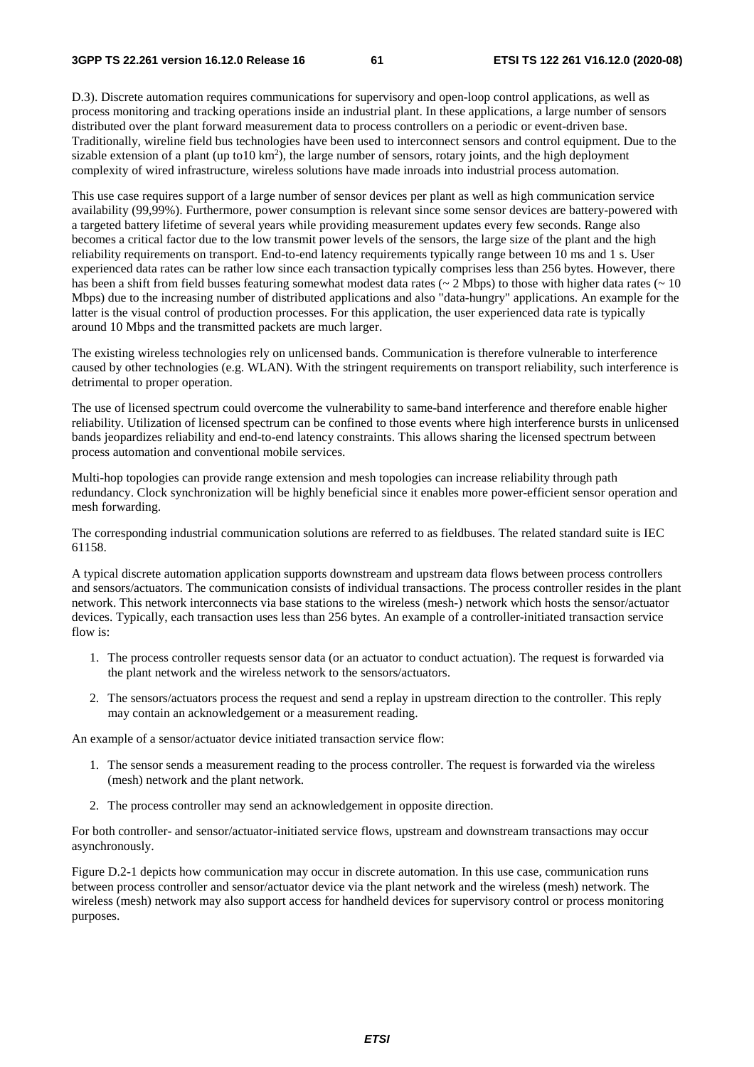D.3). Discrete automation requires communications for supervisory and open-loop control applications, as well as process monitoring and tracking operations inside an industrial plant. In these applications, a large number of sensors distributed over the plant forward measurement data to process controllers on a periodic or event-driven base. Traditionally, wireline field bus technologies have been used to interconnect sensors and control equipment. Due to the sizable extension of a plant (up to10 $km^2$), the large number of sensors, rotary joints, and the high deployment complexity of wired infrastructure, wireless solutions have made inroads into industrial process automation.

This use case requires support of a large number of sensor devices per plant as well as high communication service availability (99,99%). Furthermore, power consumption is relevant since some sensor devices are battery-powered with a targeted battery lifetime of several years while providing measurement updates every few seconds. Range also becomes a critical factor due to the low transmit power levels of the sensors, the large size of the plant and the high reliability requirements on transport. End-to-end latency requirements typically range between 10 ms and 1 s. User experienced data rates can be rather low since each transaction typically comprises less than 256 bytes. However, there has been a shift from field busses featuring somewhat modest data rates (~ 2 Mbps) to those with higher data rates (~ 10 Mbps) due to the increasing number of distributed applications and also "data-hungry" applications. An example for the latter is the visual control of production processes. For this application, the user experienced data rate is typically around 10 Mbps and the transmitted packets are much larger.

The existing wireless technologies rely on unlicensed bands. Communication is therefore vulnerable to interference caused by other technologies (e.g. WLAN). With the stringent requirements on transport reliability, such interference is detrimental to proper operation.

The use of licensed spectrum could overcome the vulnerability to same-band interference and therefore enable higher reliability. Utilization of licensed spectrum can be confined to those events where high interference bursts in unlicensed bands jeopardizes reliability and end-to-end latency constraints. This allows sharing the licensed spectrum between process automation and conventional mobile services.

Multi-hop topologies can provide range extension and mesh topologies can increase reliability through path redundancy. Clock synchronization will be highly beneficial since it enables more power-efficient sensor operation and mesh forwarding.

The corresponding industrial communication solutions are referred to as fieldbuses. The related standard suite is IEC 61158.

A typical discrete automation application supports downstream and upstream data flows between process controllers and sensors/actuators. The communication consists of individual transactions. The process controller resides in the plant network. This network interconnects via base stations to the wireless (mesh-) network which hosts the sensor/actuator devices. Typically, each transaction uses less than 256 bytes. An example of a controller-initiated transaction service flow is:

1. The process controller requests sensor data (or an actuator to conduct actuation). The request is forwarded via the plant network and the wireless network to the sensors/actuators.
2. The sensors/actuators process the request and send a replay in upstream direction to the controller. This reply may contain an acknowledgement or a measurement reading.

An example of a sensor/actuator device initiated transaction service flow:

1. The sensor sends a measurement reading to the process controller. The request is forwarded via the wireless (mesh) network and the plant network.
2. The process controller may send an acknowledgement in opposite direction.

For both controller- and sensor/actuator-initiated service flows, upstream and downstream transactions may occur asynchronously.

Figure D.2-1 depicts how communication may occur in discrete automation. In this use case, communication runs between process controller and sensor/actuator device via the plant network and the wireless (mesh) network. The wireless (mesh) network may also support access for handheld devices for supervisory control or process monitoring purposes.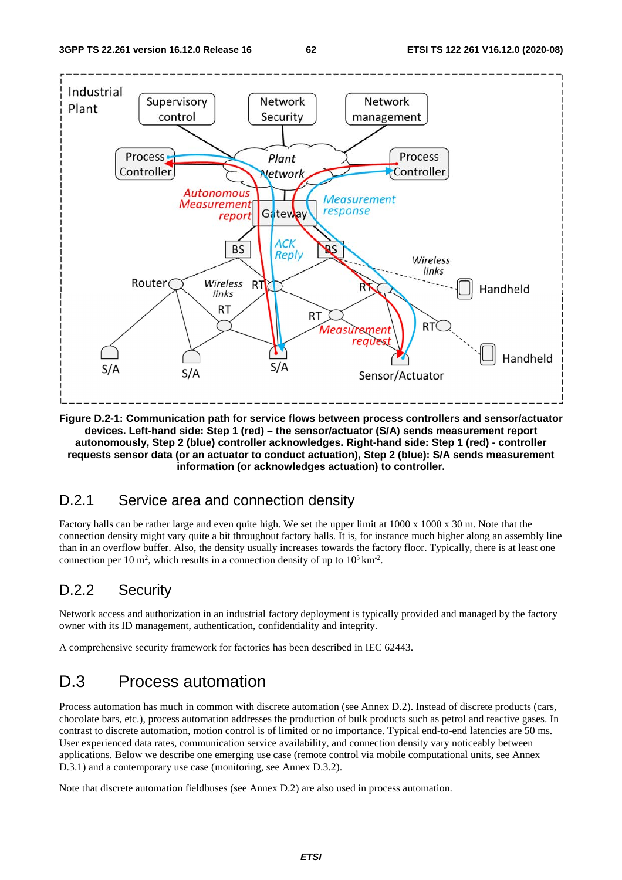**Figure D.2-1: Communication path for service flows between process controllers and sensor/actuator devices. Left-hand side: Step 1 (red) – the sensor/actuator (S/A) sends measurement report autonomously, Step 2 (blue) controller acknowledges. Right-hand side: Step 1 (red) - controller requests sensor data (or an actuator to conduct actuation), Step 2 (blue): S/A sends measurement information (or acknowledges actuation) to controller.**

## D.2.1 Service area and connection density

Factory halls can be rather large and even quite high. We set the upper limit at 1000 x 1000 x 30 m. Note that the connection density might vary quite a bit throughout factory halls. It is, for instance much higher along an assembly line than in an overflow buffer. Also, the density usually increases towards the factory floor. Typically, there is at least one connection per 10 m$^2$, which results in a connection density of up to $10^5$ km$^{-2}$.

## D.2.2 Security

Network access and authorization in an industrial factory deployment is typically provided and managed by the factory owner with its ID management, authentication, confidentiality and integrity.

A comprehensive security framework for factories has been described in IEC 62443.

# D.3 Process automation

Process automation has much in common with discrete automation (see Annex D.2). Instead of discrete products (cars, chocolate bars, etc.), process automation addresses the production of bulk products such as petrol and reactive gases. In contrast to discrete automation, motion control is of limited or no importance. Typical end-to-end latencies are 50 ms. User experienced data rates, communication service availability, and connection density vary noticeably between applications. Below we describe one emerging use case (remote control via mobile computational units, see Annex D.3.1) and a contemporary use case (monitoring, see Annex D.3.2).

Note that discrete automation fieldbuses (see Annex D.2) are also used in process automation.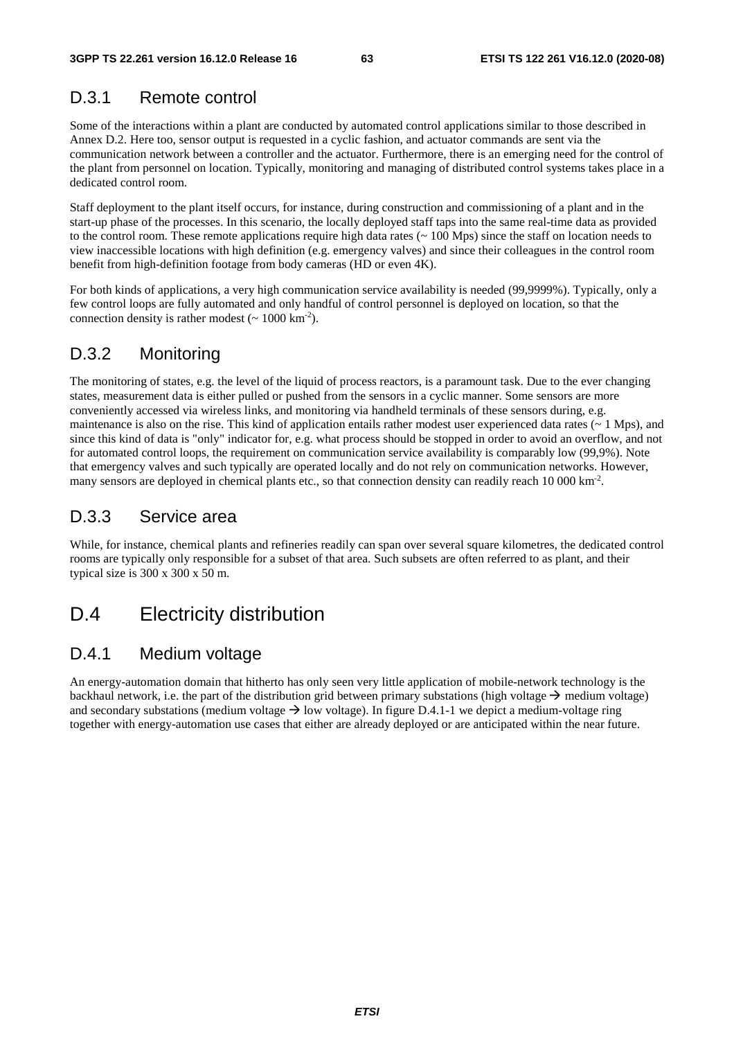## D.3.1 Remote control

Some of the interactions within a plant are conducted by automated control applications similar to those described in Annex D.2. Here too, sensor output is requested in a cyclic fashion, and actuator commands are sent via the communication network between a controller and the actuator. Furthermore, there is an emerging need for the control of the plant from personnel on location. Typically, monitoring and managing of distributed control systems takes place in a dedicated control room.

Staff deployment to the plant itself occurs, for instance, during construction and commissioning of a plant and in the start-up phase of the processes. In this scenario, the locally deployed staff taps into the same real-time data as provided to the control room. These remote applications require high data rates (~ 100 Mps) since the staff on location needs to view inaccessible locations with high definition (e.g. emergency valves) and since their colleagues in the control room benefit from high-definition footage from body cameras (HD or even 4K).

For both kinds of applications, a very high communication service availability is needed (99,9999%). Typically, only a few control loops are fully automated and only handful of control personnel is deployed on location, so that the connection density is rather modest (~ 1000 $km^{-2}$).

## D.3.2 Monitoring

The monitoring of states, e.g. the level of the liquid of process reactors, is a paramount task. Due to the ever changing states, measurement data is either pulled or pushed from the sensors in a cyclic manner. Some sensors are more conveniently accessed via wireless links, and monitoring via handheld terminals of these sensors during, e.g. maintenance is also on the rise. This kind of application entails rather modest user experienced data rates (~ 1 Mps), and since this kind of data is "only" indicator for, e.g. what process should be stopped in order to avoid an overflow, and not for automated control loops, the requirement on communication service availability is comparably low (99,9%). Note that emergency valves and such typically are operated locally and do not rely on communication networks. However, many sensors are deployed in chemical plants etc., so that connection density can readily reach 10 000 $km^{-2}$.

## D.3.3 Service area

While, for instance, chemical plants and refineries readily can span over several square kilometres, the dedicated control rooms are typically only responsible for a subset of that area. Such subsets are often referred to as plant, and their typical size is 300 x 300 x 50 m.

# D.4 Electricity distribution

## D.4.1 Medium voltage

An energy-automation domain that hitherto has only seen very little application of mobile-network technology is the backhaul network, i.e. the part of the distribution grid between primary substations (high voltage → medium voltage) and secondary substations (medium voltage → low voltage). In figure D.4.1-1 we depict a medium-voltage ring together with energy-automation use cases that either are already deployed or are anticipated within the near future.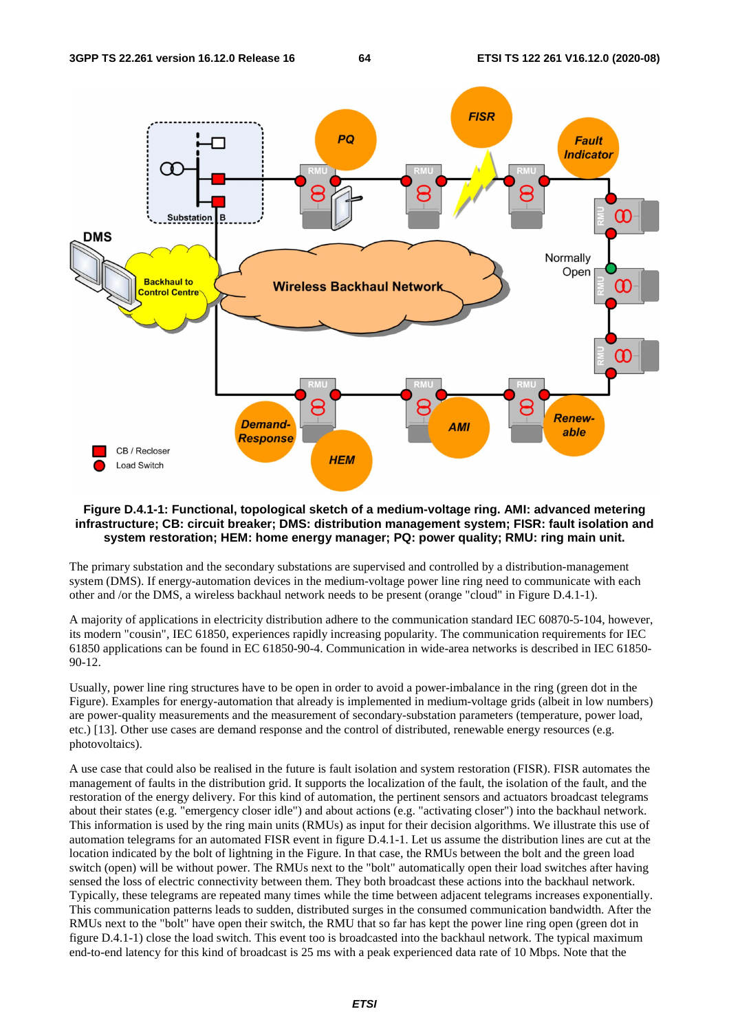**Figure D.4.1-1: Functional, topological sketch of a medium-voltage ring. AMI: advanced metering infrastructure; CB: circuit breaker; DMS: distribution management system; FISR: fault isolation and system restoration; HEM: home energy manager; PQ: power quality; RMU: ring main unit.**

The primary substation and the secondary substations are supervised and controlled by a distribution-management system (DMS). If energy-automation devices in the medium-voltage power line ring need to communicate with each other and /or the DMS, a wireless backhaul network needs to be present (orange "cloud" in Figure D.4.1-1).

A majority of applications in electricity distribution adhere to the communication standard IEC 60870-5-104, however, its modern "cousin", IEC 61850, experiences rapidly increasing popularity. The communication requirements for IEC 61850 applications can be found in EC 61850-90-4. Communication in wide-area networks is described in IEC 61850-90-12.

Usually, power line ring structures have to be open in order to avoid a power-imbalance in the ring (green dot in the Figure). Examples for energy-automation that already is implemented in medium-voltage grids (albeit in low numbers) are power-quality measurements and the measurement of secondary-substation parameters (temperature, power load, etc.) [13]. Other use cases are demand response and the control of distributed, renewable energy resources (e.g. photovoltaics).

A use case that could also be realised in the future is fault isolation and system restoration (FISR). FISR automates the management of faults in the distribution grid. It supports the localization of the fault, the isolation of the fault, and the restoration of the energy delivery. For this kind of automation, the pertinent sensors and actuators broadcast telegrams about their states (e.g. "emergency closer idle") and about actions (e.g. "activating closer") into the backhaul network. This information is used by the ring main units (RMUs) as input for their decision algorithms. We illustrate this use of automation telegrams for an automated FISR event in figure D.4.1-1. Let us assume the distribution lines are cut at the location indicated by the bolt of lightning in the Figure. In that case, the RMUs between the bolt and the green load switch (open) will be without power. The RMUs next to the "bolt" automatically open their load switches after having sensed the loss of electric connectivity between them. They both broadcast these actions into the backhaul network. Typically, these telegrams are repeated many times while the time between adjacent telegrams increases exponentially. This communication patterns leads to sudden, distributed surges in the consumed communication bandwidth. After the RMUs next to the "bolt" have open their switch, the RMU that so far has kept the power line ring open (green dot in figure D.4.1-1) close the load switch. This event too is broadcasted into the backhaul network. The typical maximum end-to-end latency for this kind of broadcast is 25 ms with a peak experienced data rate of 10 Mbps. Note that the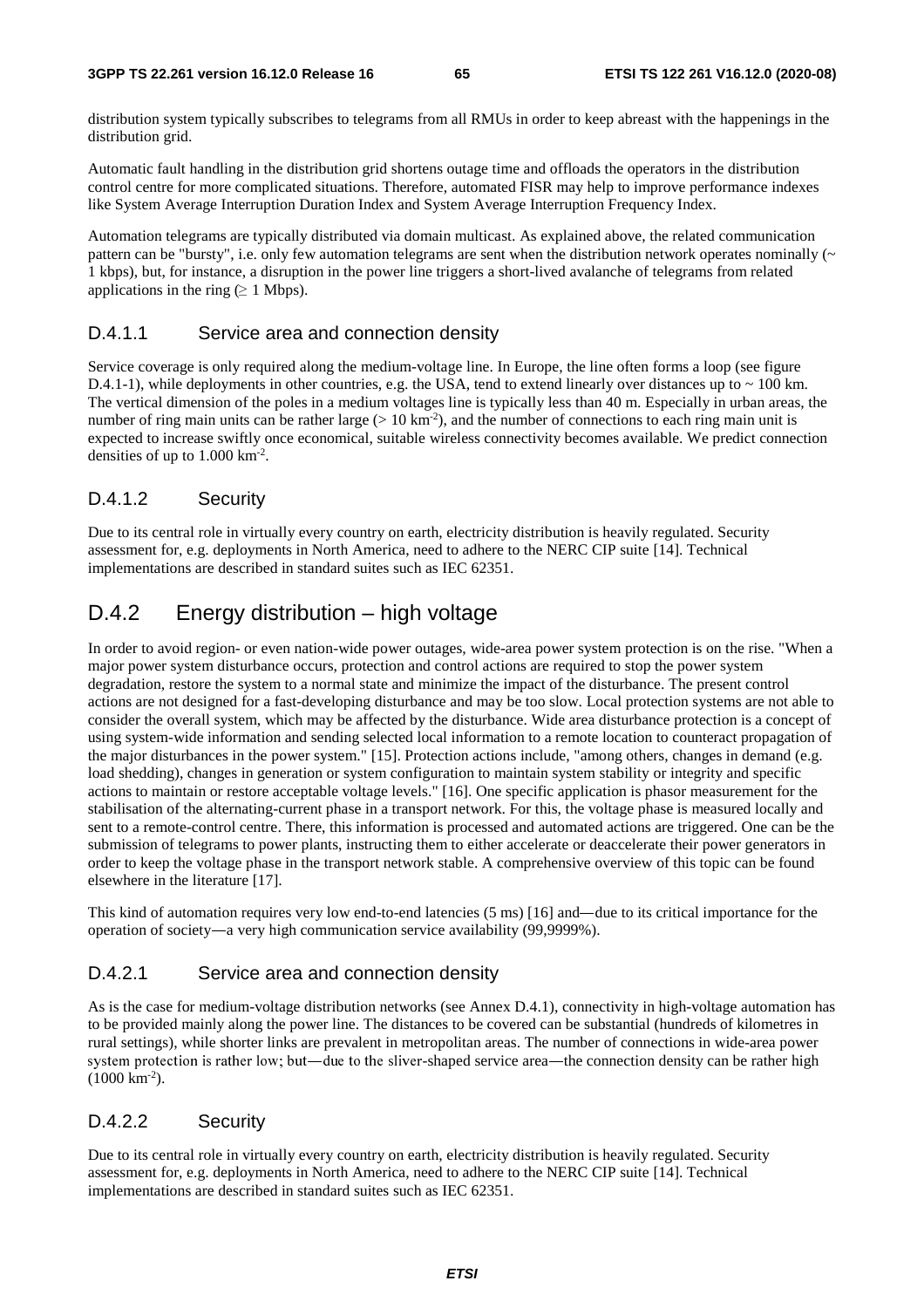distribution system typically subscribes to telegrams from all RMUs in order to keep abreast with the happenings in the distribution grid.

Automatic fault handling in the distribution grid shortens outage time and offloads the operators in the distribution control centre for more complicated situations. Therefore, automated FISR may help to improve performance indexes like System Average Interruption Duration Index and System Average Interruption Frequency Index.

Automation telegrams are typically distributed via domain multicast. As explained above, the related communication pattern can be "bursty", i.e. only few automation telegrams are sent when the distribution network operates nominally (~ 1 kbps), but, for instance, a disruption in the power line triggers a short-lived avalanche of telegrams from related applications in the ring (≥ 1 Mbps).

### D.4.1.1 Service area and connection density

Service coverage is only required along the medium-voltage line. In Europe, the line often forms a loop (see figure D.4.1-1), while deployments in other countries, e.g. the USA, tend to extend linearly over distances up to ~ 100 km. The vertical dimension of the poles in a medium voltages line is typically less than 40 m. Especially in urban areas, the number of ring main units can be rather large (> 10 $km^{-2}$), and the number of connections to each ring main unit is expected to increase swiftly once economical, suitable wireless connectivity becomes available. We predict connection densities of up to 1.000 $km^{-2}$.

### D.4.1.2 Security

Due to its central role in virtually every country on earth, electricity distribution is heavily regulated. Security assessment for, e.g. deployments in North America, need to adhere to the NERC CIP suite [14]. Technical implementations are described in standard suites such as IEC 62351.

## D.4.2 Energy distribution – high voltage

In order to avoid region- or even nation-wide power outages, wide-area power system protection is on the rise. "When a major power system disturbance occurs, protection and control actions are required to stop the power system degradation, restore the system to a normal state and minimize the impact of the disturbance. The present control actions are not designed for a fast-developing disturbance and may be too slow. Local protection systems are not able to consider the overall system, which may be affected by the disturbance. Wide area disturbance protection is a concept of using system-wide information and sending selected local information to a remote location to counteract propagation of the major disturbances in the power system." [15]. Protection actions include, "among others, changes in demand (e.g. load shedding), changes in generation or system configuration to maintain system stability or integrity and specific actions to maintain or restore acceptable voltage levels." [16]. One specific application is phasor measurement for the stabilisation of the alternating-current phase in a transport network. For this, the voltage phase is measured locally and sent to a remote-control centre. There, this information is processed and automated actions are triggered. One can be the submission of telegrams to power plants, instructing them to either accelerate or deaccelerate their power generators in order to keep the voltage phase in the transport network stable. A comprehensive overview of this topic can be found elsewhere in the literature [17].

This kind of automation requires very low end-to-end latencies (5 ms) [16] and—due to its critical importance for the operation of society—a very high communication service availability (99,9999%).

### D.4.2.1 Service area and connection density

As is the case for medium-voltage distribution networks (see Annex D.4.1), connectivity in high-voltage automation has to be provided mainly along the power line. The distances to be covered can be substantial (hundreds of kilometres in rural settings), while shorter links are prevalent in metropolitan areas. The number of connections in wide-area power system protection is rather low; but—due to the sliver-shaped service area—the connection density can be rather high (1000 $km^{-2}$).

### D.4.2.2 Security

Due to its central role in virtually every country on earth, electricity distribution is heavily regulated. Security assessment for, e.g. deployments in North America, need to adhere to the NERC CIP suite [14]. Technical implementations are described in standard suites such as IEC 62351.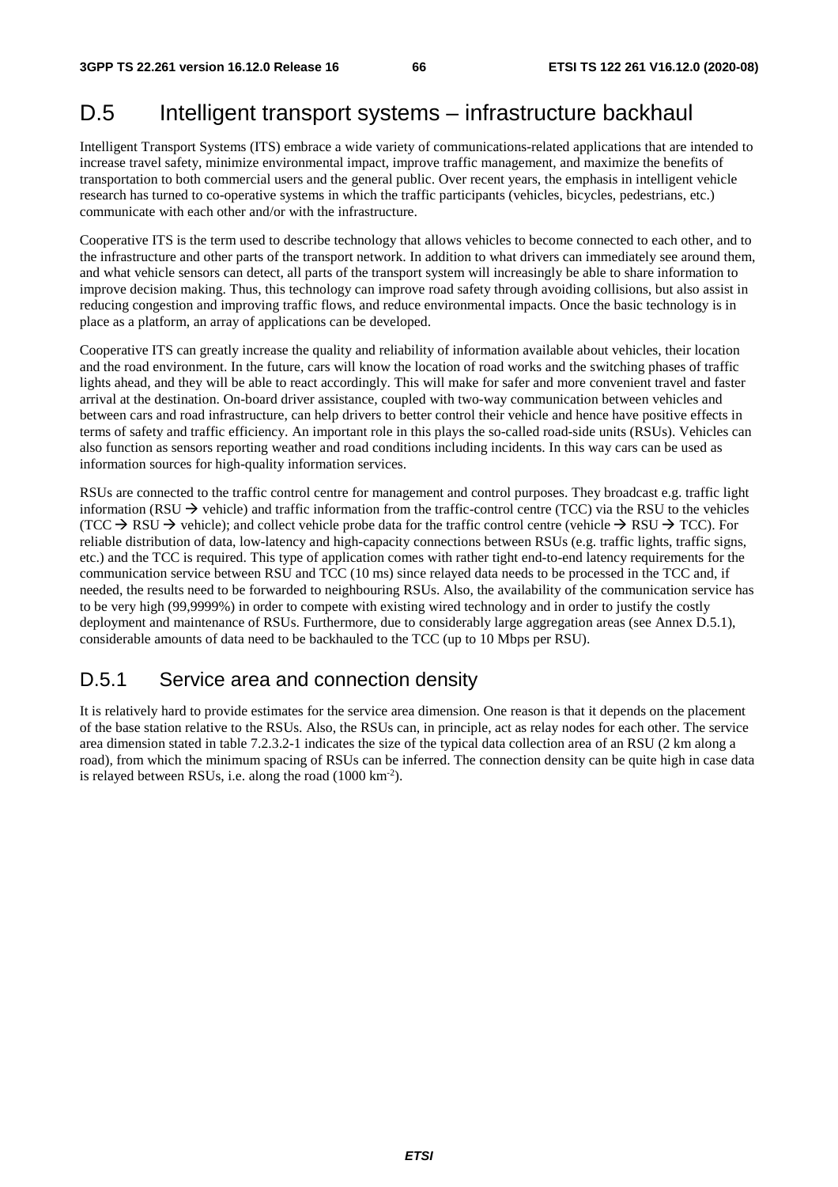# D.5 Intelligent transport systems – infrastructure backhaul

Intelligent Transport Systems (ITS) embrace a wide variety of communications-related applications that are intended to increase travel safety, minimize environmental impact, improve traffic management, and maximize the benefits of transportation to both commercial users and the general public. Over recent years, the emphasis in intelligent vehicle research has turned to co-operative systems in which the traffic participants (vehicles, bicycles, pedestrians, etc.) communicate with each other and/or with the infrastructure.

Cooperative ITS is the term used to describe technology that allows vehicles to become connected to each other, and to the infrastructure and other parts of the transport network. In addition to what drivers can immediately see around them, and what vehicle sensors can detect, all parts of the transport system will increasingly be able to share information to improve decision making. Thus, this technology can improve road safety through avoiding collisions, but also assist in reducing congestion and improving traffic flows, and reduce environmental impacts. Once the basic technology is in place as a platform, an array of applications can be developed.

Cooperative ITS can greatly increase the quality and reliability of information available about vehicles, their location and the road environment. In the future, cars will know the location of road works and the switching phases of traffic lights ahead, and they will be able to react accordingly. This will make for safer and more convenient travel and faster arrival at the destination. On-board driver assistance, coupled with two-way communication between vehicles and between cars and road infrastructure, can help drivers to better control their vehicle and hence have positive effects in terms of safety and traffic efficiency. An important role in this plays the so-called road-side units (RSUs). Vehicles can also function as sensors reporting weather and road conditions including incidents. In this way cars can be used as information sources for high-quality information services.

RSUs are connected to the traffic control centre for management and control purposes. They broadcast e.g. traffic light information (RSU → vehicle) and traffic information from the traffic-control centre (TCC) via the RSU to the vehicles (TCC → RSU → vehicle); and collect vehicle probe data for the traffic control centre (vehicle → RSU → TCC). For reliable distribution of data, low-latency and high-capacity connections between RSUs (e.g. traffic lights, traffic signs, etc.) and the TCC is required. This type of application comes with rather tight end-to-end latency requirements for the communication service between RSU and TCC (10 ms) since relayed data needs to be processed in the TCC and, if needed, the results need to be forwarded to neighbouring RSUs. Also, the availability of the communication service has to be very high (99,9999%) in order to compete with existing wired technology and in order to justify the costly deployment and maintenance of RSUs. Furthermore, due to considerably large aggregation areas (see Annex D.5.1), considerable amounts of data need to be backhauled to the TCC (up to 10 Mbps per RSU).

## D.5.1 Service area and connection density

It is relatively hard to provide estimates for the service area dimension. One reason is that it depends on the placement of the base station relative to the RSUs. Also, the RSUs can, in principle, act as relay nodes for each other. The service area dimension stated in table 7.2.3.2-1 indicates the size of the typical data collection area of an RSU (2 km along a road), from which the minimum spacing of RSUs can be inferred. The connection density can be quite high in case data is relayed between RSUs, i.e. along the road (1000 $km^{-2}$).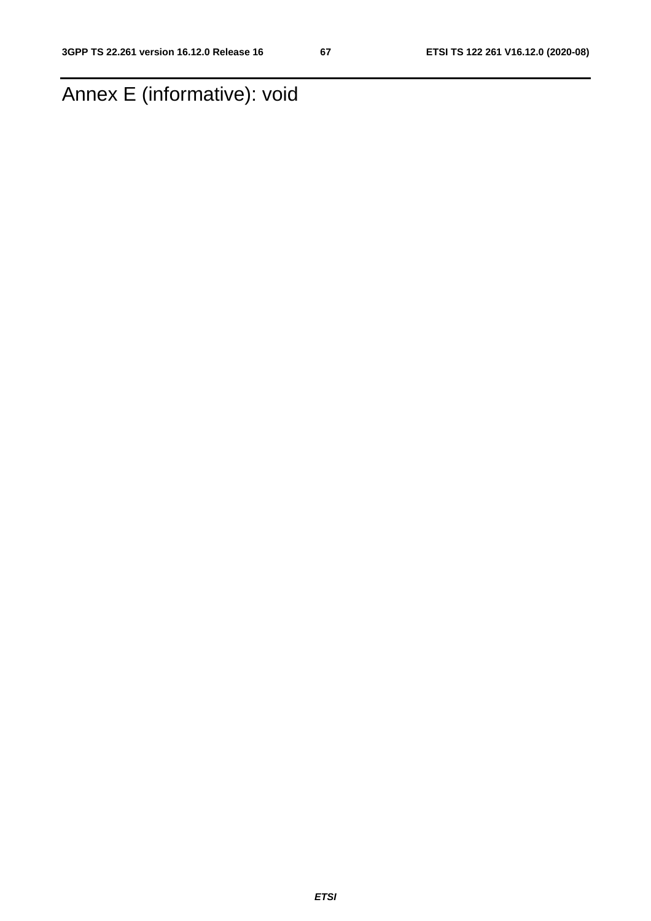# Annex E (informative): void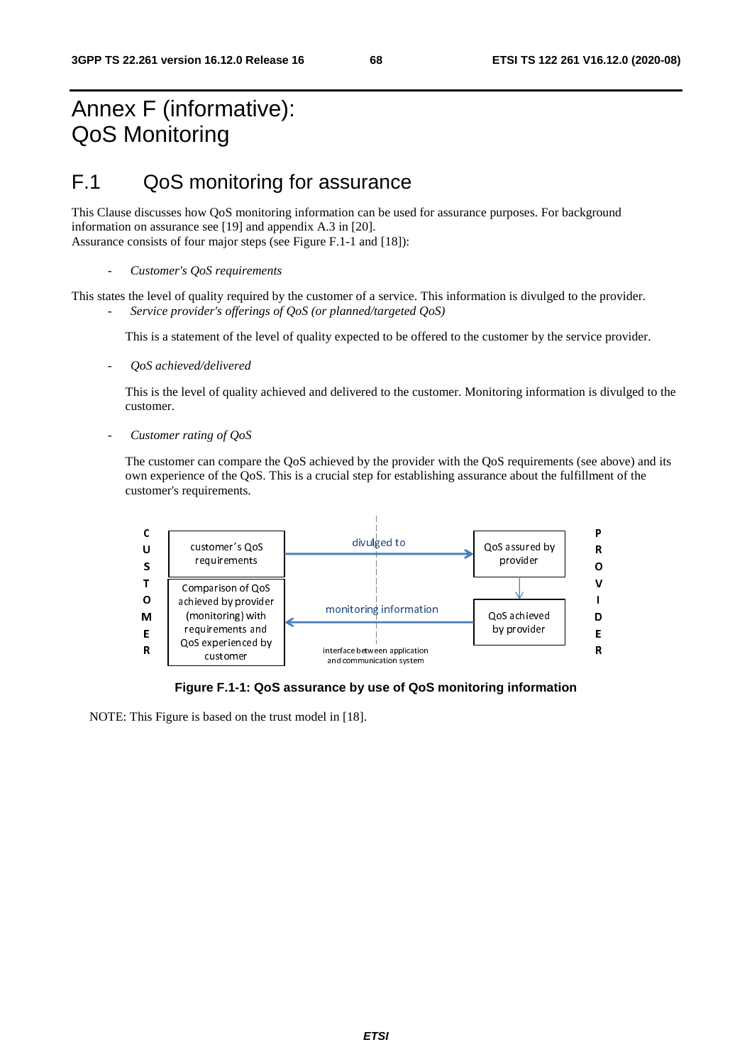# Annex F (informative): QoS Monitoring

## F.1 QoS monitoring for assurance

This Clause discusses how QoS monitoring information can be used for assurance purposes. For background information on assurance see [19] and appendix A.3 in [20].
Assurance consists of four major steps (see Figure F.1-1 and [18]):

- *Customer's QoS requirements*

This states the level of quality required by the customer of a service. This information is divulged to the provider.

- *Service provider's offerings of QoS (or planned/targeted QoS)*

  This is a statement of the level of quality expected to be offered to the customer by the service provider.

- *QoS achieved/delivered*

  This is the level of quality achieved and delivered to the customer. Monitoring information is divulged to the customer.

- *Customer rating of QoS*

  The customer can compare the QoS achieved by the provider with the QoS requirements (see above) and its own experience of the QoS. This is a crucial step for establishing assurance about the fulfillment of the customer's requirements.

CUSTOMER: customer´s QoS requirements — divulged to → PROVIDER: QoS assured by provider → QoS achieved by provider — monitoring information → CUSTOMER: Comparison of QoS achieved by provider (monitoring) with requirements and QoS experienced by customer

(interface between application and communication system)

**Figure F.1-1: QoS assurance by use of QoS monitoring information**

NOTE: This Figure is based on the trust model in [18].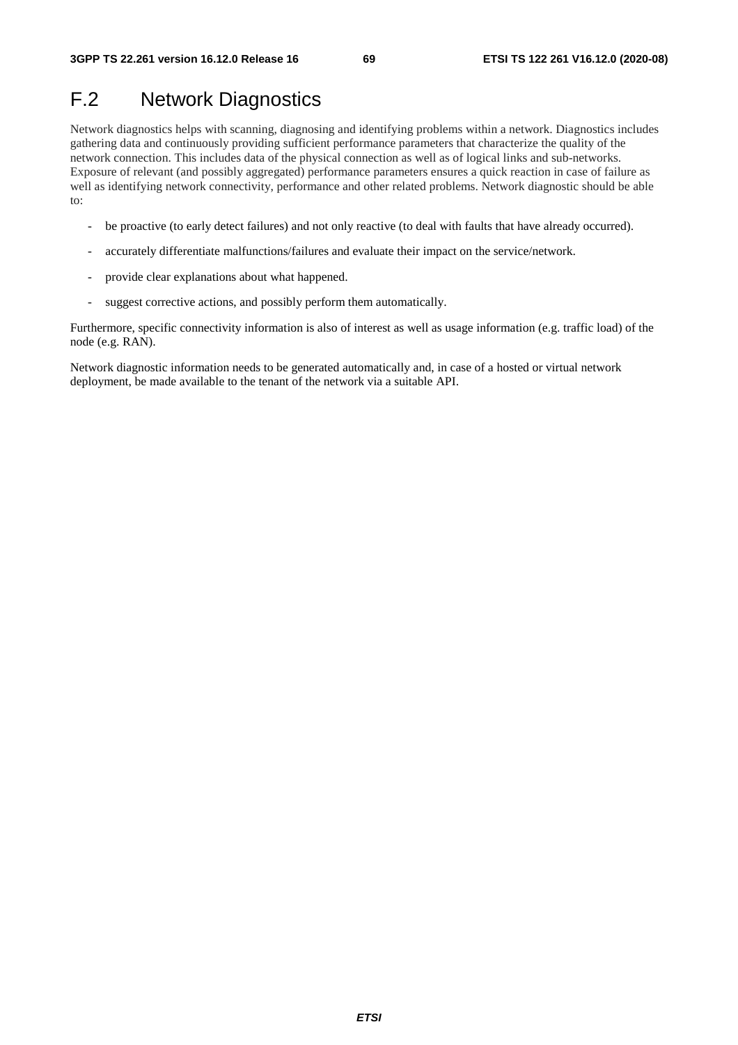# F.2 Network Diagnostics

Network diagnostics helps with scanning, diagnosing and identifying problems within a network. Diagnostics includes gathering data and continuously providing sufficient performance parameters that characterize the quality of the network connection. This includes data of the physical connection as well as of logical links and sub-networks. Exposure of relevant (and possibly aggregated) performance parameters ensures a quick reaction in case of failure as well as identifying network connectivity, performance and other related problems. Network diagnostic should be able to:

- be proactive (to early detect failures) and not only reactive (to deal with faults that have already occurred).
- accurately differentiate malfunctions/failures and evaluate their impact on the service/network.
- provide clear explanations about what happened.
- suggest corrective actions, and possibly perform them automatically.

Furthermore, specific connectivity information is also of interest as well as usage information (e.g. traffic load) of the node (e.g. RAN).

Network diagnostic information needs to be generated automatically and, in case of a hosted or virtual network deployment, be made available to the tenant of the network via a suitable API.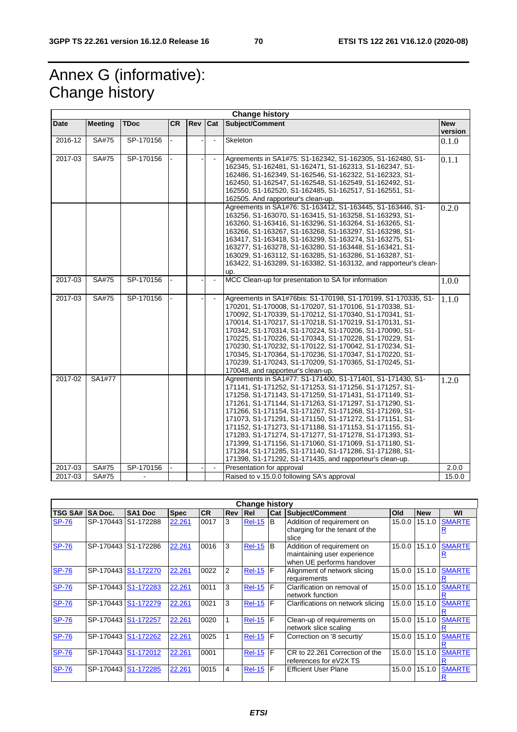# Annex G (informative): Change history

| Change history | | | | | | | |
|---|---|---|---|---|---|---|---|
| **Date** | **Meeting** | **TDoc** | **CR** | **Rev** | **Cat** | **Subject/Comment** | **New version** |
| 2016-12 | SA#75 | SP-170156 | - | - | - | Skeleton | 0.1.0 |
| 2017-03 | SA#75 | SP-170156 | - | - | - | Agreements in SA1#75: S1-162342, S1-162305, S1-162480, S1-162345, S1-162481, S1-162313, S1-162347, S1-162486, S1-162349, S1-162546, S1-162322, S1-162323, S1-162450, S1-162547, S1-162548, S1-162549, S1-162492, S1-162550, S1-162520, S1-162485, S1-162517, S1-162551, S1-162505. And rapporteur's clean-up. | 0.1.1 |
| | | | | | | Agreements in SA1#76: S1-163412, S1-163445, S1-163446, S1-163256, S1-163070, S1-163415, S1-163258, S1-163293, S1-163260, S1-163416, S1-163296, S1-163264, S1-163265, S1-163266, S1-163267, S1-163268, S1-163297, S1-163298, S1-163417, S1-163418, S1-163299, S1-163274, S1-163275, S1-163277, S1-163278, S1-163280, S1-163448, S1-163421, S1-163029, S1-163112, S1-163285, S1-163286, S1-163287, S1-163422, S1-163289, S1-163382, S1-163132, and rapporteur's clean-up. | 0.2.0 |
| 2017-03 | SA#75 | SP-170156 | - | - | - | MCC Clean-up for presentation to SA for information | 1.0.0 |
| 2017-03 | SA#75 | SP-170156 | - | - | - | Agreements in SA1#76bis: S1-170198, S1-170199, S1-170335, S1-170201, S1-170008, S1-170207, S1-170106, S1-170338, S1-170092, S1-170339, S1-170212, S1-170340, S1-170341, S1-170014, S1-170217, S1-170218, S1-170219, S1-170131, S1-170342, S1-170314, S1-170224, S1-170206, S1-170090, S1-170225, S1-170226, S1-170343, S1-170228, S1-170229, S1-170230, S1-170232, S1-170122, S1-170042, S1-170234, S1-170345, S1-170364, S1-170236, S1-170347, S1-170220, S1-170239, S1-170243, S1-170209, S1-170365, S1-170245, S1-170048, and rapporteur's clean-up. | 1.1.0 |
| 2017-02 | SA1#77 | | | | | Agreements in SA1#77: S1-171400, S1-171401, S1-171430, S1-171141, S1-171252, S1-171253, S1-171256, S1-171257, S1-171258, S1-171143, S1-171259, S1-171431, S1-171149, S1-171261, S1-171144, S1-171263, S1-171297, S1-171290, S1-171266, S1-171154, S1-171267, S1-171268, S1-171269, S1-171073, S1-171291, S1-171150, S1-171272, S1-171151, S1-171152, S1-171273, S1-171188, S1-171153, S1-171155, S1-171283, S1-171274, S1-171277, S1-171278, S1-171393, S1-171399, S1-171156, S1-171060, S1-171069, S1-171180, S1-171284, S1-171285, S1-171140, S1-171286, S1-171288, S1-171398, S1-171292, S1-171435, and rapporteur's clean-up. | 1.2.0 |
| 2017-03 | SA#75 | SP-170156 | - | - | - | Presentation for approval | 2.0.0 |
| 2017-03 | SA#75 | - | | | | Raised to v.15.0.0 following SA's approval | 15.0.0 |

| Change history | | | | | | | | | | | |
|---|---|---|---|---|---|---|---|---|---|---|---|
| **TSG SA#** | **SA Doc.** | **SA1 Doc** | **Spec** | **CR** | **Rev** | **Rel** | **Cat** | **Subject/Comment** | **Old** | **New** | **WI** |
| SP-76 | SP-170443 | S1-172288 | 22.261 | 0017 | 3 | Rel-15 | B | Addition of requirement on charging for the tenant of the slice | 15.0.0 | 15.1.0 | SMARTER |
| SP-76 | SP-170443 | S1-172286 | 22.261 | 0016 | 3 | Rel-15 | B | Addition of requirement on maintaining user experience when UE performs handover | 15.0.0 | 15.1.0 | SMARTER |
| SP-76 | SP-170443 | S1-172270 | 22.261 | 0022 | 2 | Rel-15 | F | Alignment of network slicing requirements | 15.0.0 | 15.1.0 | SMARTER |
| SP-76 | SP-170443 | S1-172283 | 22.261 | 0011 | 3 | Rel-15 | F | Clarification on removal of network function | 15.0.0 | 15.1.0 | SMARTER |
| SP-76 | SP-170443 | S1-172279 | 22.261 | 0021 | 3 | Rel-15 | F | Clarifications on network slicing | 15.0.0 | 15.1.0 | SMARTER |
| SP-76 | SP-170443 | S1-172257 | 22.261 | 0020 | 1 | Rel-15 | F | Clean-up of requirements on network slice scaling | 15.0.0 | 15.1.0 | SMARTER |
| SP-76 | SP-170443 | S1-172262 | 22.261 | 0025 | 1 | Rel-15 | F | Correction on '8 securtiy' | 15.0.0 | 15.1.0 | SMARTER |
| SP-76 | SP-170443 | S1-172012 | 22.261 | 0001 | | Rel-15 | F | CR to 22.261 Correction of the references for eV2X TS | 15.0.0 | 15.1.0 | SMARTER |
| SP-76 | SP-170443 | S1-172285 | 22.261 | 0015 | 4 | Rel-15 | F | Efficient User Plane | 15.0.0 | 15.1.0 | SMARTER |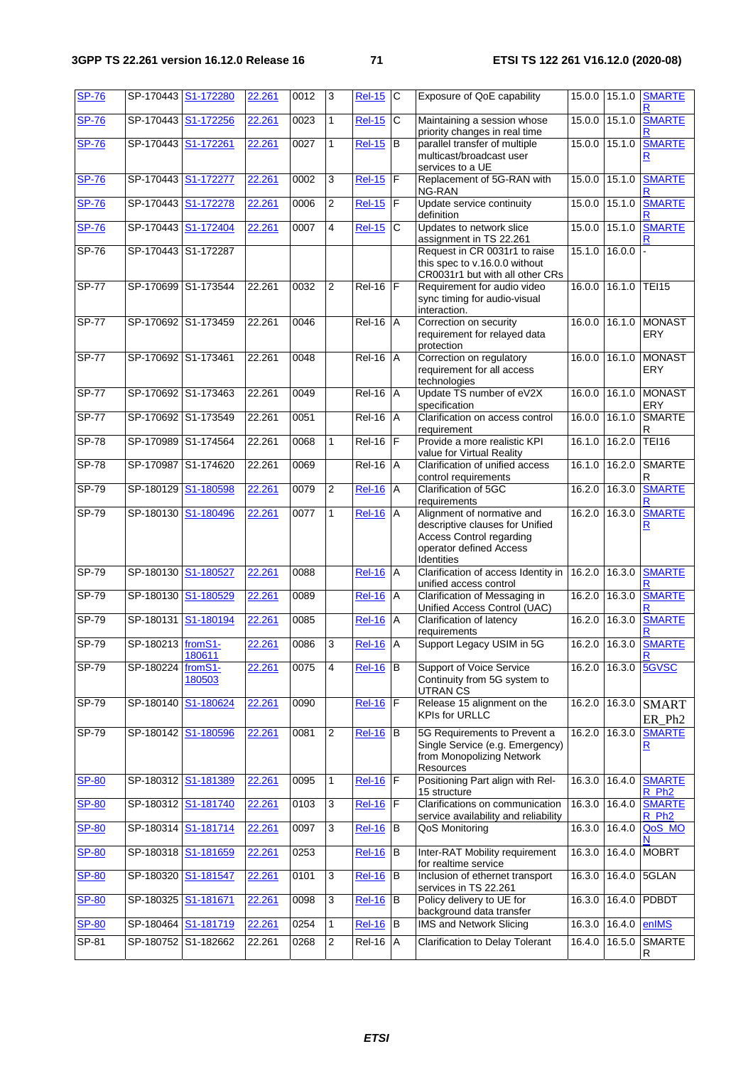| SP-76 | SP-170443 | S1-172280 | 22.261 | 0012 | 3 | Rel-15 | C | Exposure of QoE capability | 15.0.0 | 15.1.0 | SMARTER |
|---|---|---|---|---|---|---|---|---|---|---|---|
| SP-76 | SP-170443 | S1-172256 | 22.261 | 0023 | 1 | Rel-15 | C | Maintaining a session whose priority changes in real time | 15.0.0 | 15.1.0 | SMARTER |
| SP-76 | SP-170443 | S1-172261 | 22.261 | 0027 | 1 | Rel-15 | B | parallel transfer of multiple multicast/broadcast user services to a UE | 15.0.0 | 15.1.0 | SMARTER |
| SP-76 | SP-170443 | S1-172277 | 22.261 | 0002 | 3 | Rel-15 | F | Replacement of 5G-RAN with NG-RAN | 15.0.0 | 15.1.0 | SMARTER |
| SP-76 | SP-170443 | S1-172278 | 22.261 | 0006 | 2 | Rel-15 | F | Update service continuity definition | 15.0.0 | 15.1.0 | SMARTER |
| SP-76 | SP-170443 | S1-172404 | 22.261 | 0007 | 4 | Rel-15 | C | Updates to network slice assignment in TS 22.261 | 15.0.0 | 15.1.0 | SMARTER |
| SP-76 | SP-170443 | S1-172287 | | | | | | Request in CR 0031r1 to raise this spec to v.16.0.0 without CR0031r1 but with all other CRs | 15.1.0 | 16.0.0 | - |
| SP-77 | SP-170699 | S1-173544 | 22.261 | 0032 | 2 | Rel-16 | F | Requirement for audio video sync timing for audio-visual interaction. | 16.0.0 | 16.1.0 | TEI15 |
| SP-77 | SP-170692 | S1-173459 | 22.261 | 0046 | | Rel-16 | A | Correction on security requirement for relayed data protection | 16.0.0 | 16.1.0 | MONASTERY |
| SP-77 | SP-170692 | S1-173461 | 22.261 | 0048 | | Rel-16 | A | Correction on regulatory requirement for all access technologies | 16.0.0 | 16.1.0 | MONASTERY |
| SP-77 | SP-170692 | S1-173463 | 22.261 | 0049 | | Rel-16 | A | Update TS number of eV2X specification | 16.0.0 | 16.1.0 | MONASTERY |
| SP-77 | SP-170692 | S1-173549 | 22.261 | 0051 | | Rel-16 | A | Clarification on access control requirement | 16.0.0 | 16.1.0 | SMARTER |
| SP-78 | SP-170989 | S1-174564 | 22.261 | 0068 | 1 | Rel-16 | F | Provide a more realistic KPI value for Virtual Reality | 16.1.0 | 16.2.0 | TEI16 |
| SP-78 | SP-170987 | S1-174620 | 22.261 | 0069 | | Rel-16 | A | Clarification of unified access control requirements | 16.1.0 | 16.2.0 | SMARTER |
| SP-79 | SP-180129 | S1-180598 | 22.261 | 0079 | 2 | Rel-16 | A | Clarification of 5GC requirements | 16.2.0 | 16.3.0 | SMARTER |
| SP-79 | SP-180130 | S1-180496 | 22.261 | 0077 | 1 | Rel-16 | A | Alignment of normative and descriptive clauses for Unified Access Control regarding operator defined Access Identities | 16.2.0 | 16.3.0 | SMARTER |
| SP-79 | SP-180130 | S1-180527 | 22.261 | 0088 | | Rel-16 | A | Clarification of access Identity in unified access control | 16.2.0 | 16.3.0 | SMARTER |
| SP-79 | SP-180130 | S1-180529 | 22.261 | 0089 | | Rel-16 | A | Clarification of Messaging in Unified Access Control (UAC) | 16.2.0 | 16.3.0 | SMARTER |
| SP-79 | SP-180131 | S1-180194 | 22.261 | 0085 | | Rel-16 | A | Clarification of latency requirements | 16.2.0 | 16.3.0 | SMARTER |
| SP-79 | SP-180213 | fromS1-180611 | 22.261 | 0086 | 3 | Rel-16 | A | Support Legacy USIM in 5G | 16.2.0 | 16.3.0 | SMARTER |
| SP-79 | SP-180224 | fromS1-180503 | 22.261 | 0075 | 4 | Rel-16 | B | Support of Voice Service Continuity from 5G system to UTRAN CS | 16.2.0 | 16.3.0 | 5GVSC |
| SP-79 | SP-180140 | S1-180624 | 22.261 | 0090 | | Rel-16 | F | Release 15 alignment on the KPIs for URLLC | 16.2.0 | 16.3.0 | SMARTER_Ph2 |
| SP-79 | SP-180142 | S1-180596 | 22.261 | 0081 | 2 | Rel-16 | B | 5G Requirements to Prevent a Single Service (e.g. Emergency) from Monopolizing Network Resources | 16.2.0 | 16.3.0 | SMARTER |
| SP-80 | SP-180312 | S1-181389 | 22.261 | 0095 | 1 | Rel-16 | F | Positioning Part align with Rel-15 structure | 16.3.0 | 16.4.0 | SMARTER_Ph2 |
| SP-80 | SP-180312 | S1-181740 | 22.261 | 0103 | 3 | Rel-16 | F | Clarifications on communication service availability and reliability | 16.3.0 | 16.4.0 | SMARTER_Ph2 |
| SP-80 | SP-180314 | S1-181714 | 22.261 | 0097 | 3 | Rel-16 | B | QoS Monitoring | 16.3.0 | 16.4.0 | QoS_MON |
| SP-80 | SP-180318 | S1-181659 | 22.261 | 0253 | | Rel-16 | B | Inter-RAT Mobility requirement for realtime service | 16.3.0 | 16.4.0 | MOBRT |
| SP-80 | SP-180320 | S1-181547 | 22.261 | 0101 | 3 | Rel-16 | B | Inclusion of ethernet transport services in TS 22.261 | 16.3.0 | 16.4.0 | 5GLAN |
| SP-80 | SP-180325 | S1-181671 | 22.261 | 0098 | 3 | Rel-16 | B | Policy delivery to UE for background data transfer | 16.3.0 | 16.4.0 | PDBDT |
| SP-80 | SP-180464 | S1-181719 | 22.261 | 0254 | 1 | Rel-16 | B | IMS and Network Slicing | 16.3.0 | 16.4.0 | enIMS |
| SP-81 | SP-180752 | S1-182662 | 22.261 | 0268 | 2 | Rel-16 | A | Clarification to Delay Tolerant | 16.4.0 | 16.5.0 | SMARTER |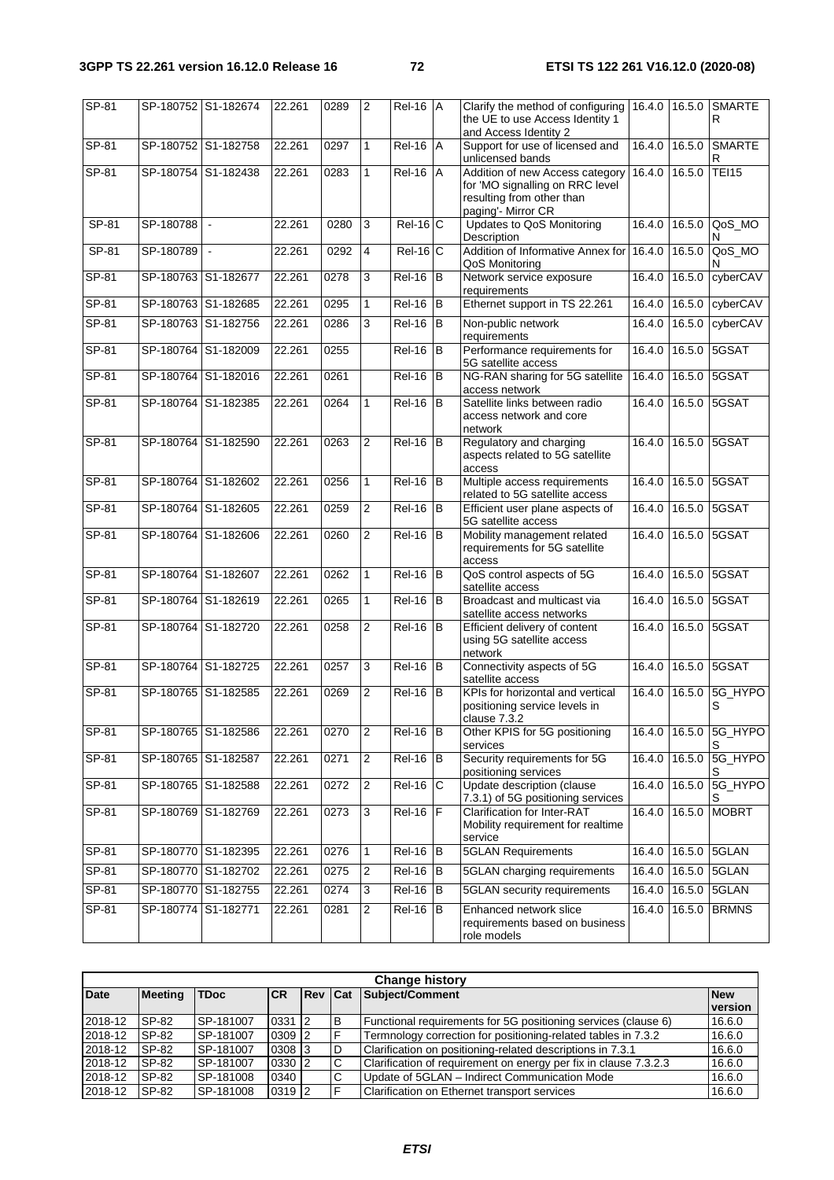| SP-81 | SP-180752 | S1-182674 | 22.261 | 0289 | 2 | Rel-16 | A | Clarify the method of configuring the UE to use Access Identity 1 and Access Identity 2 | 16.4.0 | 16.5.0 | SMARTER |
|---|---|---|---|---|---|---|---|---|---|---|---|
| SP-81 | SP-180752 | S1-182758 | 22.261 | 0297 | 1 | Rel-16 | A | Support for use of licensed and unlicensed bands | 16.4.0 | 16.5.0 | SMARTER |
| SP-81 | SP-180754 | S1-182438 | 22.261 | 0283 | 1 | Rel-16 | A | Addition of new Access category for 'MO signalling on RRC level resulting from other than paging'- Mirror CR | 16.4.0 | 16.5.0 | TEI15 |
| SP-81 | SP-180788 | - | 22.261 | 0280 | 3 | Rel-16 | C | Updates to QoS Monitoring Description | 16.4.0 | 16.5.0 | QoS_MON |
| SP-81 | SP-180789 | - | 22.261 | 0292 | 4 | Rel-16 | C | Addition of Informative Annex for QoS Monitoring | 16.4.0 | 16.5.0 | QoS_MON |
| SP-81 | SP-180763 | S1-182677 | 22.261 | 0278 | 3 | Rel-16 | B | Network service exposure requirements | 16.4.0 | 16.5.0 | cyberCAV |
| SP-81 | SP-180763 | S1-182685 | 22.261 | 0295 | 1 | Rel-16 | B | Ethernet support in TS 22.261 | 16.4.0 | 16.5.0 | cyberCAV |
| SP-81 | SP-180763 | S1-182756 | 22.261 | 0286 | 3 | Rel-16 | B | Non-public network requirements | 16.4.0 | 16.5.0 | cyberCAV |
| SP-81 | SP-180764 | S1-182009 | 22.261 | 0255 | | Rel-16 | B | Performance requirements for 5G satellite access | 16.4.0 | 16.5.0 | 5GSAT |
| SP-81 | SP-180764 | S1-182016 | 22.261 | 0261 | | Rel-16 | B | NG-RAN sharing for 5G satellite access network | 16.4.0 | 16.5.0 | 5GSAT |
| SP-81 | SP-180764 | S1-182385 | 22.261 | 0264 | 1 | Rel-16 | B | Satellite links between radio access network and core network | 16.4.0 | 16.5.0 | 5GSAT |
| SP-81 | SP-180764 | S1-182590 | 22.261 | 0263 | 2 | Rel-16 | B | Regulatory and charging aspects related to 5G satellite access | 16.4.0 | 16.5.0 | 5GSAT |
| SP-81 | SP-180764 | S1-182602 | 22.261 | 0256 | 1 | Rel-16 | B | Multiple access requirements related to 5G satellite access | 16.4.0 | 16.5.0 | 5GSAT |
| SP-81 | SP-180764 | S1-182605 | 22.261 | 0259 | 2 | Rel-16 | B | Efficient user plane aspects of 5G satellite access | 16.4.0 | 16.5.0 | 5GSAT |
| SP-81 | SP-180764 | S1-182606 | 22.261 | 0260 | 2 | Rel-16 | B | Mobility management related requirements for 5G satellite access | 16.4.0 | 16.5.0 | 5GSAT |
| SP-81 | SP-180764 | S1-182607 | 22.261 | 0262 | 1 | Rel-16 | B | QoS control aspects of 5G satellite access | 16.4.0 | 16.5.0 | 5GSAT |
| SP-81 | SP-180764 | S1-182619 | 22.261 | 0265 | 1 | Rel-16 | B | Broadcast and multicast via satellite access networks | 16.4.0 | 16.5.0 | 5GSAT |
| SP-81 | SP-180764 | S1-182720 | 22.261 | 0258 | 2 | Rel-16 | B | Efficient delivery of content using 5G satellite access network | 16.4.0 | 16.5.0 | 5GSAT |
| SP-81 | SP-180764 | S1-182725 | 22.261 | 0257 | 3 | Rel-16 | B | Connectivity aspects of 5G satellite access | 16.4.0 | 16.5.0 | 5GSAT |
| SP-81 | SP-180765 | S1-182585 | 22.261 | 0269 | 2 | Rel-16 | B | KPIs for horizontal and vertical positioning service levels in clause 7.3.2 | 16.4.0 | 16.5.0 | 5G_HYPOS |
| SP-81 | SP-180765 | S1-182586 | 22.261 | 0270 | 2 | Rel-16 | B | Other KPIS for 5G positioning services | 16.4.0 | 16.5.0 | 5G_HYPOS |
| SP-81 | SP-180765 | S1-182587 | 22.261 | 0271 | 2 | Rel-16 | B | Security requirements for 5G positioning services | 16.4.0 | 16.5.0 | 5G_HYPOS |
| SP-81 | SP-180765 | S1-182588 | 22.261 | 0272 | 2 | Rel-16 | C | Update description (clause 7.3.1) of 5G positioning services | 16.4.0 | 16.5.0 | 5G_HYPOS |
| SP-81 | SP-180769 | S1-182769 | 22.261 | 0273 | 3 | Rel-16 | F | Clarification for Inter-RAT Mobility requirement for realtime service | 16.4.0 | 16.5.0 | MOBRT |
| SP-81 | SP-180770 | S1-182395 | 22.261 | 0276 | 1 | Rel-16 | B | 5GLAN Requirements | 16.4.0 | 16.5.0 | 5GLAN |
| SP-81 | SP-180770 | S1-182702 | 22.261 | 0275 | 2 | Rel-16 | B | 5GLAN charging requirements | 16.4.0 | 16.5.0 | 5GLAN |
| SP-81 | SP-180770 | S1-182755 | 22.261 | 0274 | 3 | Rel-16 | B | 5GLAN security requirements | 16.4.0 | 16.5.0 | 5GLAN |
| SP-81 | SP-180774 | S1-182771 | 22.261 | 0281 | 2 | Rel-16 | B | Enhanced network slice requirements based on business role models | 16.4.0 | 16.5.0 | BRMNS |

| Change history | | | | | | | |
|---|---|---|---|---|---|---|---|
| **Date** | **Meeting** | **TDoc** | **CR** | **Rev** | **Cat** | **Subject/Comment** | **New version** |
| 2018-12 | SP-82 | SP-181007 | 0331 | 2 | B | Functional requirements for 5G positioning services (clause 6) | 16.6.0 |
| 2018-12 | SP-82 | SP-181007 | 0309 | 2 | F | Termnology correction for positioning-related tables in 7.3.2 | 16.6.0 |
| 2018-12 | SP-82 | SP-181007 | 0308 | 3 | D | Clarification on positioning-related descriptions in 7.3.1 | 16.6.0 |
| 2018-12 | SP-82 | SP-181007 | 0330 | 2 | C | Clarification of requirement on energy per fix in clause 7.3.2.3 | 16.6.0 |
| 2018-12 | SP-82 | SP-181008 | 0340 | | C | Update of 5GLAN – Indirect Communication Mode | 16.6.0 |
| 2018-12 | SP-82 | SP-181008 | 0319 | 2 | F | Clarification on Ethernet transport services | 16.6.0 |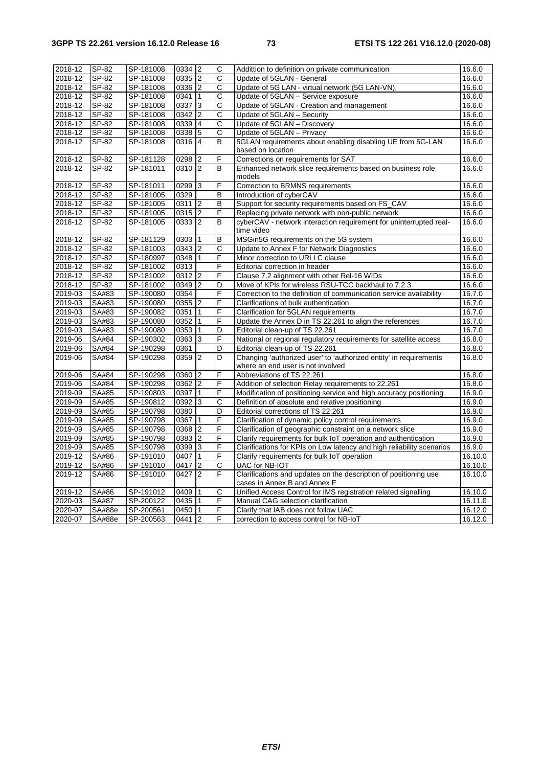| 2018-12 | SP-82 | SP-181008 | 0334 | 2 | C | Addittion to definition on private communication | 16.6.0 |
|---|---|---|---|---|---|---|---|
| 2018-12 | SP-82 | SP-181008 | 0335 | 2 | C | Update of 5GLAN - General | 16.6.0 |
| 2018-12 | SP-82 | SP-181008 | 0336 | 2 | C | Update of 5G LAN - virtual network (5G LAN-VN). | 16.6.0 |
| 2018-12 | SP-82 | SP-181008 | 0341 | 1 | C | Update of 5GLAN – Service exposure | 16.6.0 |
| 2018-12 | SP-82 | SP-181008 | 0337 | 3 | C | Update of 5GLAN - Creation and management | 16.6.0 |
| 2018-12 | SP-82 | SP-181008 | 0342 | 2 | C | Update of 5GLAN – Security | 16.6.0 |
| 2018-12 | SP-82 | SP-181008 | 0339 | 4 | C | Update of 5GLAN – Discovery | 16.6.0 |
| 2018-12 | SP-82 | SP-181008 | 0338 | 5 | C | Update of 5GLAN – Privacy | 16.6.0 |
| 2018-12 | SP-82 | SP-181008 | 0316 | 4 | B | 5GLAN requirements about enabling disabling UE from 5G-LAN based on location | 16.6.0 |
| 2018-12 | SP-82 | SP-181128 | 0298 | 2 | F | Corrections on requirements for SAT | 16.6.0 |
| 2018-12 | SP-82 | SP-181011 | 0310 | 2 | B | Enhanced network slice requirements based on business role models | 16.6.0 |
| 2018-12 | SP-82 | SP-181011 | 0299 | 3 | F | Correction to BRMNS requirements | 16.6.0 |
| 2018-12 | SP-82 | SP-181005 | 0329 | | B | Introduction of cyberCAV | 16.6.0 |
| 2018-12 | SP-82 | SP-181005 | 0311 | 2 | B | Support for security requirements based on FS_CAV | 16.6.0 |
| 2018-12 | SP-82 | SP-181005 | 0315 | 2 | F | Replacing private network with non-public network | 16.6.0 |
| 2018-12 | SP-82 | SP-181005 | 0333 | 2 | B | cyberCAV - network interaction requirement for uninterrupted real-time video | 16.6.0 |
| 2018-12 | SP-82 | SP-181129 | 0303 | 1 | B | MSGin5G requirements on the 5G system | 16.6.0 |
| 2018-12 | SP-82 | SP-181003 | 0343 | 2 | C | Update to Annex F for Network Diagnostics | 16.6.0 |
| 2018-12 | SP-82 | SP-180997 | 0348 | 1 | F | Minor correction to URLLC clause | 16.6.0 |
| 2018-12 | SP-82 | SP-181002 | 0313 | | F | Editorial correction in header | 16.6.0 |
| 2018-12 | SP-82 | SP-181002 | 0312 | 2 | F | Clause 7.2 alignment with other Rel-16 WIDs | 16.6.0 |
| 2018-12 | SP-82 | SP-181002 | 0349 | 2 | D | Move of KPIs for wireless RSU-TCC backhaul to 7.2.3 | 16.6.0 |
| 2019-03 | SA#83 | SP-190080 | 0354 | | F | Correction to the definition of communication service availability | 16.7.0 |
| 2019-03 | SA#83 | SP-190080 | 0355 | 2 | F | Clarifications of bulk authentication | 16.7.0 |
| 2019-03 | SA#83 | SP-190082 | 0351 | 1 | F | Clarification for 5GLAN requirements | 16.7.0 |
| 2019-03 | SA#83 | SP-190080 | 0352 | 1 | F | Update the Annex D in TS 22.261 to align the references | 16.7.0 |
| 2019-03 | SA#83 | SP-190080 | 0353 | 1 | D | Editorial clean-up of TS 22.261 | 16.7.0 |
| 2019-06 | SA#84 | SP-190302 | 0363 | 3 | F | National or regional regulatory requirements for satellite access | 16.8.0 |
| 2019-06 | SA#84 | SP-190298 | 0361 | | D | Editorial clean-up of TS 22.261 | 16.8.0 |
| 2019-06 | SA#84 | SP-190298 | 0359 | 2 | D | Changing 'authorized user' to 'authorized entity' in requirements where an end user is not involved | 16.8.0 |
| 2019-06 | SA#84 | SP-190298 | 0360 | 2 | F | Abbreviations of TS 22.261 | 16.8.0 |
| 2019-06 | SA#84 | SP-190298 | 0362 | 2 | F | Addition of selection Relay requirements to 22.261 | 16.8.0 |
| 2019-09 | SA#85 | SP-190803 | 0397 | 1 | F | Modification of positioning service and high accuracy positioning | 16.9.0 |
| 2019-09 | SA#85 | SP-190812 | 0392 | 3 | C | Definition of absolute and relative positioning | 16.9.0 |
| 2019-09 | SA#85 | SP-190798 | 0380 | | D | Editorial corrections of TS 22.261 | 16.9.0 |
| 2019-09 | SA#85 | SP-190798 | 0367 | 1 | F | Clarification of dynamic policy control requirements | 16.9.0 |
| 2019-09 | SA#85 | SP-190798 | 0368 | 2 | F | Clarification of geographic constraint on a network slice | 16.9.0 |
| 2019-09 | SA#85 | SP-190798 | 0383 | 2 | F | Clarify requirements for bulk IoT operation and authentication | 16.9.0 |
| 2019-09 | SA#85 | SP-190798 | 0399 | 3 | F | Clarifications for KPIs on Low latency and high reliability scenarios | 16.9.0 |
| 2019-12 | SA#86 | SP-191010 | 0407 | 1 | F | Clarify requirements for bulk IoT operation | 16.10.0 |
| 2019-12 | SA#86 | SP-191010 | 0417 | 2 | C | UAC for NB-IOT | 16.10.0 |
| 2019-12 | SA#86 | SP-191010 | 0427 | 2 | F | Clarifications and updates on the description of positioning use cases in Annex B and Annex E | 16.10.0 |
| 2019-12 | SA#86 | SP-191012 | 0409 | 1 | C | Unified Access Control for IMS registration related signalling | 16.10.0 |
| 2020-03 | SA#87 | SP-200122 | 0435 | 1 | F | Manual CAG selection clarification | 16.11.0 |
| 2020-07 | SA#88e | SP-200561 | 0450 | 1 | F | Clarify that IAB does not follow UAC | 16.12.0 |
| 2020-07 | SA#88e | SP-200563 | 0441 | 2 | F | correction to access control for NB-IoT | 16.12.0 |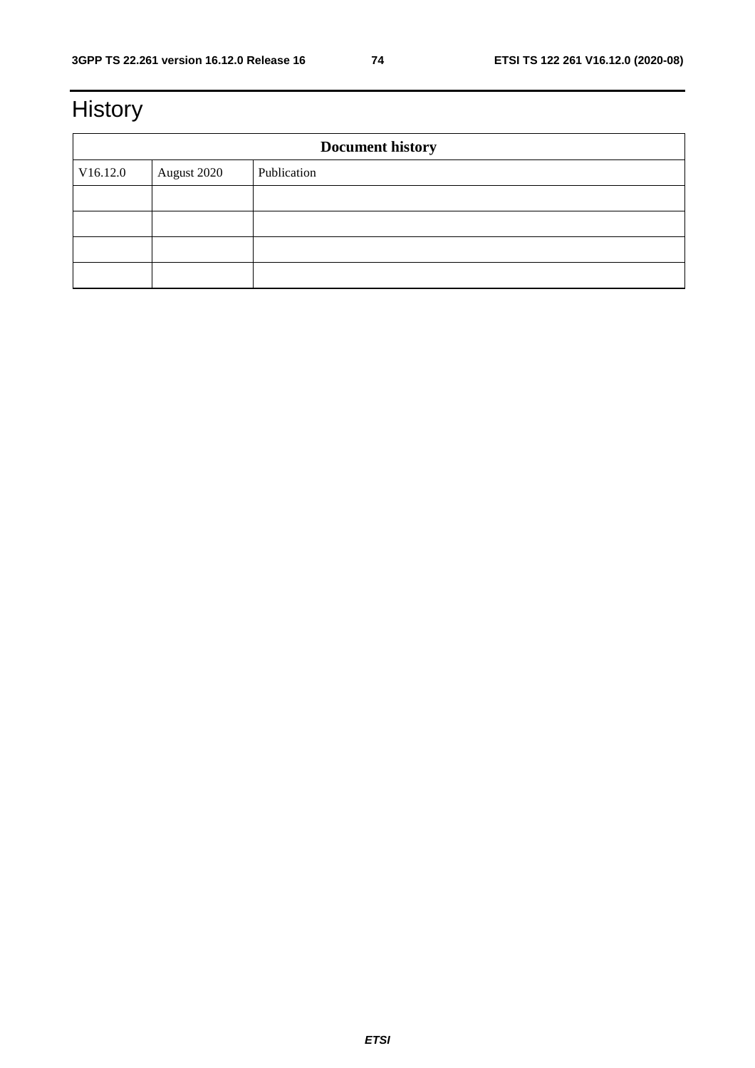# History

| Document history | | |
|---|---|---|
| V16.12.0 | August 2020 | Publication |
| | | |
| | | |
| | | |
| | | |